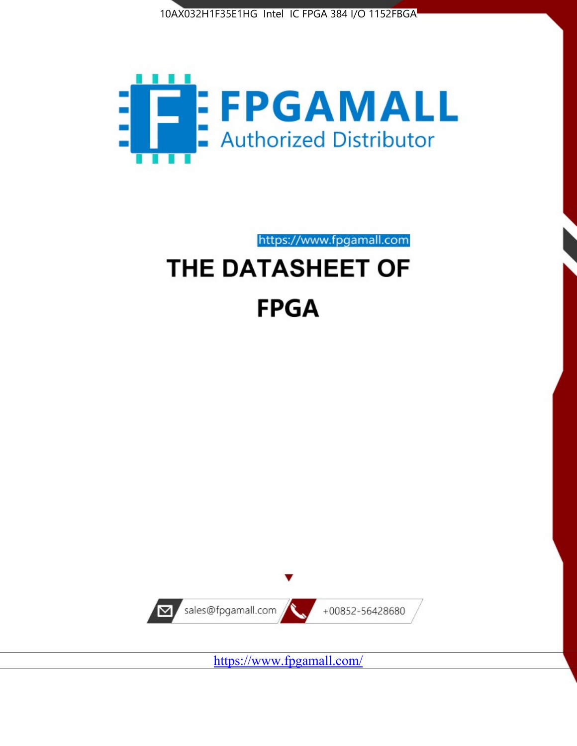10AX032H1F35E1HG Intel IC FPGA 384 I/O 1152FBGA

FPGAMALL

Authorized Distributor

https://www.fpgamall.com

# THE DATASHEET OF

# FPGA

sales@fpgamall.com

+00852-56428680

https://www.fpgamall.com/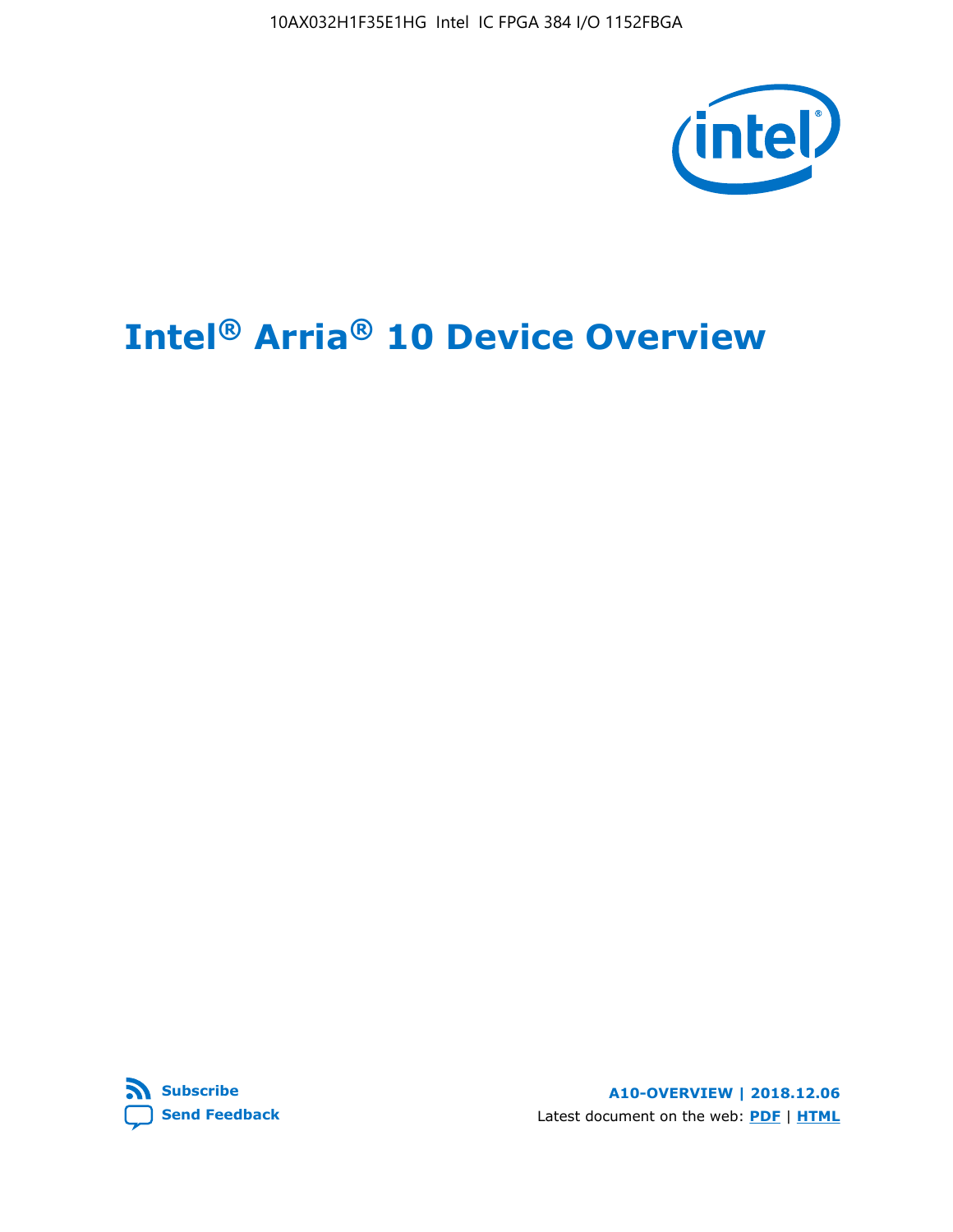# Intel® Arria® 10 Device Overview

**Subscribe**

**Send Feedback**

**A10-OVERVIEW | 2018.12.06**

Latest document on the web: **PDF** | **HTML**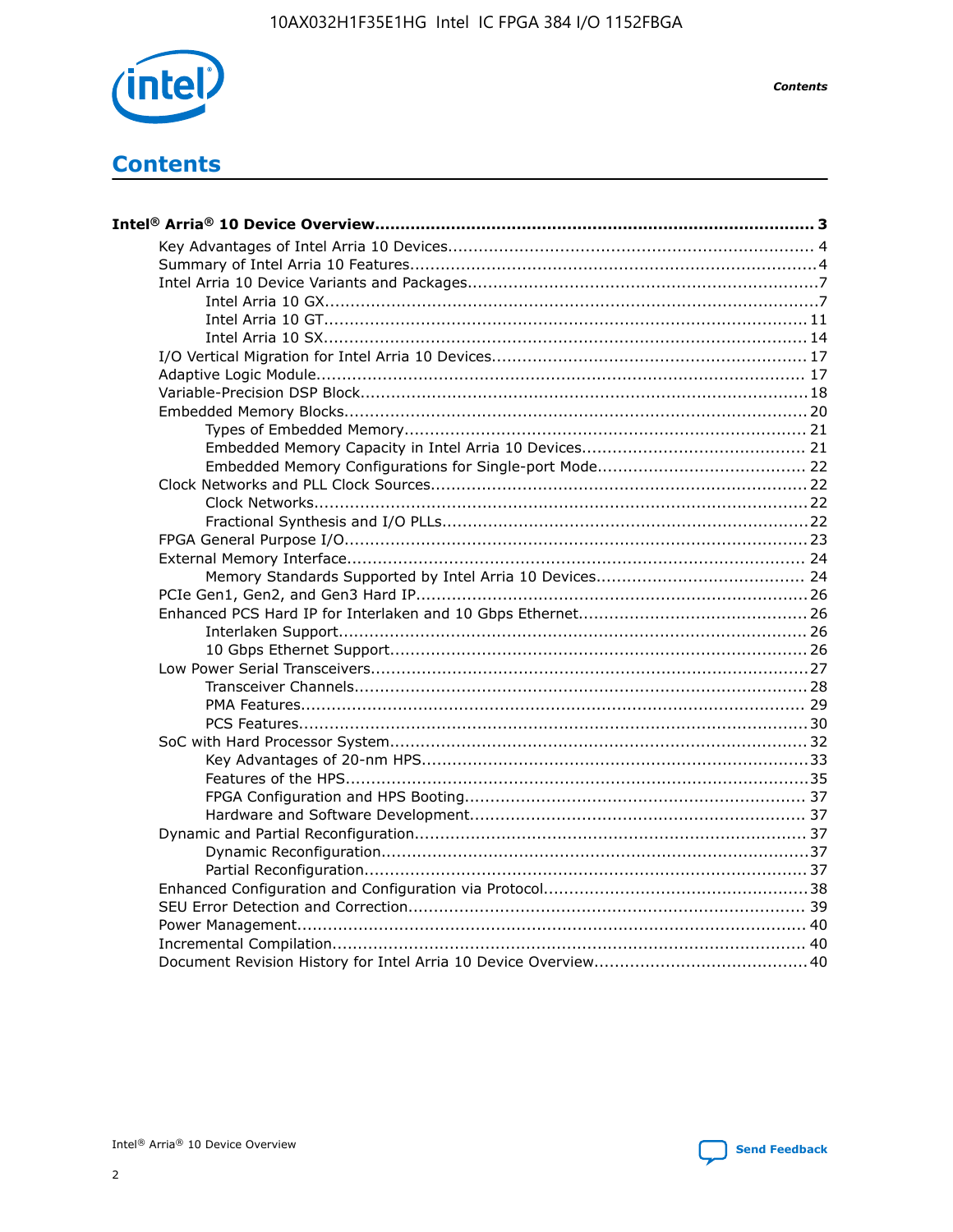# Contents

**Intel® Arria® 10 Device Overview....................................................................................... 3**

- Key Advantages of Intel Arria 10 Devices........................................................................ 4
- Summary of Intel Arria 10 Features................................................................................4
- Intel Arria 10 Device Variants and Packages....................................................................7
  - Intel Arria 10 GX................................................................................................7
  - Intel Arria 10 GT.............................................................................................. 11
  - Intel Arria 10 SX.............................................................................................. 14
- I/O Vertical Migration for Intel Arria 10 Devices............................................................. 17
- Adaptive Logic Module................................................................................................ 17
- Variable-Precision DSP Block....................................................................................... 18
- Embedded Memory Blocks.......................................................................................... 20
  - Types of Embedded Memory.............................................................................. 21
  - Embedded Memory Capacity in Intel Arria 10 Devices........................................... 21
  - Embedded Memory Configurations for Single-port Mode......................................... 22
- Clock Networks and PLL Clock Sources......................................................................... 22
  - Clock Networks................................................................................................ 22
  - Fractional Synthesis and I/O PLLs....................................................................... 22
- FPGA General Purpose I/O.......................................................................................... 23
- External Memory Interface.......................................................................................... 24
  - Memory Standards Supported by Intel Arria 10 Devices......................................... 24
- PCIe Gen1, Gen2, and Gen3 Hard IP............................................................................ 26
- Enhanced PCS Hard IP for Interlaken and 10 Gbps Ethernet............................................ 26
  - Interlaken Support........................................................................................... 26
  - 10 Gbps Ethernet Support................................................................................. 26
- Low Power Serial Transceivers..................................................................................... 27
  - Transceiver Channels........................................................................................ 28
  - PMA Features.................................................................................................. 29
  - PCS Features................................................................................................... 30
- SoC with Hard Processor System.................................................................................. 32
  - Key Advantages of 20-nm HPS........................................................................... 33
  - Features of the HPS.......................................................................................... 35
  - FPGA Configuration and HPS Booting.................................................................. 37
  - Hardware and Software Development................................................................. 37
- Dynamic and Partial Reconfiguration............................................................................. 37
  - Dynamic Reconfiguration................................................................................... 37
  - Partial Reconfiguration...................................................................................... 37
- Enhanced Configuration and Configuration via Protocol................................................... 38
- SEU Error Detection and Correction............................................................................. 39
- Power Management.................................................................................................... 40
- Incremental Compilation............................................................................................. 40
- Document Revision History for Intel Arria 10 Device Overview......................................... 40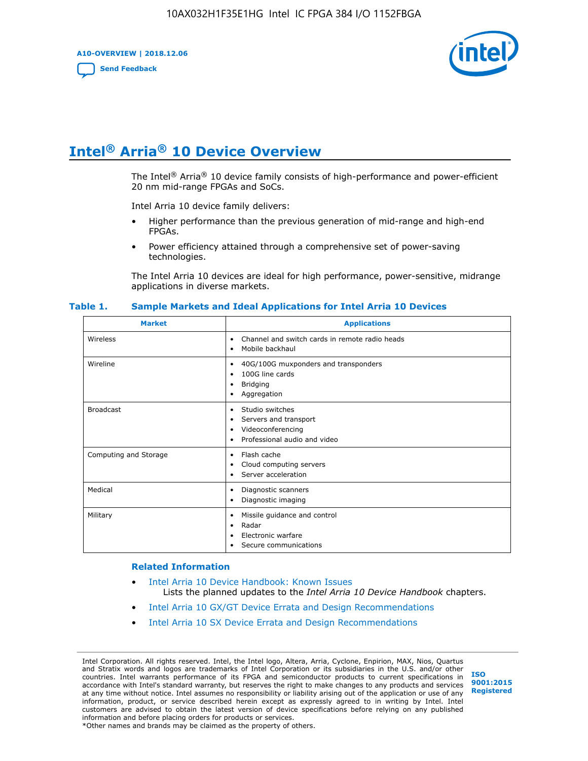# Intel® Arria® 10 Device Overview

The Intel® Arria® 10 device family consists of high-performance and power-efficient 20 nm mid-range FPGAs and SoCs.

Intel Arria 10 device family delivers:

- Higher performance than the previous generation of mid-range and high-end FPGAs.
- Power efficiency attained through a comprehensive set of power-saving technologies.

The Intel Arria 10 devices are ideal for high performance, power-sensitive, midrange applications in diverse markets.

**Table 1. Sample Markets and Ideal Applications for Intel Arria 10 Devices**

| Market | Applications |
| --- | --- |
| Wireless | • Channel and switch cards in remote radio heads<br>• Mobile backhaul |
| Wireline | • 40G/100G muxponders and transponders<br>• 100G line cards<br>• Bridging<br>• Aggregation |
| Broadcast | • Studio switches<br>• Servers and transport<br>• Videoconferencing<br>• Professional audio and video |
| Computing and Storage | • Flash cache<br>• Cloud computing servers<br>• Server acceleration |
| Medical | • Diagnostic scanners<br>• Diagnostic imaging |
| Military | • Missile guidance and control<br>• Radar<br>• Electronic warfare<br>• Secure communications |

### Related Information

- Intel Arria 10 Device Handbook: Known Issues
  Lists the planned updates to the *Intel Arria 10 Device Handbook* chapters.
- Intel Arria 10 GX/GT Device Errata and Design Recommendations
- Intel Arria 10 SX Device Errata and Design Recommendations

Intel Corporation. All rights reserved. Intel, the Intel logo, Altera, Arria, Cyclone, Enpirion, MAX, Nios, Quartus and Stratix words and logos are trademarks of Intel Corporation or its subsidiaries in the U.S. and/or other countries. Intel warrants performance of its FPGA and semiconductor products to current specifications in accordance with Intel's standard warranty, but reserves the right to make changes to any products and services at any time without notice. Intel assumes no responsibility or liability arising out of the application or use of any information, product, or service described herein except as expressly agreed to in writing by Intel. Intel customers are advised to obtain the latest version of device specifications before relying on any published information and before placing orders for products or services.
*Other names and brands may be claimed as the property of others.

ISO 9001:2015 Registered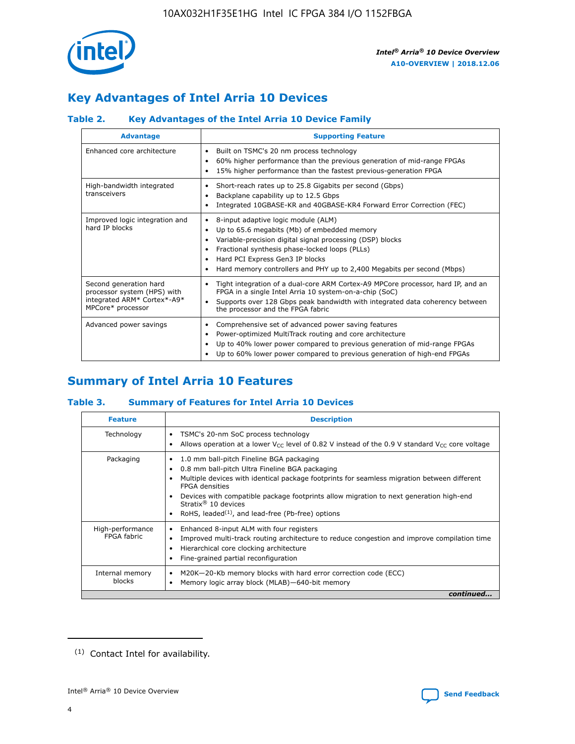## Key Advantages of Intel Arria 10 Devices

### Table 2. Key Advantages of the Intel Arria 10 Device Family

| Advantage | Supporting Feature |
| --- | --- |
| Enhanced core architecture | • Built on TSMC's 20 nm process technology<br>• 60% higher performance than the previous generation of mid-range FPGAs<br>• 15% higher performance than the fastest previous-generation FPGA |
| High-bandwidth integrated transceivers | • Short-reach rates up to 25.8 Gigabits per second (Gbps)<br>• Backplane capability up to 12.5 Gbps<br>• Integrated 10GBASE-KR and 40GBASE-KR4 Forward Error Correction (FEC) |
| Improved logic integration and hard IP blocks | • 8-input adaptive logic module (ALM)<br>• Up to 65.6 megabits (Mb) of embedded memory<br>• Variable-precision digital signal processing (DSP) blocks<br>• Fractional synthesis phase-locked loops (PLLs)<br>• Hard PCI Express Gen3 IP blocks<br>• Hard memory controllers and PHY up to 2,400 Megabits per second (Mbps) |
| Second generation hard processor system (HPS) with integrated ARM* Cortex*-A9* MPCore* processor | • Tight integration of a dual-core ARM Cortex-A9 MPCore processor, hard IP, and an FPGA in a single Intel Arria 10 system-on-a-chip (SoC)<br>• Supports over 128 Gbps peak bandwidth with integrated data coherency between the processor and the FPGA fabric |
| Advanced power savings | • Comprehensive set of advanced power saving features<br>• Power-optimized MultiTrack routing and core architecture<br>• Up to 40% lower power compared to previous generation of mid-range FPGAs<br>• Up to 60% lower power compared to previous generation of high-end FPGAs |

## Summary of Intel Arria 10 Features

### Table 3. Summary of Features for Intel Arria 10 Devices

| Feature | Description |
| --- | --- |
| Technology | • TSMC's 20-nm SoC process technology<br>• Allows operation at a lower $V_{CC}$ level of 0.82 V instead of the 0.9 V standard $V_{CC}$ core voltage |
| Packaging | • 1.0 mm ball-pitch Fineline BGA packaging<br>• 0.8 mm ball-pitch Ultra Fineline BGA packaging<br>• Multiple devices with identical package footprints for seamless migration between different FPGA densities<br>• Devices with compatible package footprints allow migration to next generation high-end Stratix® 10 devices<br>• RoHS, leaded[1], and lead-free (Pb-free) options |
| High-performance FPGA fabric | • Enhanced 8-input ALM with four registers<br>• Improved multi-track routing architecture to reduce congestion and improve compilation time<br>• Hierarchical core clocking architecture<br>• Fine-grained partial reconfiguration |
| Internal memory blocks | • M20K—20-Kb memory blocks with hard error correction code (ECC)<br>• Memory logic array block (MLAB)—640-bit memory |

*continued...*

(1) Contact Intel for availability.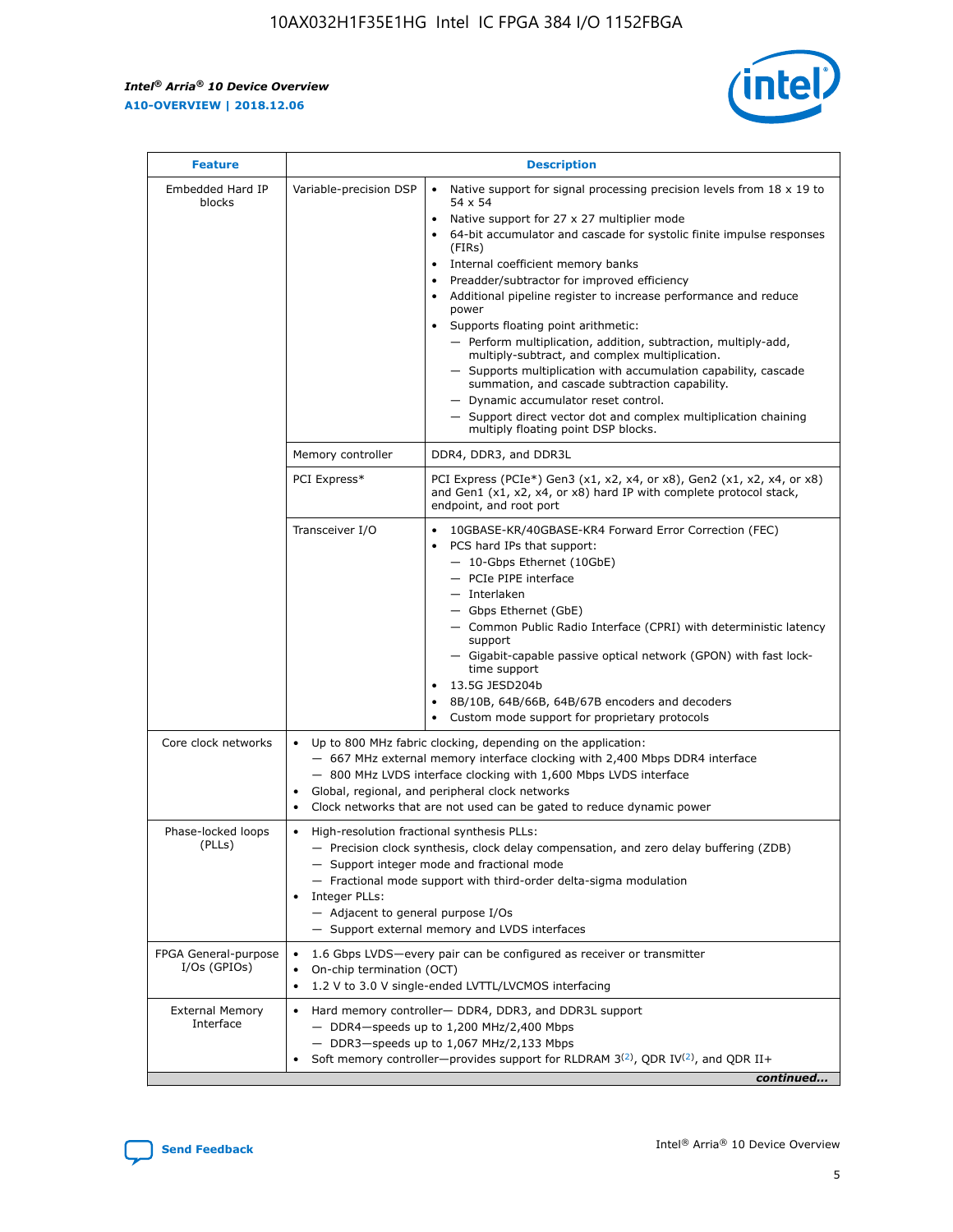| Feature | Description | |
|---|---|---|
| Embedded Hard IP blocks | Variable-precision DSP | • Native support for signal processing precision levels from 18 x 19 to 54 x 54<br>• Native support for 27 x 27 multiplier mode<br>• 64-bit accumulator and cascade for systolic finite impulse responses (FIRs)<br>• Internal coefficient memory banks<br>• Preadder/subtractor for improved efficiency<br>• Additional pipeline register to increase performance and reduce power<br>• Supports floating point arithmetic:<br>— Perform multiplication, addition, subtraction, multiply-add, multiply-subtract, and complex multiplication.<br>— Supports multiplication with accumulation capability, cascade summation, and cascade subtraction capability.<br>— Dynamic accumulator reset control.<br>— Support direct vector dot and complex multiplication chaining multiply floating point DSP blocks. |
| | Memory controller | DDR4, DDR3, and DDR3L |
| | PCI Express* | PCI Express (PCIe*) Gen3 (x1, x2, x4, or x8), Gen2 (x1, x2, x4, or x8) and Gen1 (x1, x2, x4, or x8) hard IP with complete protocol stack, endpoint, and root port |
| | Transceiver I/O | • 10GBASE-KR/40GBASE-KR4 Forward Error Correction (FEC)<br>• PCS hard IPs that support:<br>— 10-Gbps Ethernet (10GbE)<br>— PCIe PIPE interface<br>— Interlaken<br>— Gbps Ethernet (GbE)<br>— Common Public Radio Interface (CPRI) with deterministic latency support<br>— Gigabit-capable passive optical network (GPON) with fast lock-time support<br>• 13.5G JESD204b<br>• 8B/10B, 64B/66B, 64B/67B encoders and decoders<br>• Custom mode support for proprietary protocols |
| Core clock networks | • Up to 800 MHz fabric clocking, depending on the application:<br>— 667 MHz external memory interface clocking with 2,400 Mbps DDR4 interface<br>— 800 MHz LVDS interface clocking with 1,600 Mbps LVDS interface<br>• Global, regional, and peripheral clock networks<br>• Clock networks that are not used can be gated to reduce dynamic power | |
| Phase-locked loops (PLLs) | • High-resolution fractional synthesis PLLs:<br>— Precision clock synthesis, clock delay compensation, and zero delay buffering (ZDB)<br>— Support integer mode and fractional mode<br>— Fractional mode support with third-order delta-sigma modulation<br>• Integer PLLs:<br>— Adjacent to general purpose I/Os<br>— Support external memory and LVDS interfaces | |
| FPGA General-purpose I/Os (GPIOs) | • 1.6 Gbps LVDS—every pair can be configured as receiver or transmitter<br>• On-chip termination (OCT)<br>• 1.2 V to 3.0 V single-ended LVTTL/LVCMOS interfacing | |
| External Memory Interface | • Hard memory controller— DDR4, DDR3, and DDR3L support<br>— DDR4—speeds up to 1,200 MHz/2,400 Mbps<br>— DDR3—speeds up to 1,067 MHz/2,133 Mbps<br>• Soft memory controller—provides support for RLDRAM 3[(2)], QDR IV[(2)], and QDR II+ | |

*continued...*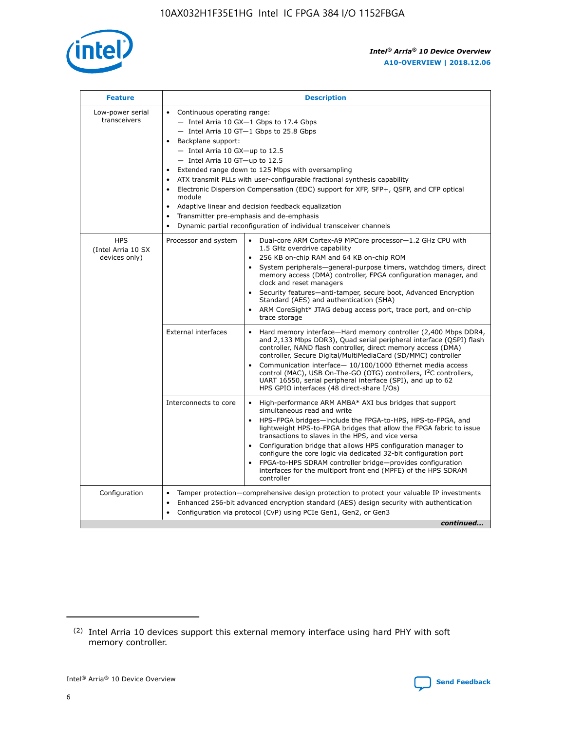| Feature | Description | |
|---|---|---|
| Low-power serial transceivers | • Continuous operating range:<br>— Intel Arria 10 GX—1 Gbps to 17.4 Gbps<br>— Intel Arria 10 GT—1 Gbps to 25.8 Gbps<br>• Backplane support:<br>— Intel Arria 10 GX—up to 12.5<br>— Intel Arria 10 GT—up to 12.5<br>• Extended range down to 125 Mbps with oversampling<br>• ATX transmit PLLs with user-configurable fractional synthesis capability<br>• Electronic Dispersion Compensation (EDC) support for XFP, SFP+, QSFP, and CFP optical module<br>• Adaptive linear and decision feedback equalization<br>• Transmitter pre-emphasis and de-emphasis<br>• Dynamic partial reconfiguration of individual transceiver channels | |
| HPS (Intel Arria 10 SX devices only) | Processor and system | • Dual-core ARM Cortex-A9 MPCore processor—1.2 GHz CPU with 1.5 GHz overdrive capability<br>• 256 KB on-chip RAM and 64 KB on-chip ROM<br>• System peripherals—general-purpose timers, watchdog timers, direct memory access (DMA) controller, FPGA configuration manager, and clock and reset managers<br>• Security features—anti-tamper, secure boot, Advanced Encryption Standard (AES) and authentication (SHA)<br>• ARM CoreSight* JTAG debug access port, trace port, and on-chip trace storage |
| | External interfaces | • Hard memory interface—Hard memory controller (2,400 Mbps DDR4, and 2,133 Mbps DDR3), Quad serial peripheral interface (QSPI) flash controller, NAND flash controller, direct memory access (DMA) controller, Secure Digital/MultiMediaCard (SD/MMC) controller<br>• Communication interface— 10/100/1000 Ethernet media access control (MAC), USB On-The-GO (OTG) controllers, I²C controllers, UART 16550, serial peripheral interface (SPI), and up to 62 HPS GPIO interfaces (48 direct-share I/Os) |
| | Interconnects to core | • High-performance ARM AMBA* AXI bus bridges that support simultaneous read and write<br>• HPS–FPGA bridges—include the FPGA-to-HPS, HPS-to-FPGA, and lightweight HPS-to-FPGA bridges that allow the FPGA fabric to issue transactions to slaves in the HPS, and vice versa<br>• Configuration bridge that allows HPS configuration manager to configure the core logic via dedicated 32-bit configuration port<br>• FPGA-to-HPS SDRAM controller bridge—provides configuration interfaces for the multiport front end (MPFE) of the HPS SDRAM controller |
| Configuration | • Tamper protection—comprehensive design protection to protect your valuable IP investments<br>• Enhanced 256-bit advanced encryption standard (AES) design security with authentication<br>• Configuration via protocol (CvP) using PCIe Gen1, Gen2, or Gen3 | |

*continued...*

(2) Intel Arria 10 devices support this external memory interface using hard PHY with soft memory controller.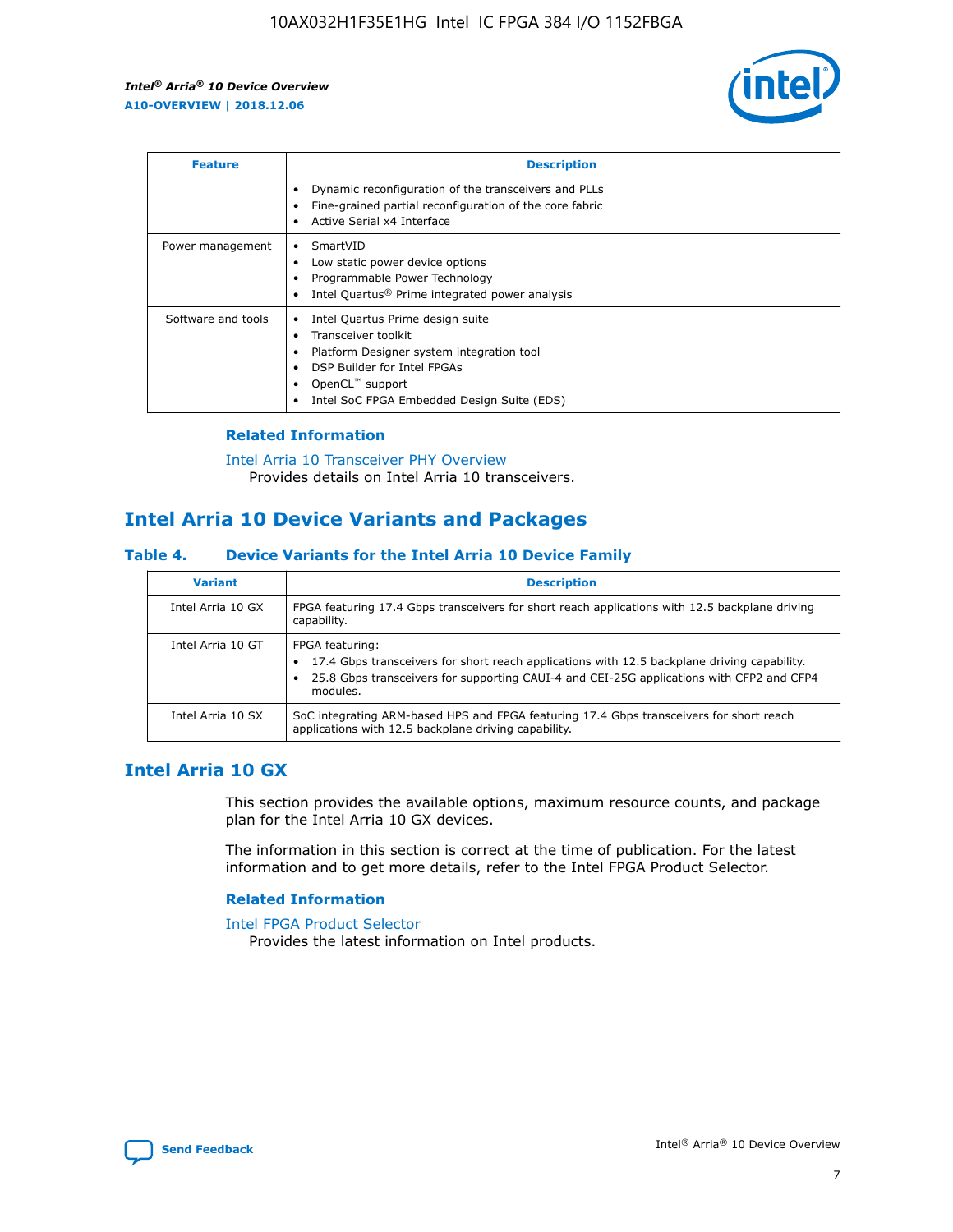| Feature | Description |
| --- | --- |
|  | • Dynamic reconfiguration of the transceivers and PLLs<br>• Fine-grained partial reconfiguration of the core fabric<br>• Active Serial x4 Interface |
| Power management | • SmartVID<br>• Low static power device options<br>• Programmable Power Technology<br>• Intel Quartus® Prime integrated power analysis |
| Software and tools | • Intel Quartus Prime design suite<br>• Transceiver toolkit<br>• Platform Designer system integration tool<br>• DSP Builder for Intel FPGAs<br>• OpenCL™ support<br>• Intel SoC FPGA Embedded Design Suite (EDS) |

### Related Information

Intel Arria 10 Transceiver PHY Overview
Provides details on Intel Arria 10 transceivers.

## Intel Arria 10 Device Variants and Packages

### Table 4. Device Variants for the Intel Arria 10 Device Family

| Variant | Description |
| --- | --- |
| Intel Arria 10 GX | FPGA featuring 17.4 Gbps transceivers for short reach applications with 12.5 backplane driving capability. |
| Intel Arria 10 GT | FPGA featuring:<br>• 17.4 Gbps transceivers for short reach applications with 12.5 backplane driving capability.<br>• 25.8 Gbps transceivers for supporting CAUI-4 and CEI-25G applications with CFP2 and CFP4 modules. |
| Intel Arria 10 SX | SoC integrating ARM-based HPS and FPGA featuring 17.4 Gbps transceivers for short reach applications with 12.5 backplane driving capability. |

## Intel Arria 10 GX

This section provides the available options, maximum resource counts, and package plan for the Intel Arria 10 GX devices.

The information in this section is correct at the time of publication. For the latest information and to get more details, refer to the Intel FPGA Product Selector.

### Related Information

Intel FPGA Product Selector
Provides the latest information on Intel products.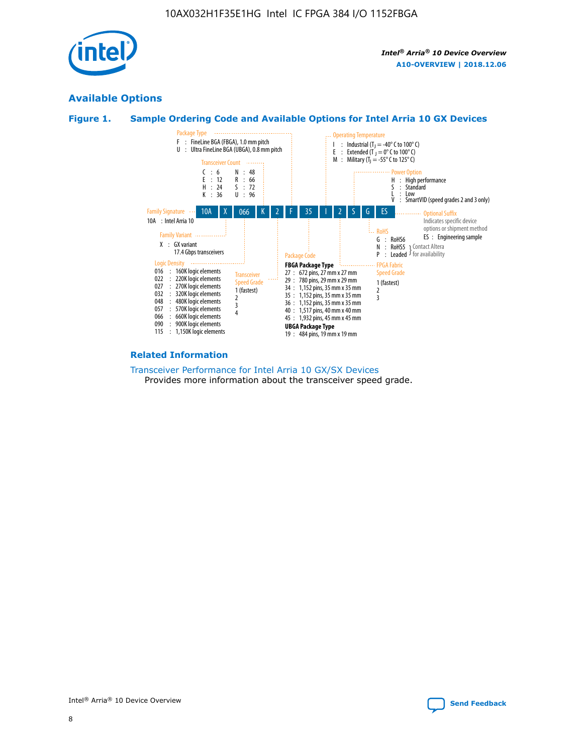## Available Options

### Figure 1. Sample Ordering Code and Available Options for Intel Arria 10 GX Devices

Sample ordering code: 10A X 066 K 2 F 35 I 2 S G ES

**Family Signature**
- 10A : Intel Arria 10

**Family Variant**
- X : GX variant 17.4 Gbps transceivers

**Logic Density**
- 016 : 160K logic elements
- 022 : 220K logic elements
- 027 : 270K logic elements
- 032 : 320K logic elements
- 048 : 480K logic elements
- 057 : 570K logic elements
- 066 : 660K logic elements
- 090 : 900K logic elements
- 115 : 1,150K logic elements

**Transceiver Count**
- C : 6
- E : 12
- H : 24
- K : 36
- N : 48
- R : 66
- S : 72
- U : 96

**Transceiver Speed Grade**
- 1 (fastest)
- 2
- 3
- 4

**Package Type**
- F : FineLine BGA (FBGA), 1.0 mm pitch
- U : Ultra FineLine BGA (UBGA), 0.8 mm pitch

**Package Code**

**FBGA Package Type**
- 27 : 672 pins, 27 mm x 27 mm
- 29 : 780 pins, 29 mm x 29 mm
- 34 : 1,152 pins, 35 mm x 35 mm
- 35 : 1,152 pins, 35 mm x 35 mm
- 36 : 1,152 pins, 35 mm x 35 mm
- 40 : 1,517 pins, 40 mm x 40 mm
- 45 : 1,932 pins, 45 mm x 45 mm

**UBGA Package Type**
- 19 : 484 pins, 19 mm x 19 mm

**Operating Temperature**
- I : Industrial ($T_J$ = -40° C to 100° C)
- E : Extended ($T_J$ = 0° C to 100° C)
- M : Military ($T_J$ = -55° C to 125° C)

**FPGA Fabric Speed Grade**
- 1 (fastest)
- 2
- 3

**Power Option**
- H : High performance
- S : Standard
- L : Low
- V : SmartVID (speed grades 2 and 3 only)

**RoHS**
- G : RoHS6
- N : RoHS5 (Contact Altera for availability)
- P : Leaded (Contact Altera for availability)

**Optional Suffix**

Indicates specific device options or shipment method
- ES : Engineering sample

### Related Information

Transceiver Performance for Intel Arria 10 GX/SX Devices

Provides more information about the transceiver speed grade.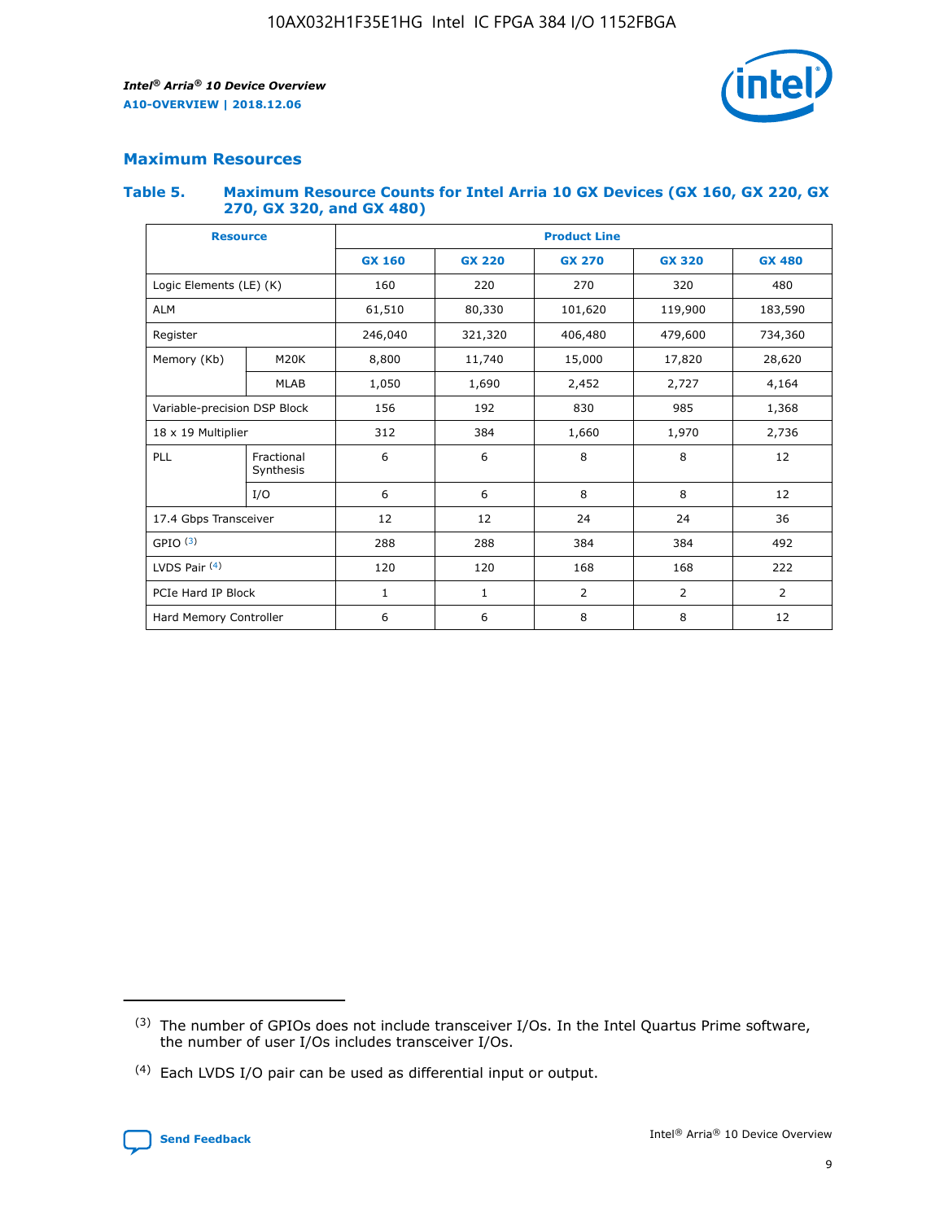## Maximum Resources

### Table 5. Maximum Resource Counts for Intel Arria 10 GX Devices (GX 160, GX 220, GX 270, GX 320, and GX 480)

| Resource | | Product Line | | | | |
|---|---|---|---|---|---|---|
| | | GX 160 | GX 220 | GX 270 | GX 320 | GX 480 |
| Logic Elements (LE) (K) | | 160 | 220 | 270 | 320 | 480 |
| ALM | | 61,510 | 80,330 | 101,620 | 119,900 | 183,590 |
| Register | | 246,040 | 321,320 | 406,480 | 479,600 | 734,360 |
| Memory (Kb) | M20K | 8,800 | 11,740 | 15,000 | 17,820 | 28,620 |
| | MLAB | 1,050 | 1,690 | 2,452 | 2,727 | 4,164 |
| Variable-precision DSP Block | | 156 | 192 | 830 | 985 | 1,368 |
| 18 x 19 Multiplier | | 312 | 384 | 1,660 | 1,970 | 2,736 |
| PLL | Fractional Synthesis | 6 | 6 | 8 | 8 | 12 |
| | I/O | 6 | 6 | 8 | 8 | 12 |
| 17.4 Gbps Transceiver | | 12 | 12 | 24 | 24 | 36 |
| GPIO [(3)] | | 288 | 288 | 384 | 384 | 492 |
| LVDS Pair [(4)] | | 120 | 120 | 168 | 168 | 222 |
| PCIe Hard IP Block | | 1 | 1 | 2 | 2 | 2 |
| Hard Memory Controller | | 6 | 6 | 8 | 8 | 12 |

(3) The number of GPIOs does not include transceiver I/Os. In the Intel Quartus Prime software, the number of user I/Os includes transceiver I/Os.

(4) Each LVDS I/O pair can be used as differential input or output.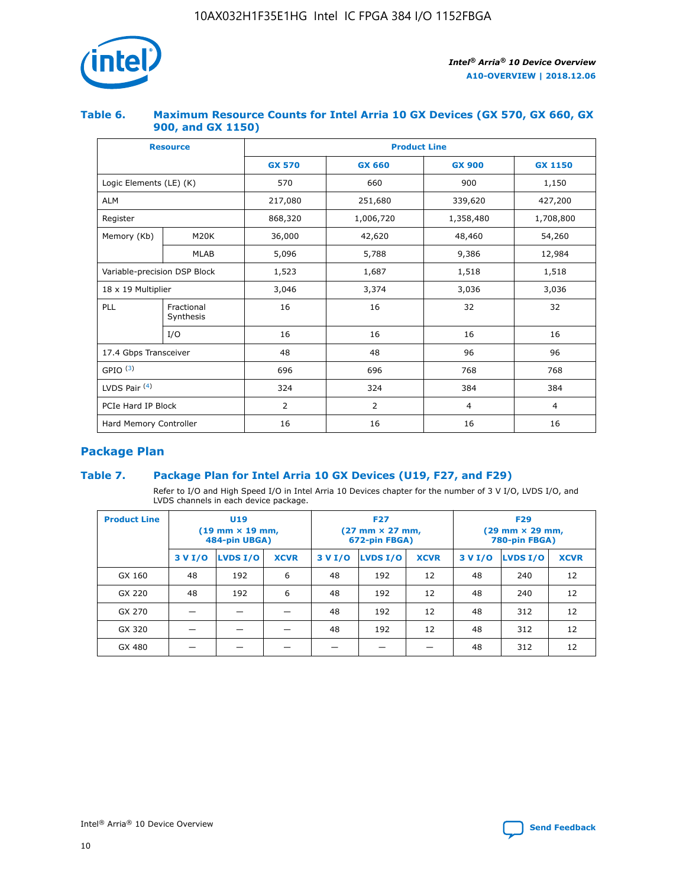### Table 6. Maximum Resource Counts for Intel Arria 10 GX Devices (GX 570, GX 660, GX 900, and GX 1150)

| Resource | | Product Line | | | |
|---|---|---|---|---|---|
| | | GX 570 | GX 660 | GX 900 | GX 1150 |
| Logic Elements (LE) (K) | | 570 | 660 | 900 | 1,150 |
| ALM | | 217,080 | 251,680 | 339,620 | 427,200 |
| Register | | 868,320 | 1,006,720 | 1,358,480 | 1,708,800 |
| Memory (Kb) | M20K | 36,000 | 42,620 | 48,460 | 54,260 |
| | MLAB | 5,096 | 5,788 | 9,386 | 12,984 |
| Variable-precision DSP Block | | 1,523 | 1,687 | 1,518 | 1,518 |
| 18 x 19 Multiplier | | 3,046 | 3,374 | 3,036 | 3,036 |
| PLL | Fractional Synthesis | 16 | 16 | 32 | 32 |
| | I/O | 16 | 16 | 16 | 16 |
| 17.4 Gbps Transceiver | | 48 | 48 | 96 | 96 |
| GPIO [(3)] | | 696 | 696 | 768 | 768 |
| LVDS Pair [(4)] | | 324 | 324 | 384 | 384 |
| PCIe Hard IP Block | | 2 | 2 | 4 | 4 |
| Hard Memory Controller | | 16 | 16 | 16 | 16 |

## Package Plan

### Table 7. Package Plan for Intel Arria 10 GX Devices (U19, F27, and F29)

Refer to I/O and High Speed I/O in Intel Arria 10 Devices chapter for the number of 3 V I/O, LVDS I/O, and LVDS channels in each device package.

| Product Line | U19 (19 mm × 19 mm, 484-pin UBGA) | | | F27 (27 mm × 27 mm, 672-pin FBGA) | | | F29 (29 mm × 29 mm, 780-pin FBGA) | | |
|---|---|---|---|---|---|---|---|---|---|
| | 3 V I/O | LVDS I/O | XCVR | 3 V I/O | LVDS I/O | XCVR | 3 V I/O | LVDS I/O | XCVR |
| GX 160 | 48 | 192 | 6 | 48 | 192 | 12 | 48 | 240 | 12 |
| GX 220 | 48 | 192 | 6 | 48 | 192 | 12 | 48 | 240 | 12 |
| GX 270 | — | — | — | 48 | 192 | 12 | 48 | 312 | 12 |
| GX 320 | — | — | — | 48 | 192 | 12 | 48 | 312 | 12 |
| GX 480 | — | — | — | — | — | — | 48 | 312 | 12 |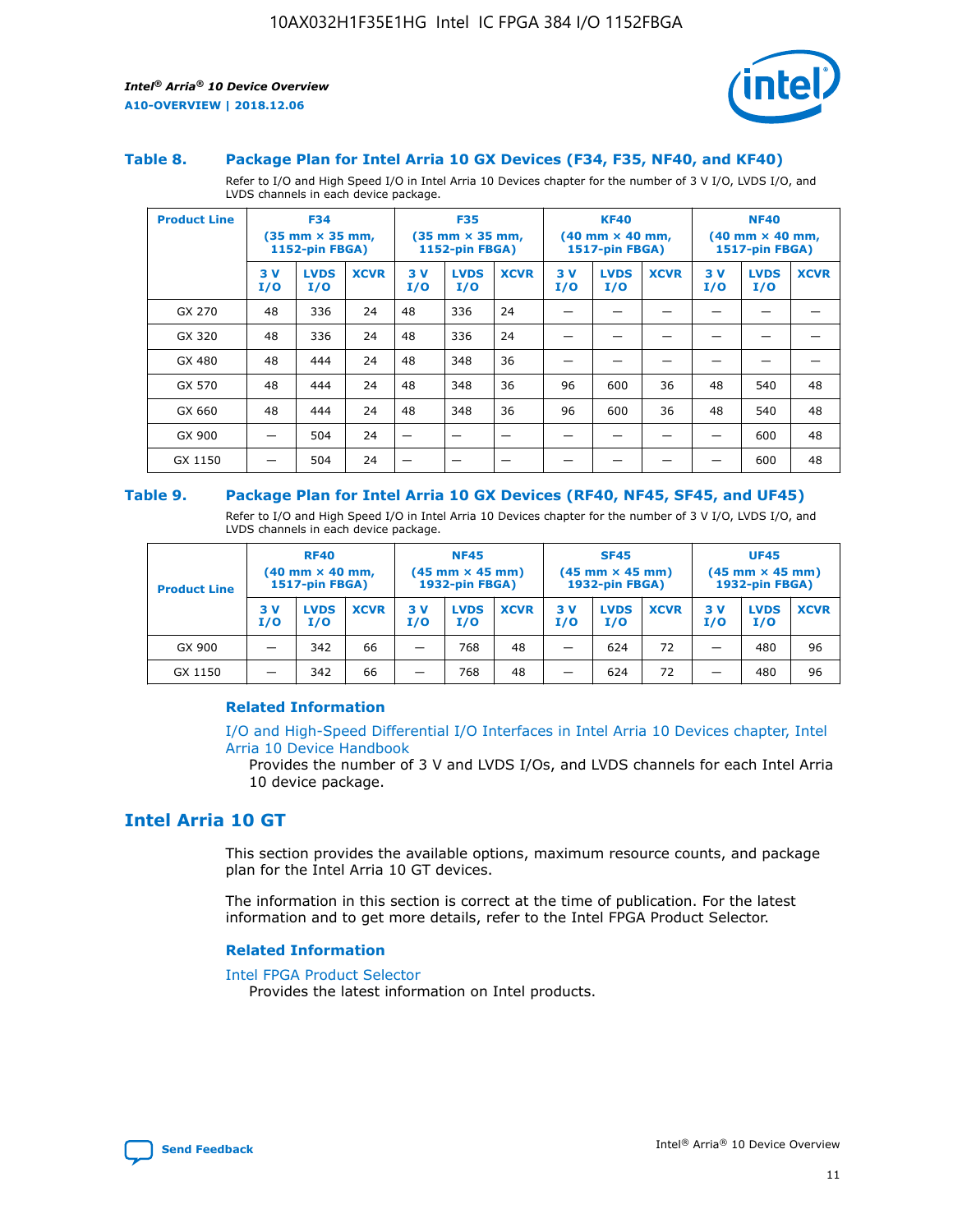### Table 8. Package Plan for Intel Arria 10 GX Devices (F34, F35, NF40, and KF40)

Refer to I/O and High Speed I/O in Intel Arria 10 Devices chapter for the number of 3 V I/O, LVDS I/O, and LVDS channels in each device package.

| Product Line | F34 (35 mm × 35 mm, 1152-pin FBGA) | | | F35 (35 mm × 35 mm, 1152-pin FBGA) | | | KF40 (40 mm × 40 mm, 1517-pin FBGA) | | | NF40 (40 mm × 40 mm, 1517-pin FBGA) | | |
|---|---|---|---|---|---|---|---|---|---|---|---|---|
| | 3 V I/O | LVDS I/O | XCVR | 3 V I/O | LVDS I/O | XCVR | 3 V I/O | LVDS I/O | XCVR | 3 V I/O | LVDS I/O | XCVR |
| GX 270 | 48 | 336 | 24 | 48 | 336 | 24 | — | — | — | — | — | — |
| GX 320 | 48 | 336 | 24 | 48 | 336 | 24 | — | — | — | — | — | — |
| GX 480 | 48 | 444 | 24 | 48 | 348 | 36 | — | — | — | — | — | — |
| GX 570 | 48 | 444 | 24 | 48 | 348 | 36 | 96 | 600 | 36 | 48 | 540 | 48 |
| GX 660 | 48 | 444 | 24 | 48 | 348 | 36 | 96 | 600 | 36 | 48 | 540 | 48 |
| GX 900 | — | 504 | 24 | — | — | — | — | — | — | — | 600 | 48 |
| GX 1150 | — | 504 | 24 | — | — | — | — | — | — | — | 600 | 48 |

### Table 9. Package Plan for Intel Arria 10 GX Devices (RF40, NF45, SF45, and UF45)

Refer to I/O and High Speed I/O in Intel Arria 10 Devices chapter for the number of 3 V I/O, LVDS I/O, and LVDS channels in each device package.

| Product Line | RF40 (40 mm × 40 mm, 1517-pin FBGA) | | | NF45 (45 mm × 45 mm) 1932-pin FBGA) | | | SF45 (45 mm × 45 mm) 1932-pin FBGA) | | | UF45 (45 mm × 45 mm) 1932-pin FBGA) | | |
|---|---|---|---|---|---|---|---|---|---|---|---|---|
| | 3 V I/O | LVDS I/O | XCVR | 3 V I/O | LVDS I/O | XCVR | 3 V I/O | LVDS I/O | XCVR | 3 V I/O | LVDS I/O | XCVR |
| GX 900 | — | 342 | 66 | — | 768 | 48 | — | 624 | 72 | — | 480 | 96 |
| GX 1150 | — | 342 | 66 | — | 768 | 48 | — | 624 | 72 | — | 480 | 96 |

#### Related Information

I/O and High-Speed Differential I/O Interfaces in Intel Arria 10 Devices chapter, Intel Arria 10 Device Handbook

Provides the number of 3 V and LVDS I/Os, and LVDS channels for each Intel Arria 10 device package.

## Intel Arria 10 GT

This section provides the available options, maximum resource counts, and package plan for the Intel Arria 10 GT devices.

The information in this section is correct at the time of publication. For the latest information and to get more details, refer to the Intel FPGA Product Selector.

#### Related Information

Intel FPGA Product Selector

Provides the latest information on Intel products.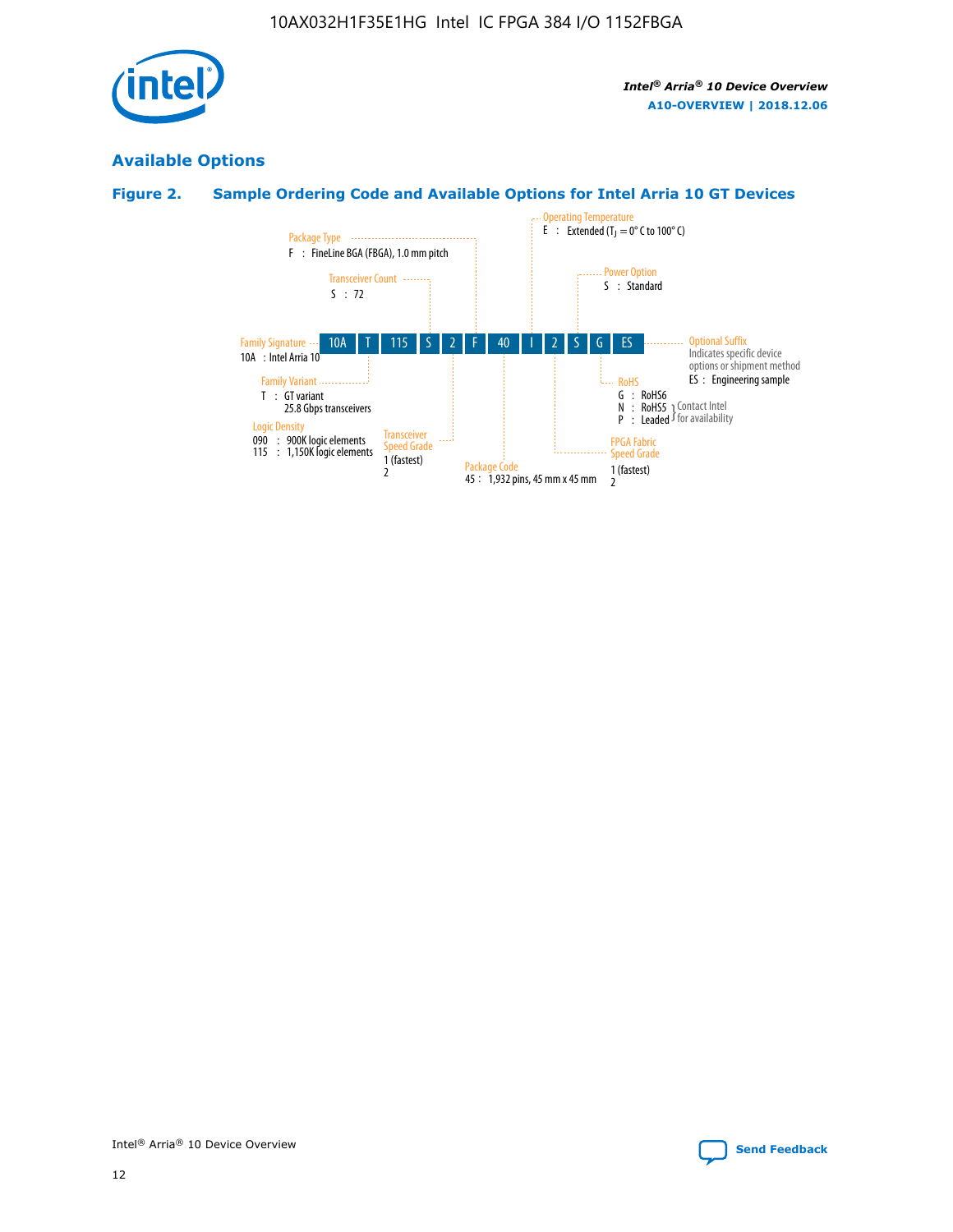## Available Options

### Figure 2. Sample Ordering Code and Available Options for Intel Arria 10 GT Devices

10A | T | 115 | S | 2 | F | 40 | I | 2 | S | G | ES

**Family Signature**
10A : Intel Arria 10

**Family Variant**
T : GT variant
25.8 Gbps transceivers

**Logic Density**
090 : 900K logic elements
115 : 1,150K logic elements

**Transceiver Count**
S : 72

**Transceiver Speed Grade**
1 (fastest)
2

**Package Type**
F : FineLine BGA (FBGA), 1.0 mm pitch

**Package Code**
45 : 1,932 pins, 45 mm x 45 mm

**Operating Temperature**
E : Extended ($T_J$ = 0° C to 100° C)

**FPGA Fabric Speed Grade**
1 (fastest)
2

**Power Option**
S : Standard

**RoHS**
G : RoHS6
N : RoHS5 } Contact Intel for availability
P : Leaded } Contact Intel for availability

**Optional Suffix**
Indicates specific device options or shipment method
ES : Engineering sample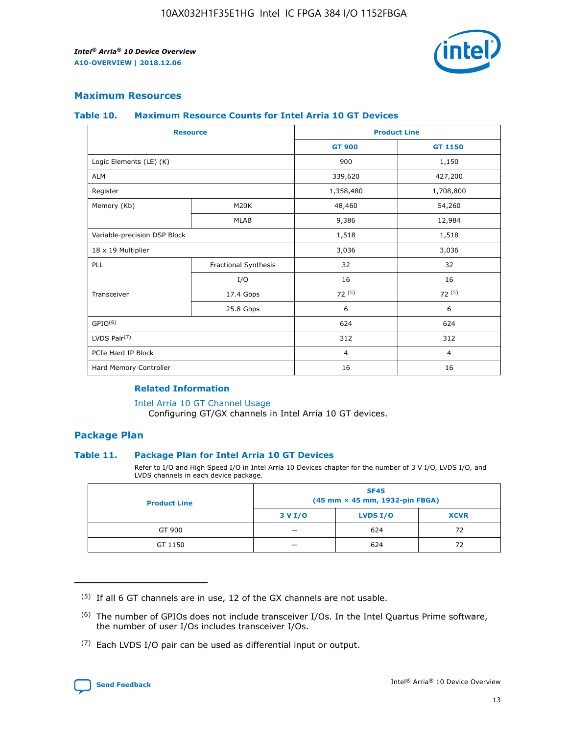## Maximum Resources

### Table 10. Maximum Resource Counts for Intel Arria 10 GT Devices

| Resource | | Product Line | |
|---|---|---|---|
| | | GT 900 | GT 1150 |
| Logic Elements (LE) (K) | | 900 | 1,150 |
| ALM | | 339,620 | 427,200 |
| Register | | 1,358,480 | 1,708,800 |
| Memory (Kb) | M20K | 48,460 | 54,260 |
| | MLAB | 9,386 | 12,984 |
| Variable-precision DSP Block | | 1,518 | 1,518 |
| 18 x 19 Multiplier | | 3,036 | 3,036 |
| PLL | Fractional Synthesis | 32 | 32 |
| | I/O | 16 | 16 |
| Transceiver | 17.4 Gbps | 72 (5) | 72 (5) |
| | 25.8 Gbps | 6 | 6 |
| GPIO(6) | | 624 | 624 |
| LVDS Pair(7) | | 312 | 312 |
| PCIe Hard IP Block | | 4 | 4 |
| Hard Memory Controller | | 16 | 16 |

#### Related Information

Intel Arria 10 GT Channel Usage
Configuring GT/GX channels in Intel Arria 10 GT devices.

## Package Plan

### Table 11. Package Plan for Intel Arria 10 GT Devices

Refer to I/O and High Speed I/O in Intel Arria 10 Devices chapter for the number of 3 V I/O, LVDS I/O, and LVDS channels in each device package.

| Product Line | SF45 (45 mm × 45 mm, 1932-pin FBGA) | | |
|---|---|---|---|
| | 3 V I/O | LVDS I/O | XCVR |
| GT 900 | — | 624 | 72 |
| GT 1150 | — | 624 | 72 |

(5) If all 6 GT channels are in use, 12 of the GX channels are not usable.

(6) The number of GPIOs does not include transceiver I/Os. In the Intel Quartus Prime software, the number of user I/Os includes transceiver I/Os.

(7) Each LVDS I/O pair can be used as differential input or output.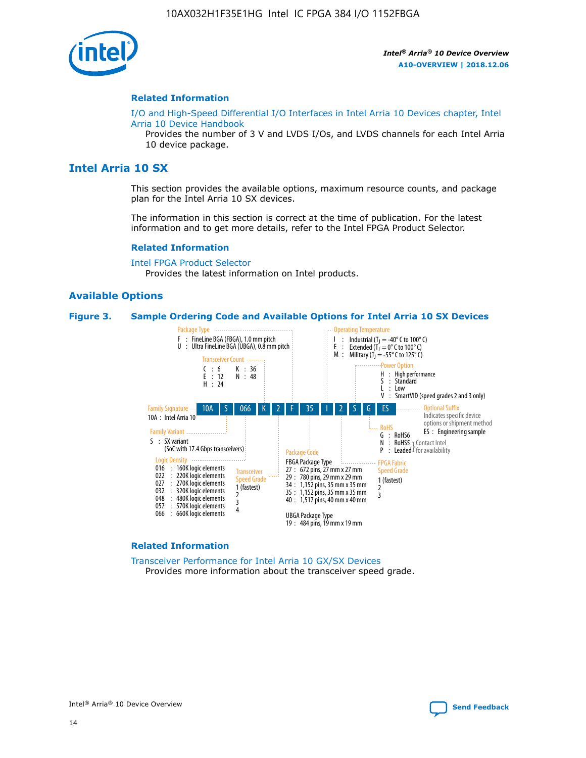## Related Information

I/O and High-Speed Differential I/O Interfaces in Intel Arria 10 Devices chapter, Intel Arria 10 Device Handbook

Provides the number of 3 V and LVDS I/Os, and LVDS channels for each Intel Arria 10 device package.

# Intel Arria 10 SX

This section provides the available options, maximum resource counts, and package plan for the Intel Arria 10 SX devices.

The information in this section is correct at the time of publication. For the latest information and to get more details, refer to the Intel FPGA Product Selector.

## Related Information

Intel FPGA Product Selector

Provides the latest information on Intel products.

## Available Options

**Figure 3. Sample Ordering Code and Available Options for Intel Arria 10 SX Devices**

10A S 066 K 2 F 35 I 2 S G ES

**Family Signature**
- 10A : Intel Arria 10

**Family Variant**
- S : SX variant (SoC with 17.4 Gbps transceivers)

**Logic Density**
- 016 : 160K logic elements
- 022 : 220K logic elements
- 027 : 270K logic elements
- 032 : 320K logic elements
- 048 : 480K logic elements
- 057 : 570K logic elements
- 066 : 660K logic elements

**Transceiver Count**
- C : 6
- E : 12
- H : 24
- K : 36
- N : 48

**Transceiver Speed Grade**
- 1 (fastest)
- 2
- 3
- 4

**Package Type**
- F : FineLine BGA (FBGA), 1.0 mm pitch
- U : Ultra FineLine BGA (UBGA), 0.8 mm pitch

**Package Code**

FBGA Package Type
- 27 : 672 pins, 27 mm x 27 mm
- 29 : 780 pins, 29 mm x 29 mm
- 34 : 1,152 pins, 35 mm x 35 mm
- 35 : 1,152 pins, 35 mm x 35 mm
- 40 : 1,517 pins, 40 mm x 40 mm

UBGA Package Type
- 19 : 484 pins, 19 mm x 19 mm

**Operating Temperature**
- I : Industrial ($T_J$ = -40° C to 100° C)
- E : Extended ($T_J$ = 0° C to 100° C)
- M : Military ($T_J$ = -55° C to 125° C)

**FPGA Fabric Speed Grade**
- 1 (fastest)
- 2
- 3

**Power Option**
- H : High performance
- S : Standard
- L : Low
- V : SmartVID (speed grades 2 and 3 only)

**RoHS**
- G : RoHS6
- N : RoHS5 (Contact Intel for availability)
- P : Leaded (Contact Intel for availability)

**Optional Suffix**

Indicates specific device options or shipment method
- ES : Engineering sample

## Related Information

Transceiver Performance for Intel Arria 10 GX/SX Devices

Provides more information about the transceiver speed grade.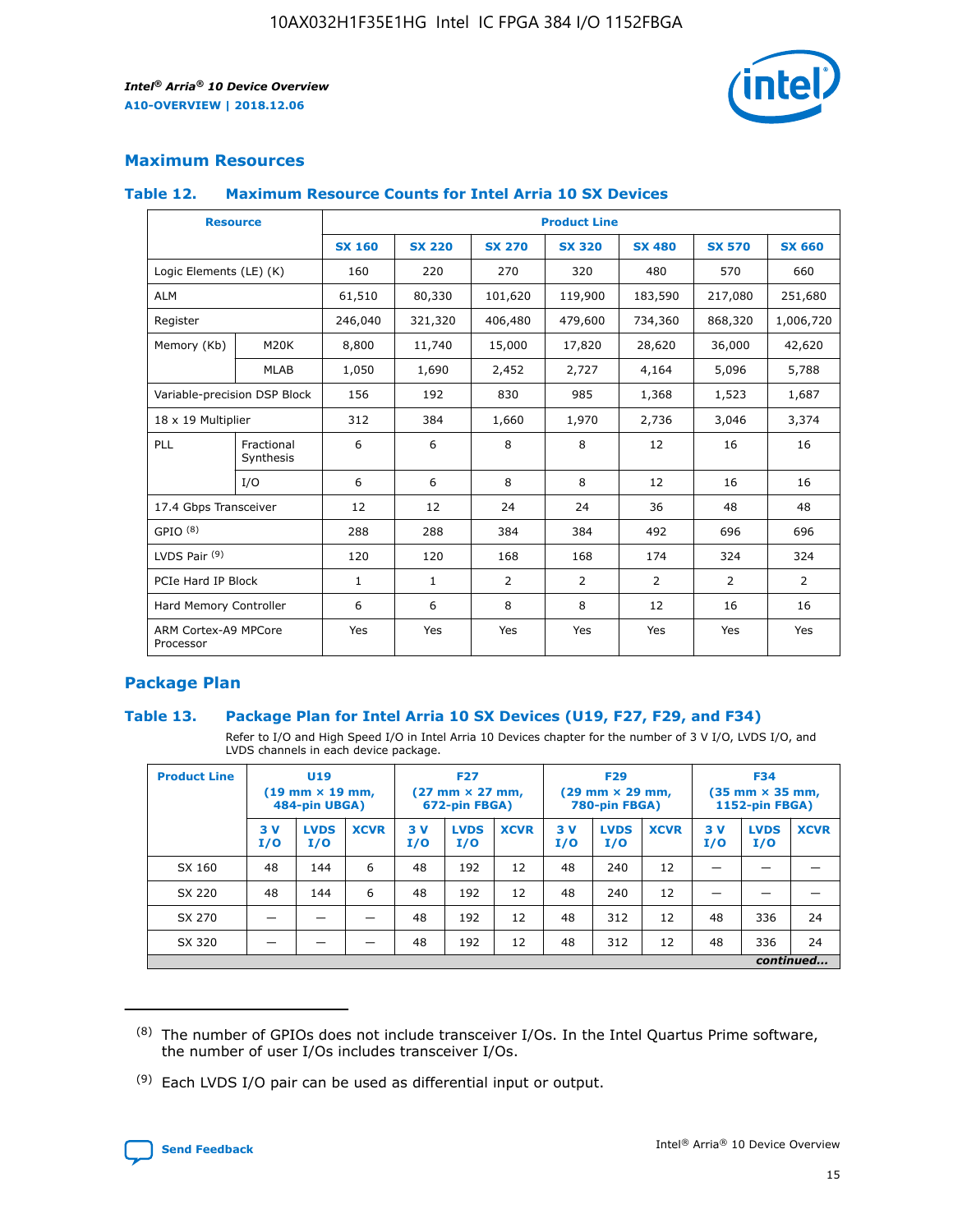## Maximum Resources

### Table 12. Maximum Resource Counts for Intel Arria 10 SX Devices

| Resource | | Product Line | | | | | | |
|---|---|---|---|---|---|---|---|---|
| | | SX 160 | SX 220 | SX 270 | SX 320 | SX 480 | SX 570 | SX 660 |
| Logic Elements (LE) (K) | | 160 | 220 | 270 | 320 | 480 | 570 | 660 |
| ALM | | 61,510 | 80,330 | 101,620 | 119,900 | 183,590 | 217,080 | 251,680 |
| Register | | 246,040 | 321,320 | 406,480 | 479,600 | 734,360 | 868,320 | 1,006,720 |
| Memory (Kb) | M20K | 8,800 | 11,740 | 15,000 | 17,820 | 28,620 | 36,000 | 42,620 |
| | MLAB | 1,050 | 1,690 | 2,452 | 2,727 | 4,164 | 5,096 | 5,788 |
| Variable-precision DSP Block | | 156 | 192 | 830 | 985 | 1,368 | 1,523 | 1,687 |
| 18 x 19 Multiplier | | 312 | 384 | 1,660 | 1,970 | 2,736 | 3,046 | 3,374 |
| PLL | Fractional Synthesis | 6 | 6 | 8 | 8 | 12 | 16 | 16 |
| | I/O | 6 | 6 | 8 | 8 | 12 | 16 | 16 |
| 17.4 Gbps Transceiver | | 12 | 12 | 24 | 24 | 36 | 48 | 48 |
| GPIO (8) | | 288 | 288 | 384 | 384 | 492 | 696 | 696 |
| LVDS Pair (9) | | 120 | 120 | 168 | 168 | 174 | 324 | 324 |
| PCIe Hard IP Block | | 1 | 1 | 2 | 2 | 2 | 2 | 2 |
| Hard Memory Controller | | 6 | 6 | 8 | 8 | 12 | 16 | 16 |
| ARM Cortex-A9 MPCore Processor | | Yes | Yes | Yes | Yes | Yes | Yes | Yes |

## Package Plan

### Table 13. Package Plan for Intel Arria 10 SX Devices (U19, F27, F29, and F34)

Refer to I/O and High Speed I/O in Intel Arria 10 Devices chapter for the number of 3 V I/O, LVDS I/O, and LVDS channels in each device package.

| Product Line | U19 (19 mm × 19 mm, 484-pin UBGA) | | | F27 (27 mm × 27 mm, 672-pin FBGA) | | | F29 (29 mm × 29 mm, 780-pin FBGA) | | | F34 (35 mm × 35 mm, 1152-pin FBGA) | | |
|---|---|---|---|---|---|---|---|---|---|---|---|---|
| | 3 V I/O | LVDS I/O | XCVR | 3 V I/O | LVDS I/O | XCVR | 3 V I/O | LVDS I/O | XCVR | 3 V I/O | LVDS I/O | XCVR |
| SX 160 | 48 | 144 | 6 | 48 | 192 | 12 | 48 | 240 | 12 | — | — | — |
| SX 220 | 48 | 144 | 6 | 48 | 192 | 12 | 48 | 240 | 12 | — | — | — |
| SX 270 | — | — | — | 48 | 192 | 12 | 48 | 312 | 12 | 48 | 336 | 24 |
| SX 320 | — | — | — | 48 | 192 | 12 | 48 | 312 | 12 | 48 | 336 | 24 |

*continued...*

(8) The number of GPIOs does not include transceiver I/Os. In the Intel Quartus Prime software, the number of user I/Os includes transceiver I/Os.

(9) Each LVDS I/O pair can be used as differential input or output.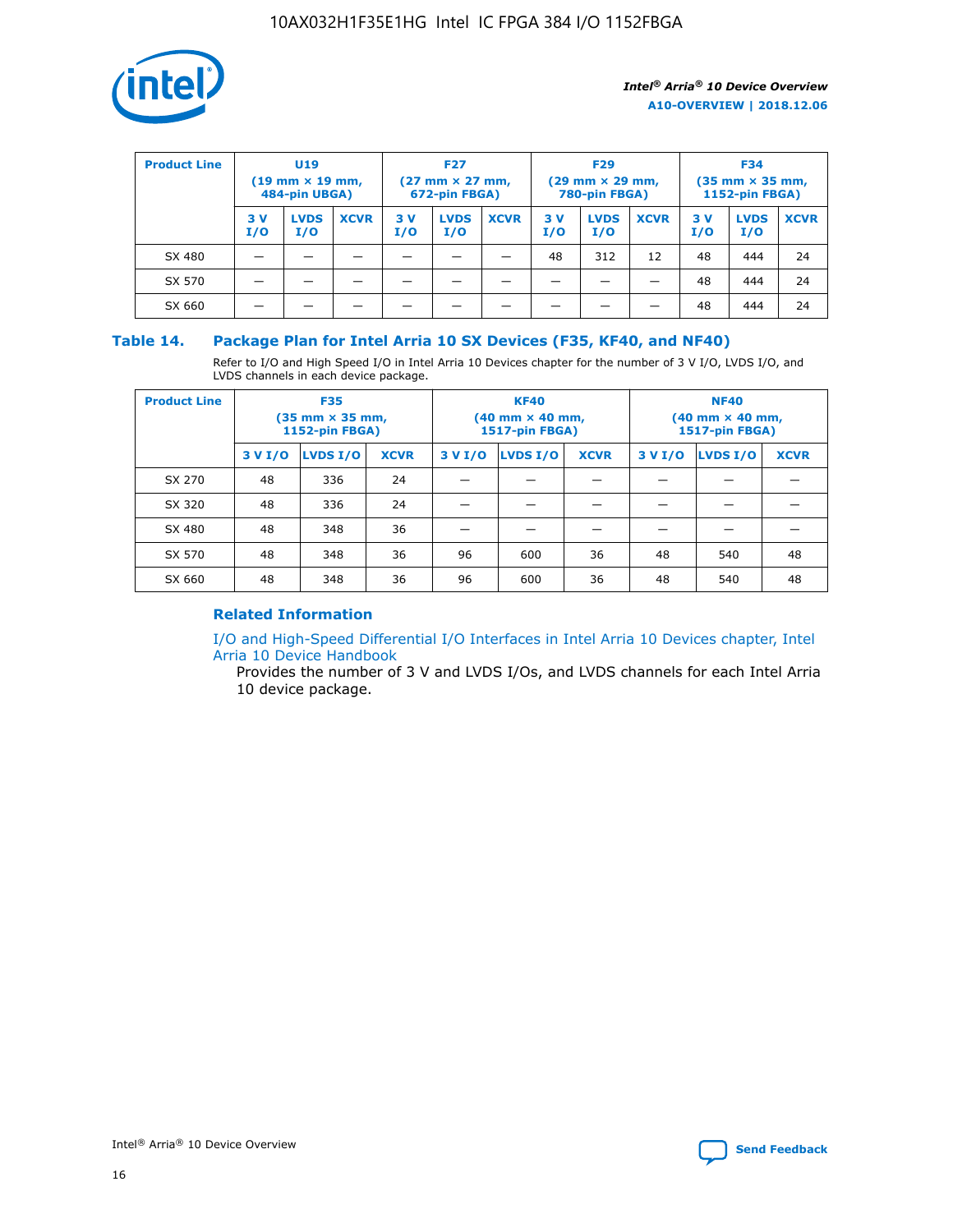| Product Line | U19 (19 mm × 19 mm, 484-pin UBGA) | | | F27 (27 mm × 27 mm, 672-pin FBGA) | | | F29 (29 mm × 29 mm, 780-pin FBGA) | | | F34 (35 mm × 35 mm, 1152-pin FBGA) | | |
|---|---|---|---|---|---|---|---|---|---|---|---|---|
| | 3 V I/O | LVDS I/O | XCVR | 3 V I/O | LVDS I/O | XCVR | 3 V I/O | LVDS I/O | XCVR | 3 V I/O | LVDS I/O | XCVR |
| SX 480 | — | — | — | — | — | — | 48 | 312 | 12 | 48 | 444 | 24 |
| SX 570 | — | — | — | — | — | — | — | — | — | 48 | 444 | 24 |
| SX 660 | — | — | — | — | — | — | — | — | — | 48 | 444 | 24 |

### Table 14. Package Plan for Intel Arria 10 SX Devices (F35, KF40, and NF40)

Refer to I/O and High Speed I/O in Intel Arria 10 Devices chapter for the number of 3 V I/O, LVDS I/O, and LVDS channels in each device package.

| Product Line | F35 (35 mm × 35 mm, 1152-pin FBGA) | | | KF40 (40 mm × 40 mm, 1517-pin FBGA) | | | NF40 (40 mm × 40 mm, 1517-pin FBGA) | | |
|---|---|---|---|---|---|---|---|---|---|
| | 3 V I/O | LVDS I/O | XCVR | 3 V I/O | LVDS I/O | XCVR | 3 V I/O | LVDS I/O | XCVR |
| SX 270 | 48 | 336 | 24 | — | — | — | — | — | — |
| SX 320 | 48 | 336 | 24 | — | — | — | — | — | — |
| SX 480 | 48 | 348 | 36 | — | — | — | — | — | — |
| SX 570 | 48 | 348 | 36 | 96 | 600 | 36 | 48 | 540 | 48 |
| SX 660 | 48 | 348 | 36 | 96 | 600 | 36 | 48 | 540 | 48 |

#### Related Information

I/O and High-Speed Differential I/O Interfaces in Intel Arria 10 Devices chapter, Intel Arria 10 Device Handbook

Provides the number of 3 V and LVDS I/Os, and LVDS channels for each Intel Arria 10 device package.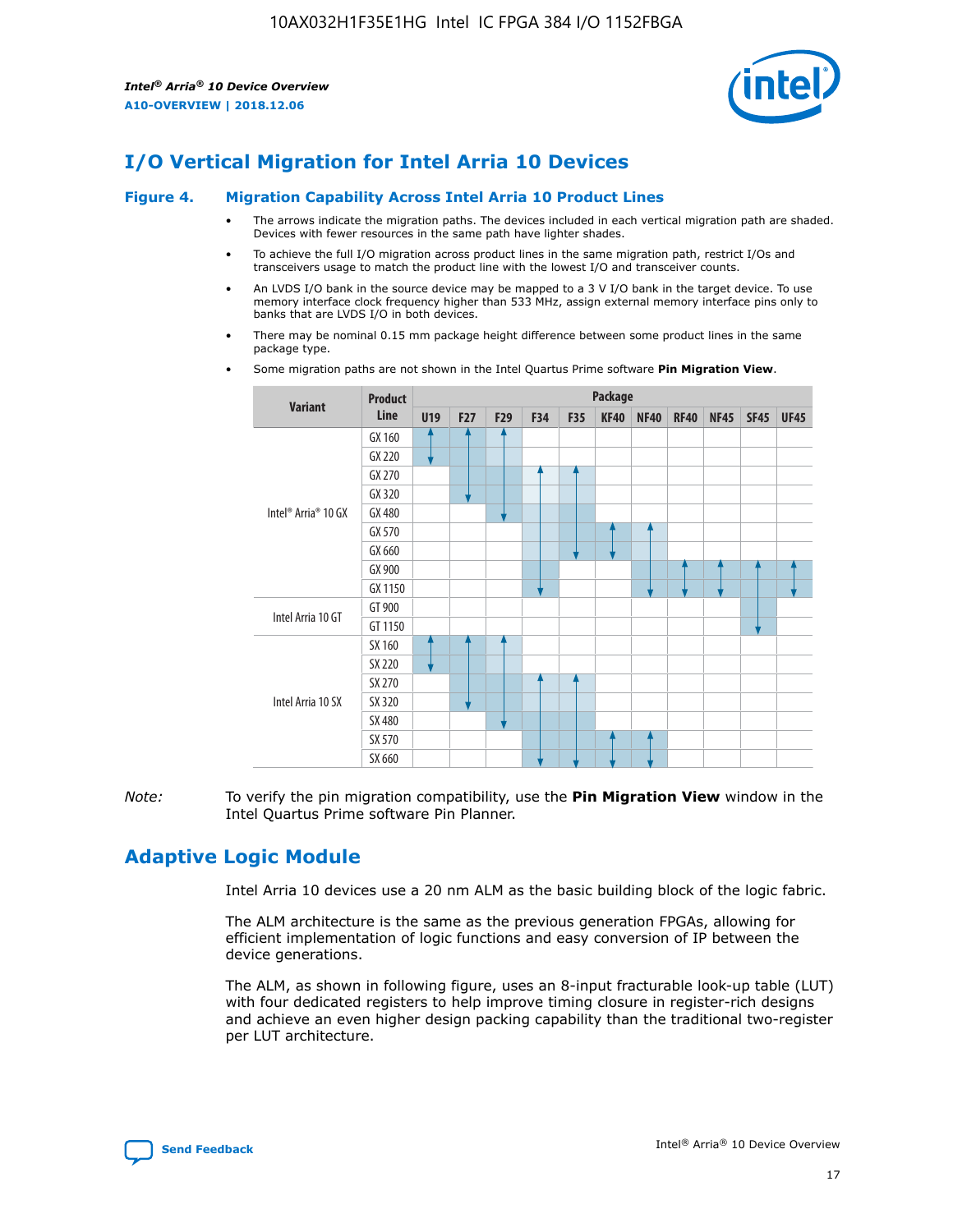# I/O Vertical Migration for Intel Arria 10 Devices

## Figure 4. Migration Capability Across Intel Arria 10 Product Lines

- The arrows indicate the migration paths. The devices included in each vertical migration path are shaded. Devices with fewer resources in the same path have lighter shades.
- To achieve the full I/O migration across product lines in the same migration path, restrict I/Os and transceivers usage to match the product line with the lowest I/O and transceiver counts.
- An LVDS I/O bank in the source device may be mapped to a 3 V I/O bank in the target device. To use memory interface clock frequency higher than 533 MHz, assign external memory interface pins only to banks that are LVDS I/O in both devices.
- There may be nominal 0.15 mm package height difference between some product lines in the same package type.
- Some migration paths are not shown in the Intel Quartus Prime software **Pin Migration View**.

| Variant | Product Line | Package | | | | | | | | | | |
|---|---|---|---|---|---|---|---|---|---|---|---|---|
| | | U19 | F27 | F29 | F34 | F35 | KF40 | NF40 | RF40 | NF45 | SF45 | UF45 |
| Intel® Arria® 10 GX | GX 160 | | | | | | | | | | | |
| | GX 220 | | | | | | | | | | | |
| | GX 270 | | | | | | | | | | | |
| | GX 320 | | | | | | | | | | | |
| | GX 480 | | | | | | | | | | | |
| | GX 570 | | | | | | | | | | | |
| | GX 660 | | | | | | | | | | | |
| | GX 900 | | | | | | | | | | | |
| | GX 1150 | | | | | | | | | | | |
| Intel Arria 10 GT | GT 900 | | | | | | | | | | | |
| | GT 1150 | | | | | | | | | | | |
| Intel Arria 10 SX | SX 160 | | | | | | | | | | | |
| | SX 220 | | | | | | | | | | | |
| | SX 270 | | | | | | | | | | | |
| | SX 320 | | | | | | | | | | | |
| | SX 480 | | | | | | | | | | | |
| | SX 570 | | | | | | | | | | | |
| | SX 660 | | | | | | | | | | | |

*Note:* To verify the pin migration compatibility, use the **Pin Migration View** window in the Intel Quartus Prime software Pin Planner.

# Adaptive Logic Module

Intel Arria 10 devices use a 20 nm ALM as the basic building block of the logic fabric.

The ALM architecture is the same as the previous generation FPGAs, allowing for efficient implementation of logic functions and easy conversion of IP between the device generations.

The ALM, as shown in following figure, uses an 8-input fracturable look-up table (LUT) with four dedicated registers to help improve timing closure in register-rich designs and achieve an even higher design packing capability than the traditional two-register per LUT architecture.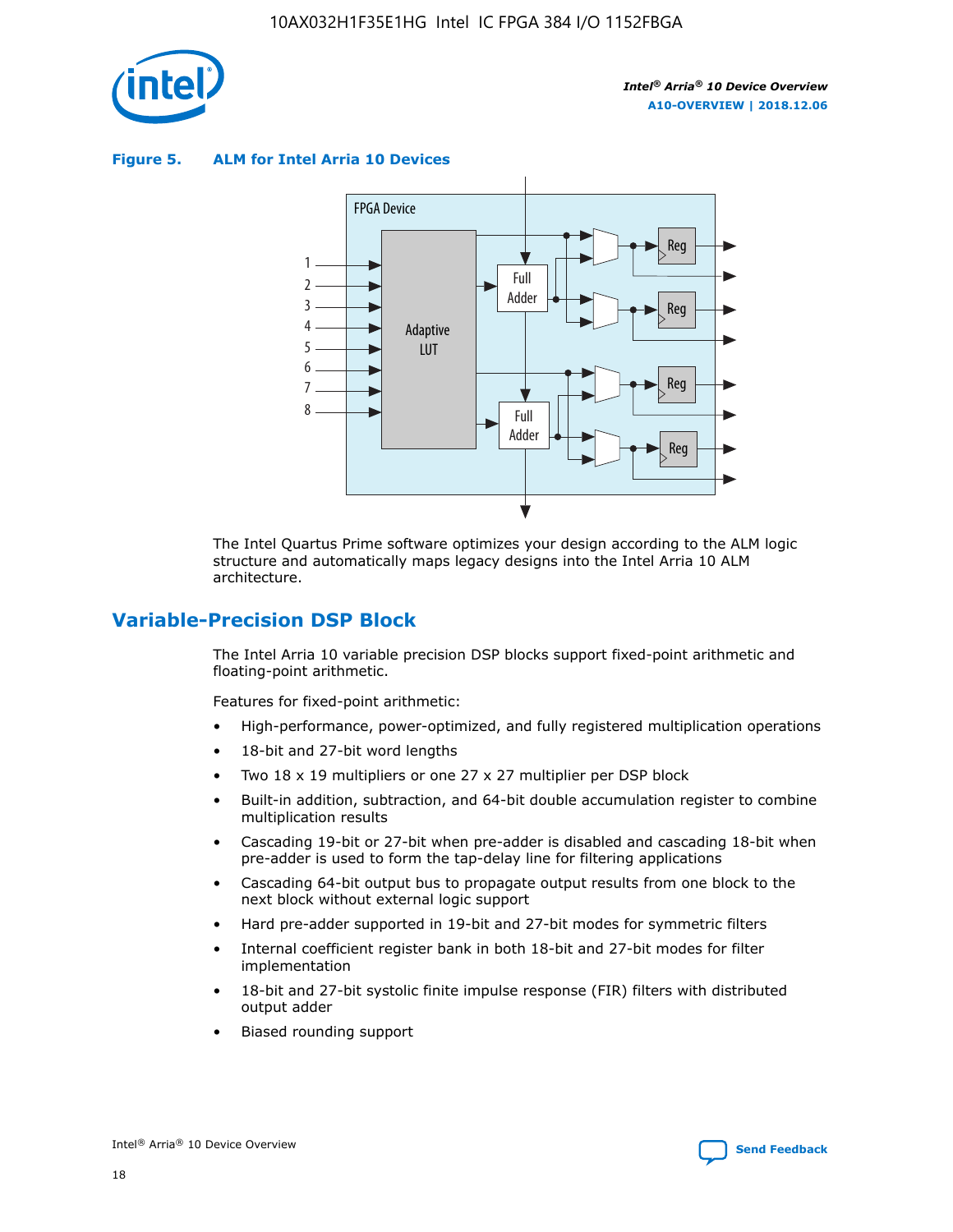**Figure 5. ALM for Intel Arria 10 Devices**

The Intel Quartus Prime software optimizes your design according to the ALM logic structure and automatically maps legacy designs into the Intel Arria 10 ALM architecture.

## Variable-Precision DSP Block

The Intel Arria 10 variable precision DSP blocks support fixed-point arithmetic and floating-point arithmetic.

Features for fixed-point arithmetic:

- High-performance, power-optimized, and fully registered multiplication operations
- 18-bit and 27-bit word lengths
- Two 18 x 19 multipliers or one 27 x 27 multiplier per DSP block
- Built-in addition, subtraction, and 64-bit double accumulation register to combine multiplication results
- Cascading 19-bit or 27-bit when pre-adder is disabled and cascading 18-bit when pre-adder is used to form the tap-delay line for filtering applications
- Cascading 64-bit output bus to propagate output results from one block to the next block without external logic support
- Hard pre-adder supported in 19-bit and 27-bit modes for symmetric filters
- Internal coefficient register bank in both 18-bit and 27-bit modes for filter implementation
- 18-bit and 27-bit systolic finite impulse response (FIR) filters with distributed output adder
- Biased rounding support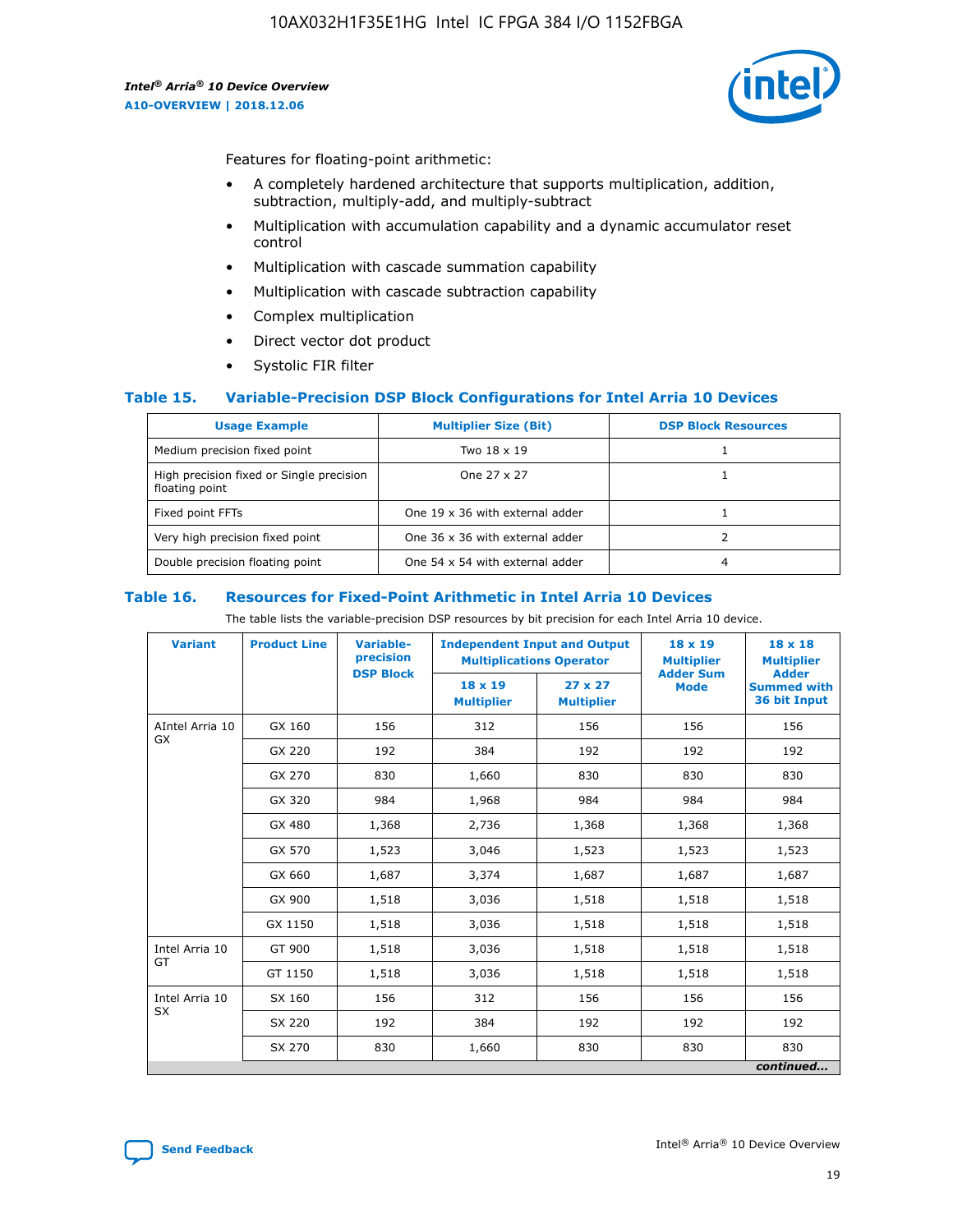Features for floating-point arithmetic:

- A completely hardened architecture that supports multiplication, addition, subtraction, multiply-add, and multiply-subtract
- Multiplication with accumulation capability and a dynamic accumulator reset control
- Multiplication with cascade summation capability
- Multiplication with cascade subtraction capability
- Complex multiplication
- Direct vector dot product
- Systolic FIR filter

### Table 15. Variable-Precision DSP Block Configurations for Intel Arria 10 Devices

| Usage Example | Multiplier Size (Bit) | DSP Block Resources |
|---|---|---|
| Medium precision fixed point | Two 18 x 19 | 1 |
| High precision fixed or Single precision floating point | One 27 x 27 | 1 |
| Fixed point FFTs | One 19 x 36 with external adder | 1 |
| Very high precision fixed point | One 36 x 36 with external adder | 2 |
| Double precision floating point | One 54 x 54 with external adder | 4 |

### Table 16. Resources for Fixed-Point Arithmetic in Intel Arria 10 Devices

The table lists the variable-precision DSP resources by bit precision for each Intel Arria 10 device.

| Variant | Product Line | Variable-precision DSP Block | Independent Input and Output Multiplications Operator | | 18 x 19 Multiplier Adder Sum Mode | 18 x 18 Multiplier Adder Summed with 36 bit Input |
|---|---|---|---|---|---|---|
| | | | 18 x 19 Multiplier | 27 x 27 Multiplier | | |
| AIntel Arria 10 GX | GX 160 | 156 | 312 | 156 | 156 | 156 |
| | GX 220 | 192 | 384 | 192 | 192 | 192 |
| | GX 270 | 830 | 1,660 | 830 | 830 | 830 |
| | GX 320 | 984 | 1,968 | 984 | 984 | 984 |
| | GX 480 | 1,368 | 2,736 | 1,368 | 1,368 | 1,368 |
| | GX 570 | 1,523 | 3,046 | 1,523 | 1,523 | 1,523 |
| | GX 660 | 1,687 | 3,374 | 1,687 | 1,687 | 1,687 |
| | GX 900 | 1,518 | 3,036 | 1,518 | 1,518 | 1,518 |
| | GX 1150 | 1,518 | 3,036 | 1,518 | 1,518 | 1,518 |
| Intel Arria 10 GT | GT 900 | 1,518 | 3,036 | 1,518 | 1,518 | 1,518 |
| | GT 1150 | 1,518 | 3,036 | 1,518 | 1,518 | 1,518 |
| Intel Arria 10 SX | SX 160 | 156 | 312 | 156 | 156 | 156 |
| | SX 220 | 192 | 384 | 192 | 192 | 192 |
| | SX 270 | 830 | 1,660 | 830 | 830 | 830 |

*continued...*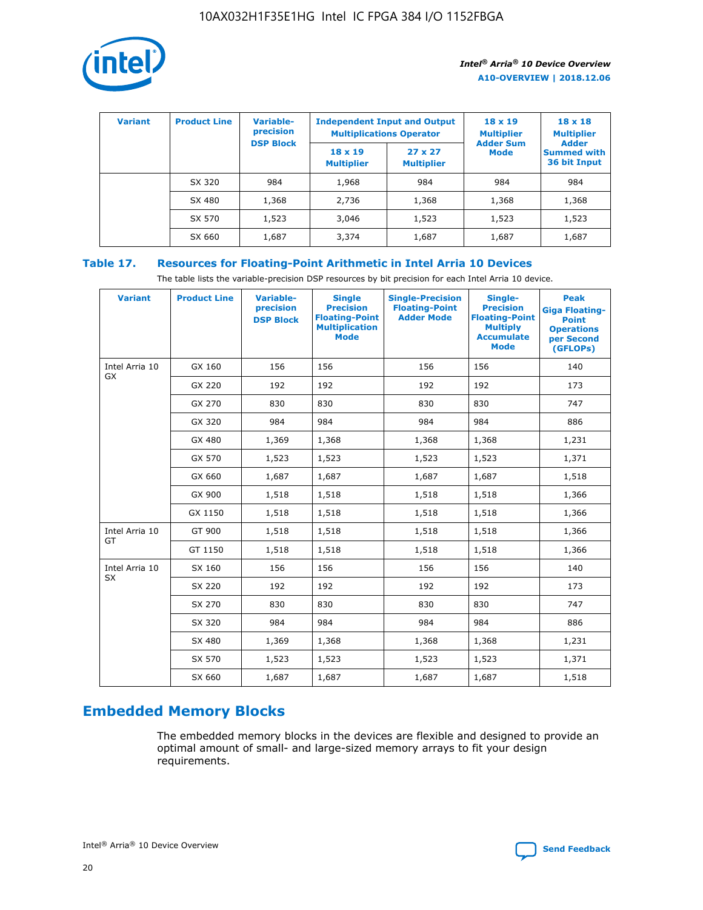| Variant | Product Line | Variable-precision DSP Block | Independent Input and Output Multiplications Operator | | 18 x 19 Multiplier Adder Sum Mode | 18 x 18 Multiplier Adder Summed with 36 bit Input |
|---|---|---|---|---|---|---|
| | | | 18 x 19 Multiplier | 27 x 27 Multiplier | | |
| | SX 320 | 984 | 1,968 | 984 | 984 | 984 |
| | SX 480 | 1,368 | 2,736 | 1,368 | 1,368 | 1,368 |
| | SX 570 | 1,523 | 3,046 | 1,523 | 1,523 | 1,523 |
| | SX 660 | 1,687 | 3,374 | 1,687 | 1,687 | 1,687 |

**Table 17. Resources for Floating-Point Arithmetic in Intel Arria 10 Devices**

The table lists the variable-precision DSP resources by bit precision for each Intel Arria 10 device.

| Variant | Product Line | Variable-precision DSP Block | Single Precision Floating-Point Multiplication Mode | Single-Precision Floating-Point Adder Mode | Single-Precision Floating-Point Multiply Accumulate Mode | Peak Giga Floating-Point Operations per Second (GFLOPs) |
|---|---|---|---|---|---|---|
| Intel Arria 10 GX | GX 160 | 156 | 156 | 156 | 156 | 140 |
| | GX 220 | 192 | 192 | 192 | 192 | 173 |
| | GX 270 | 830 | 830 | 830 | 830 | 747 |
| | GX 320 | 984 | 984 | 984 | 984 | 886 |
| | GX 480 | 1,369 | 1,368 | 1,368 | 1,368 | 1,231 |
| | GX 570 | 1,523 | 1,523 | 1,523 | 1,523 | 1,371 |
| | GX 660 | 1,687 | 1,687 | 1,687 | 1,687 | 1,518 |
| | GX 900 | 1,518 | 1,518 | 1,518 | 1,518 | 1,366 |
| | GX 1150 | 1,518 | 1,518 | 1,518 | 1,518 | 1,366 |
| Intel Arria 10 GT | GT 900 | 1,518 | 1,518 | 1,518 | 1,518 | 1,366 |
| | GT 1150 | 1,518 | 1,518 | 1,518 | 1,518 | 1,366 |
| Intel Arria 10 SX | SX 160 | 156 | 156 | 156 | 156 | 140 |
| | SX 220 | 192 | 192 | 192 | 192 | 173 |
| | SX 270 | 830 | 830 | 830 | 830 | 747 |
| | SX 320 | 984 | 984 | 984 | 984 | 886 |
| | SX 480 | 1,369 | 1,368 | 1,368 | 1,368 | 1,231 |
| | SX 570 | 1,523 | 1,523 | 1,523 | 1,523 | 1,371 |
| | SX 660 | 1,687 | 1,687 | 1,687 | 1,687 | 1,518 |

## Embedded Memory Blocks

The embedded memory blocks in the devices are flexible and designed to provide an optimal amount of small- and large-sized memory arrays to fit your design requirements.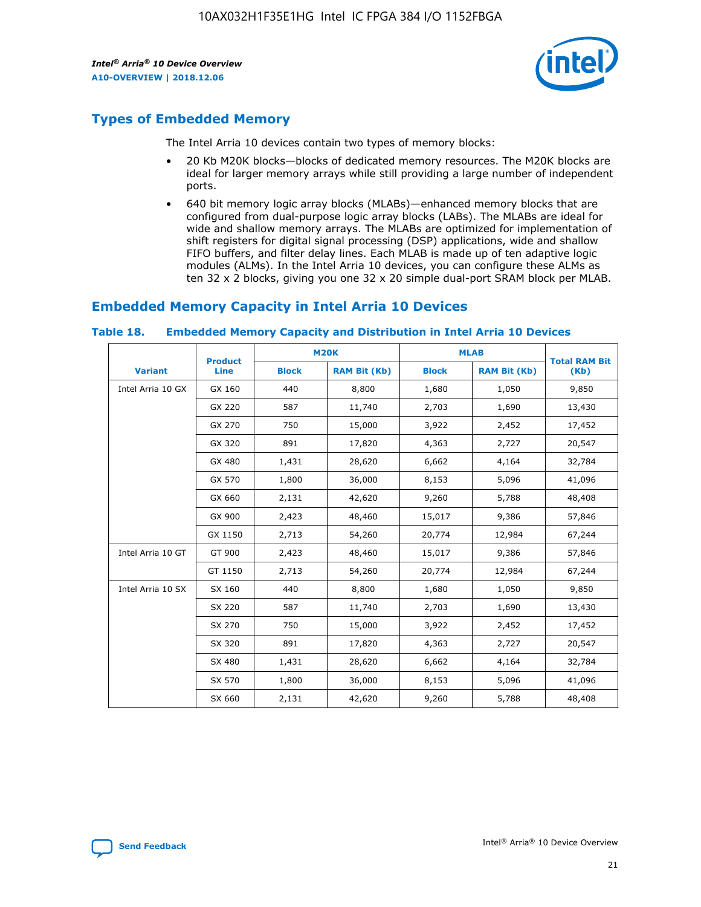## Types of Embedded Memory

The Intel Arria 10 devices contain two types of memory blocks:

- 20 Kb M20K blocks—blocks of dedicated memory resources. The M20K blocks are ideal for larger memory arrays while still providing a large number of independent ports.
- 640 bit memory logic array blocks (MLABs)—enhanced memory blocks that are configured from dual-purpose logic array blocks (LABs). The MLABs are ideal for wide and shallow memory arrays. The MLABs are optimized for implementation of shift registers for digital signal processing (DSP) applications, wide and shallow FIFO buffers, and filter delay lines. Each MLAB is made up of ten adaptive logic modules (ALMs). In the Intel Arria 10 devices, you can configure these ALMs as ten 32 x 2 blocks, giving you one 32 x 20 simple dual-port SRAM block per MLAB.

## Embedded Memory Capacity in Intel Arria 10 Devices

### Table 18. Embedded Memory Capacity and Distribution in Intel Arria 10 Devices

| Variant | Product Line | M20K | | MLAB | | Total RAM Bit (Kb) |
|---|---|---|---|---|---|---|
| | | Block | RAM Bit (Kb) | Block | RAM Bit (Kb) | |
| Intel Arria 10 GX | GX 160 | 440 | 8,800 | 1,680 | 1,050 | 9,850 |
| | GX 220 | 587 | 11,740 | 2,703 | 1,690 | 13,430 |
| | GX 270 | 750 | 15,000 | 3,922 | 2,452 | 17,452 |
| | GX 320 | 891 | 17,820 | 4,363 | 2,727 | 20,547 |
| | GX 480 | 1,431 | 28,620 | 6,662 | 4,164 | 32,784 |
| | GX 570 | 1,800 | 36,000 | 8,153 | 5,096 | 41,096 |
| | GX 660 | 2,131 | 42,620 | 9,260 | 5,788 | 48,408 |
| | GX 900 | 2,423 | 48,460 | 15,017 | 9,386 | 57,846 |
| | GX 1150 | 2,713 | 54,260 | 20,774 | 12,984 | 67,244 |
| Intel Arria 10 GT | GT 900 | 2,423 | 48,460 | 15,017 | 9,386 | 57,846 |
| | GT 1150 | 2,713 | 54,260 | 20,774 | 12,984 | 67,244 |
| Intel Arria 10 SX | SX 160 | 440 | 8,800 | 1,680 | 1,050 | 9,850 |
| | SX 220 | 587 | 11,740 | 2,703 | 1,690 | 13,430 |
| | SX 270 | 750 | 15,000 | 3,922 | 2,452 | 17,452 |
| | SX 320 | 891 | 17,820 | 4,363 | 2,727 | 20,547 |
| | SX 480 | 1,431 | 28,620 | 6,662 | 4,164 | 32,784 |
| | SX 570 | 1,800 | 36,000 | 8,153 | 5,096 | 41,096 |
| | SX 660 | 2,131 | 42,620 | 9,260 | 5,788 | 48,408 |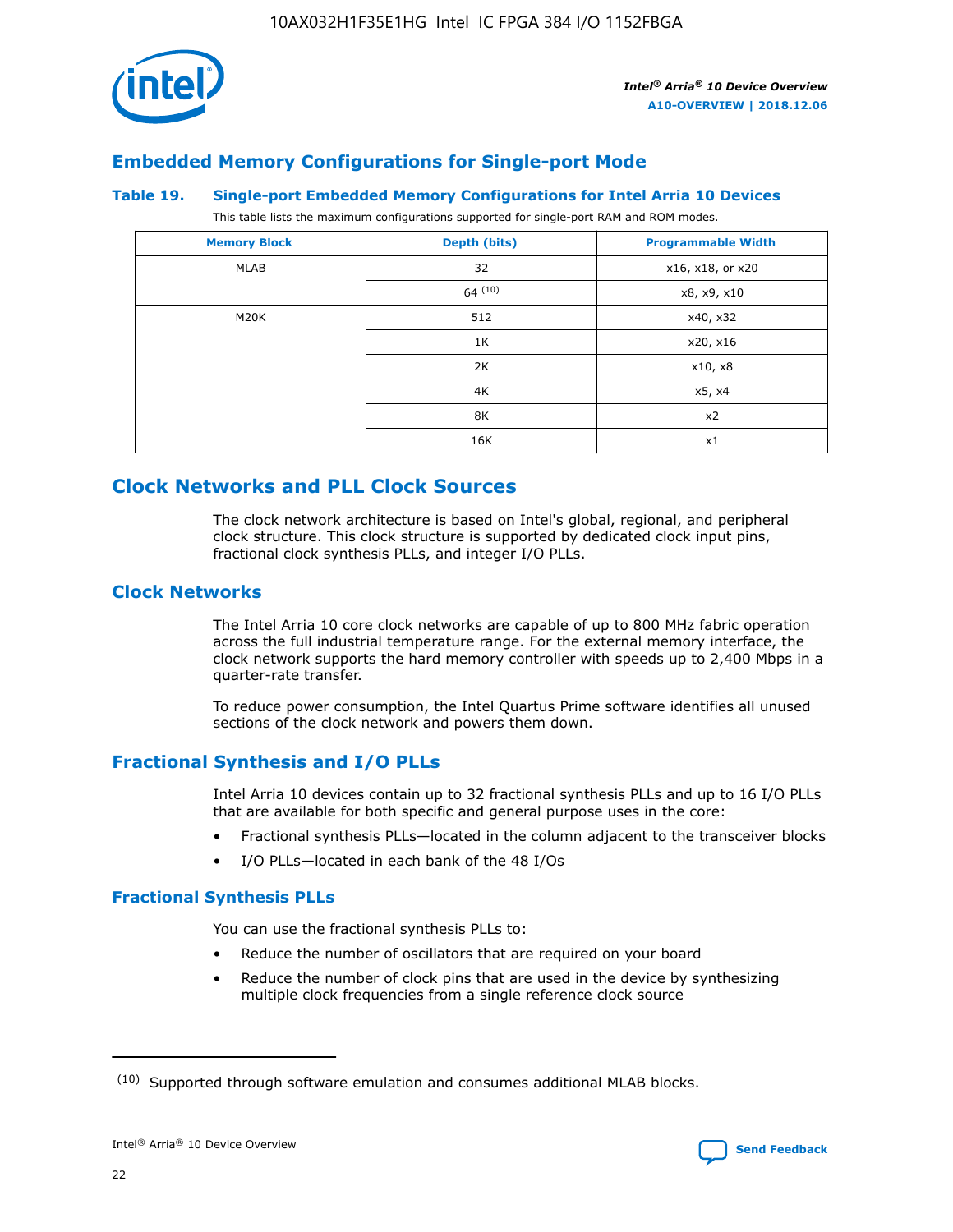## Embedded Memory Configurations for Single-port Mode

**Table 19. Single-port Embedded Memory Configurations for Intel Arria 10 Devices**

This table lists the maximum configurations supported for single-port RAM and ROM modes.

| Memory Block | Depth (bits) | Programmable Width |
|---|---|---|
| MLAB | 32 | x16, x18, or x20 |
| | 64 [10] | x8, x9, x10 |
| M20K | 512 | x40, x32 |
| | 1K | x20, x16 |
| | 2K | x10, x8 |
| | 4K | x5, x4 |
| | 8K | x2 |
| | 16K | x1 |

# Clock Networks and PLL Clock Sources

The clock network architecture is based on Intel's global, regional, and peripheral clock structure. This clock structure is supported by dedicated clock input pins, fractional clock synthesis PLLs, and integer I/O PLLs.

## Clock Networks

The Intel Arria 10 core clock networks are capable of up to 800 MHz fabric operation across the full industrial temperature range. For the external memory interface, the clock network supports the hard memory controller with speeds up to 2,400 Mbps in a quarter-rate transfer.

To reduce power consumption, the Intel Quartus Prime software identifies all unused sections of the clock network and powers them down.

## Fractional Synthesis and I/O PLLs

Intel Arria 10 devices contain up to 32 fractional synthesis PLLs and up to 16 I/O PLLs that are available for both specific and general purpose uses in the core:

- Fractional synthesis PLLs—located in the column adjacent to the transceiver blocks
- I/O PLLs—located in each bank of the 48 I/Os

### Fractional Synthesis PLLs

You can use the fractional synthesis PLLs to:

- Reduce the number of oscillators that are required on your board
- Reduce the number of clock pins that are used in the device by synthesizing multiple clock frequencies from a single reference clock source

(10) Supported through software emulation and consumes additional MLAB blocks.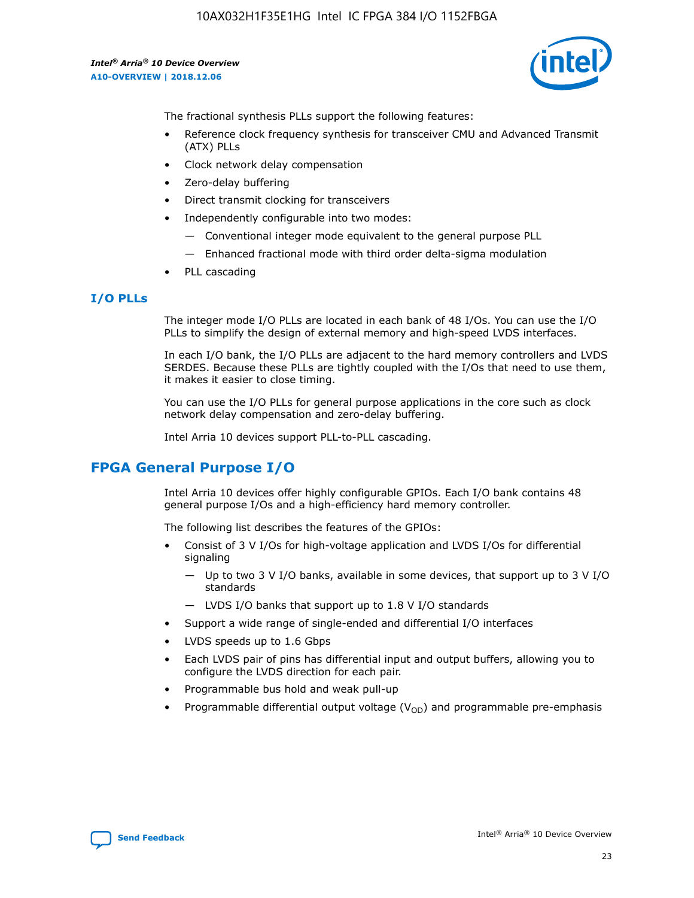The fractional synthesis PLLs support the following features:

- Reference clock frequency synthesis for transceiver CMU and Advanced Transmit (ATX) PLLs
- Clock network delay compensation
- Zero-delay buffering
- Direct transmit clocking for transceivers
- Independently configurable into two modes:
  - — Conventional integer mode equivalent to the general purpose PLL
  - — Enhanced fractional mode with third order delta-sigma modulation
- PLL cascading

### I/O PLLs

The integer mode I/O PLLs are located in each bank of 48 I/Os. You can use the I/O PLLs to simplify the design of external memory and high-speed LVDS interfaces.

In each I/O bank, the I/O PLLs are adjacent to the hard memory controllers and LVDS SERDES. Because these PLLs are tightly coupled with the I/Os that need to use them, it makes it easier to close timing.

You can use the I/O PLLs for general purpose applications in the core such as clock network delay compensation and zero-delay buffering.

Intel Arria 10 devices support PLL-to-PLL cascading.

## FPGA General Purpose I/O

Intel Arria 10 devices offer highly configurable GPIOs. Each I/O bank contains 48 general purpose I/Os and a high-efficiency hard memory controller.

The following list describes the features of the GPIOs:

- Consist of 3 V I/Os for high-voltage application and LVDS I/Os for differential signaling
  - — Up to two 3 V I/O banks, available in some devices, that support up to 3 V I/O standards
  - — LVDS I/O banks that support up to 1.8 V I/O standards
- Support a wide range of single-ended and differential I/O interfaces
- LVDS speeds up to 1.6 Gbps
- Each LVDS pair of pins has differential input and output buffers, allowing you to configure the LVDS direction for each pair.
- Programmable bus hold and weak pull-up
- Programmable differential output voltage ($V_{OD}$) and programmable pre-emphasis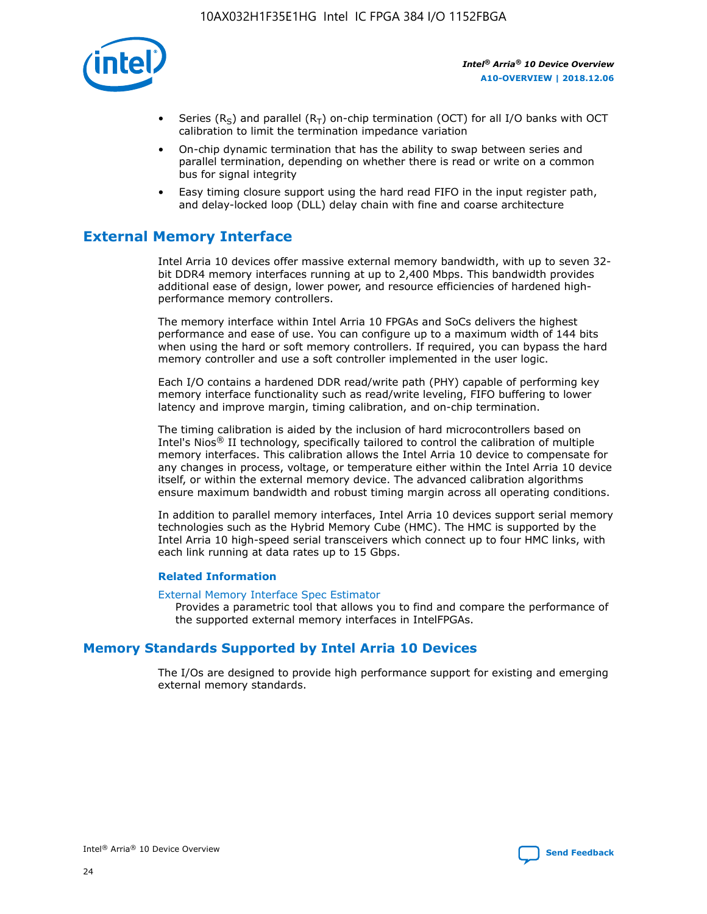- Series ($R_S$) and parallel ($R_T$) on-chip termination (OCT) for all I/O banks with OCT calibration to limit the termination impedance variation
- On-chip dynamic termination that has the ability to swap between series and parallel termination, depending on whether there is read or write on a common bus for signal integrity
- Easy timing closure support using the hard read FIFO in the input register path, and delay-locked loop (DLL) delay chain with fine and coarse architecture

## External Memory Interface

Intel Arria 10 devices offer massive external memory bandwidth, with up to seven 32-bit DDR4 memory interfaces running at up to 2,400 Mbps. This bandwidth provides additional ease of design, lower power, and resource efficiencies of hardened high-performance memory controllers.

The memory interface within Intel Arria 10 FPGAs and SoCs delivers the highest performance and ease of use. You can configure up to a maximum width of 144 bits when using the hard or soft memory controllers. If required, you can bypass the hard memory controller and use a soft controller implemented in the user logic.

Each I/O contains a hardened DDR read/write path (PHY) capable of performing key memory interface functionality such as read/write leveling, FIFO buffering to lower latency and improve margin, timing calibration, and on-chip termination.

The timing calibration is aided by the inclusion of hard microcontrollers based on Intel's Nios® II technology, specifically tailored to control the calibration of multiple memory interfaces. This calibration allows the Intel Arria 10 device to compensate for any changes in process, voltage, or temperature either within the Intel Arria 10 device itself, or within the external memory device. The advanced calibration algorithms ensure maximum bandwidth and robust timing margin across all operating conditions.

In addition to parallel memory interfaces, Intel Arria 10 devices support serial memory technologies such as the Hybrid Memory Cube (HMC). The HMC is supported by the Intel Arria 10 high-speed serial transceivers which connect up to four HMC links, with each link running at data rates up to 15 Gbps.

### Related Information

External Memory Interface Spec Estimator

Provides a parametric tool that allows you to find and compare the performance of the supported external memory interfaces in IntelFPGAs.

## Memory Standards Supported by Intel Arria 10 Devices

The I/Os are designed to provide high performance support for existing and emerging external memory standards.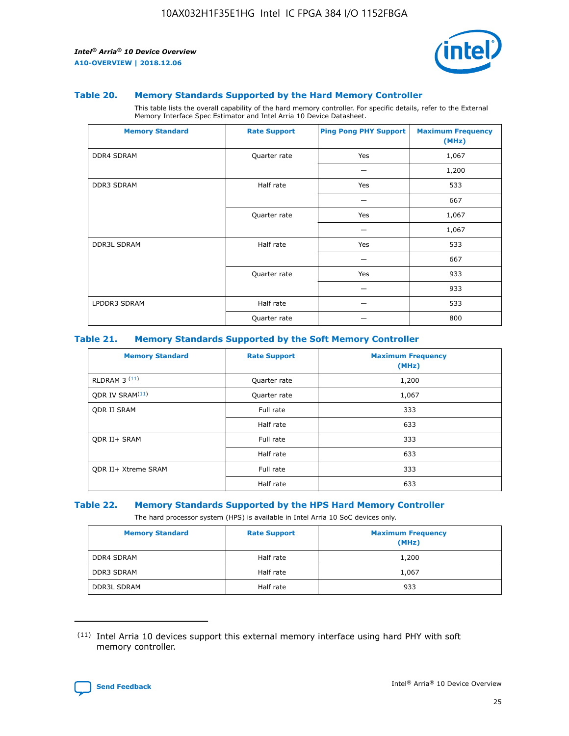### Table 20. Memory Standards Supported by the Hard Memory Controller

This table lists the overall capability of the hard memory controller. For specific details, refer to the External Memory Interface Spec Estimator and Intel Arria 10 Device Datasheet.

| Memory Standard | Rate Support | Ping Pong PHY Support | Maximum Frequency (MHz) |
|---|---|---|---|
| DDR4 SDRAM | Quarter rate | Yes | 1,067 |
| | | — | 1,200 |
| DDR3 SDRAM | Half rate | Yes | 533 |
| | | — | 667 |
| | Quarter rate | Yes | 1,067 |
| | | — | 1,067 |
| DDR3L SDRAM | Half rate | Yes | 533 |
| | | — | 667 |
| | Quarter rate | Yes | 933 |
| | | — | 933 |
| LPDDR3 SDRAM | Half rate | — | 533 |
| | Quarter rate | — | 800 |

### Table 21. Memory Standards Supported by the Soft Memory Controller

| Memory Standard | Rate Support | Maximum Frequency (MHz) |
|---|---|---|
| RLDRAM 3 [(11)] | Quarter rate | 1,200 |
| QDR IV SRAM[(11)] | Quarter rate | 1,067 |
| QDR II SRAM | Full rate | 333 |
| | Half rate | 633 |
| QDR II+ SRAM | Full rate | 333 |
| | Half rate | 633 |
| QDR II+ Xtreme SRAM | Full rate | 333 |
| | Half rate | 633 |

### Table 22. Memory Standards Supported by the HPS Hard Memory Controller

The hard processor system (HPS) is available in Intel Arria 10 SoC devices only.

| Memory Standard | Rate Support | Maximum Frequency (MHz) |
|---|---|---|
| DDR4 SDRAM | Half rate | 1,200 |
| DDR3 SDRAM | Half rate | 1,067 |
| DDR3L SDRAM | Half rate | 933 |

(11) Intel Arria 10 devices support this external memory interface using hard PHY with soft memory controller.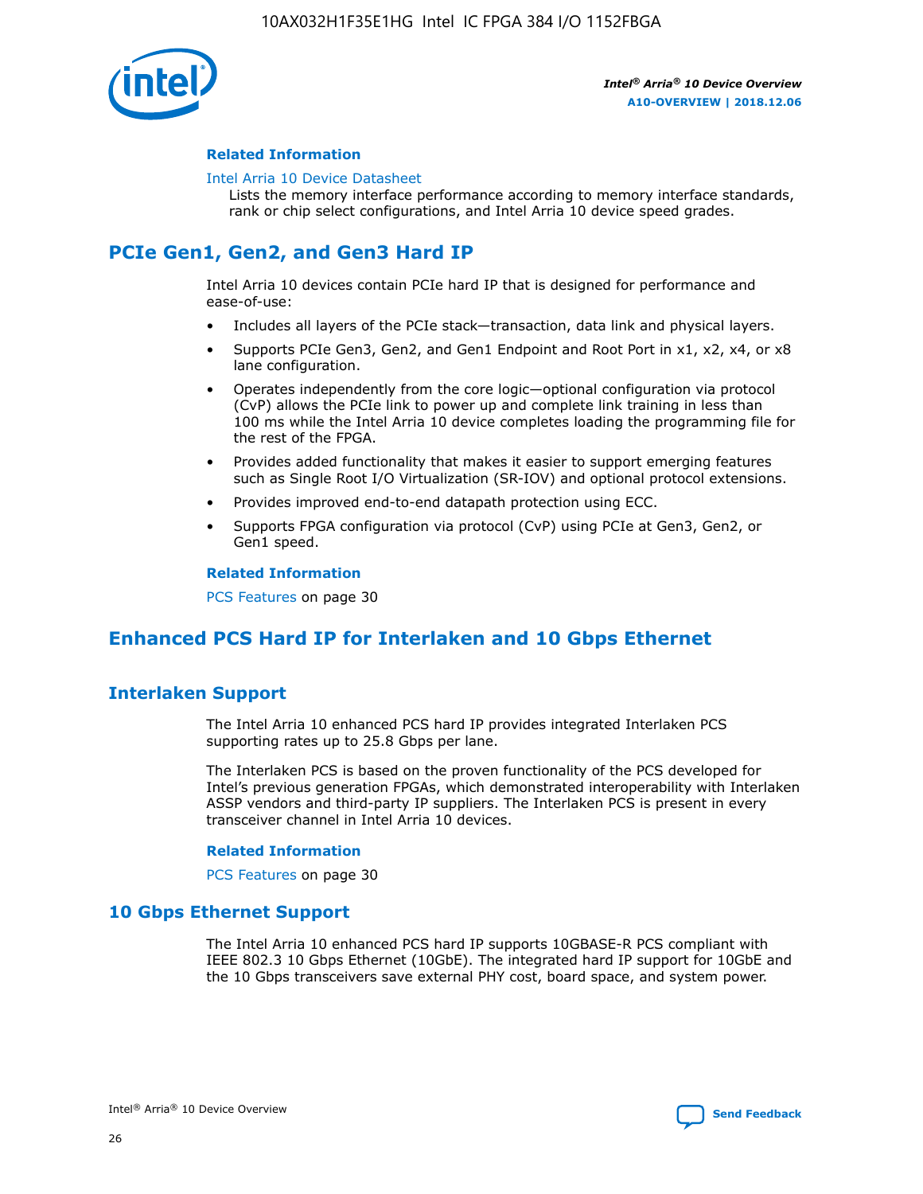### Related Information

Intel Arria 10 Device Datasheet
Lists the memory interface performance according to memory interface standards, rank or chip select configurations, and Intel Arria 10 device speed grades.

## PCIe Gen1, Gen2, and Gen3 Hard IP

Intel Arria 10 devices contain PCIe hard IP that is designed for performance and ease-of-use:

- Includes all layers of the PCIe stack—transaction, data link and physical layers.
- Supports PCIe Gen3, Gen2, and Gen1 Endpoint and Root Port in x1, x2, x4, or x8 lane configuration.
- Operates independently from the core logic—optional configuration via protocol (CvP) allows the PCIe link to power up and complete link training in less than 100 ms while the Intel Arria 10 device completes loading the programming file for the rest of the FPGA.
- Provides added functionality that makes it easier to support emerging features such as Single Root I/O Virtualization (SR-IOV) and optional protocol extensions.
- Provides improved end-to-end datapath protection using ECC.
- Supports FPGA configuration via protocol (CvP) using PCIe at Gen3, Gen2, or Gen1 speed.

### Related Information

PCS Features on page 30

## Enhanced PCS Hard IP for Interlaken and 10 Gbps Ethernet

## Interlaken Support

The Intel Arria 10 enhanced PCS hard IP provides integrated Interlaken PCS supporting rates up to 25.8 Gbps per lane.

The Interlaken PCS is based on the proven functionality of the PCS developed for Intel's previous generation FPGAs, which demonstrated interoperability with Interlaken ASSP vendors and third-party IP suppliers. The Interlaken PCS is present in every transceiver channel in Intel Arria 10 devices.

### Related Information

PCS Features on page 30

## 10 Gbps Ethernet Support

The Intel Arria 10 enhanced PCS hard IP supports 10GBASE-R PCS compliant with IEEE 802.3 10 Gbps Ethernet (10GbE). The integrated hard IP support for 10GbE and the 10 Gbps transceivers save external PHY cost, board space, and system power.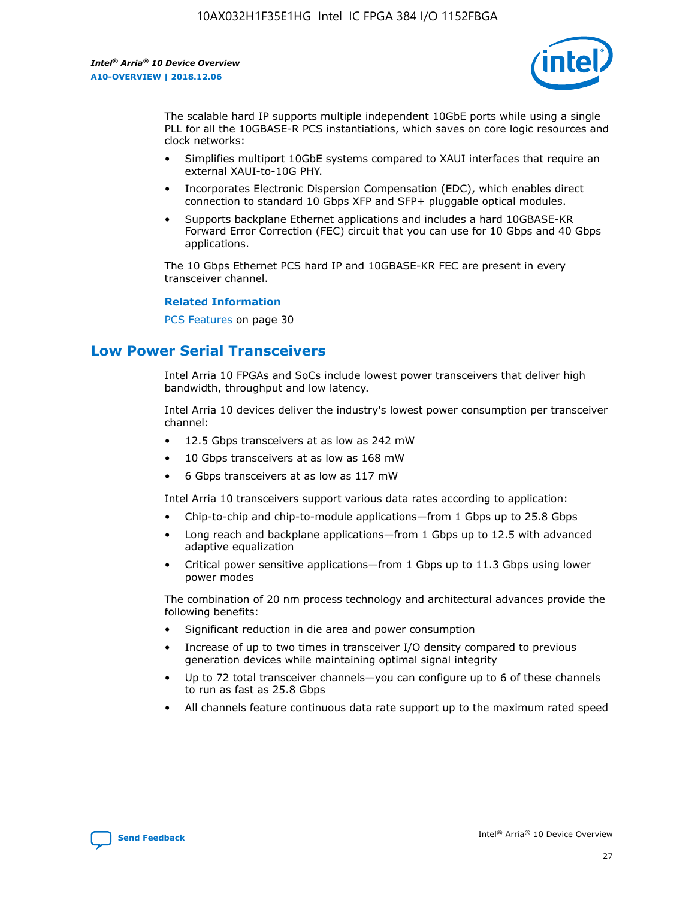The scalable hard IP supports multiple independent 10GbE ports while using a single PLL for all the 10GBASE-R PCS instantiations, which saves on core logic resources and clock networks:

- Simplifies multiport 10GbE systems compared to XAUI interfaces that require an external XAUI-to-10G PHY.
- Incorporates Electronic Dispersion Compensation (EDC), which enables direct connection to standard 10 Gbps XFP and SFP+ pluggable optical modules.
- Supports backplane Ethernet applications and includes a hard 10GBASE-KR Forward Error Correction (FEC) circuit that you can use for 10 Gbps and 40 Gbps applications.

The 10 Gbps Ethernet PCS hard IP and 10GBASE-KR FEC are present in every transceiver channel.

**Related Information**

PCS Features on page 30

## Low Power Serial Transceivers

Intel Arria 10 FPGAs and SoCs include lowest power transceivers that deliver high bandwidth, throughput and low latency.

Intel Arria 10 devices deliver the industry's lowest power consumption per transceiver channel:

- 12.5 Gbps transceivers at as low as 242 mW
- 10 Gbps transceivers at as low as 168 mW
- 6 Gbps transceivers at as low as 117 mW

Intel Arria 10 transceivers support various data rates according to application:

- Chip-to-chip and chip-to-module applications—from 1 Gbps up to 25.8 Gbps
- Long reach and backplane applications—from 1 Gbps up to 12.5 with advanced adaptive equalization
- Critical power sensitive applications—from 1 Gbps up to 11.3 Gbps using lower power modes

The combination of 20 nm process technology and architectural advances provide the following benefits:

- Significant reduction in die area and power consumption
- Increase of up to two times in transceiver I/O density compared to previous generation devices while maintaining optimal signal integrity
- Up to 72 total transceiver channels—you can configure up to 6 of these channels to run as fast as 25.8 Gbps
- All channels feature continuous data rate support up to the maximum rated speed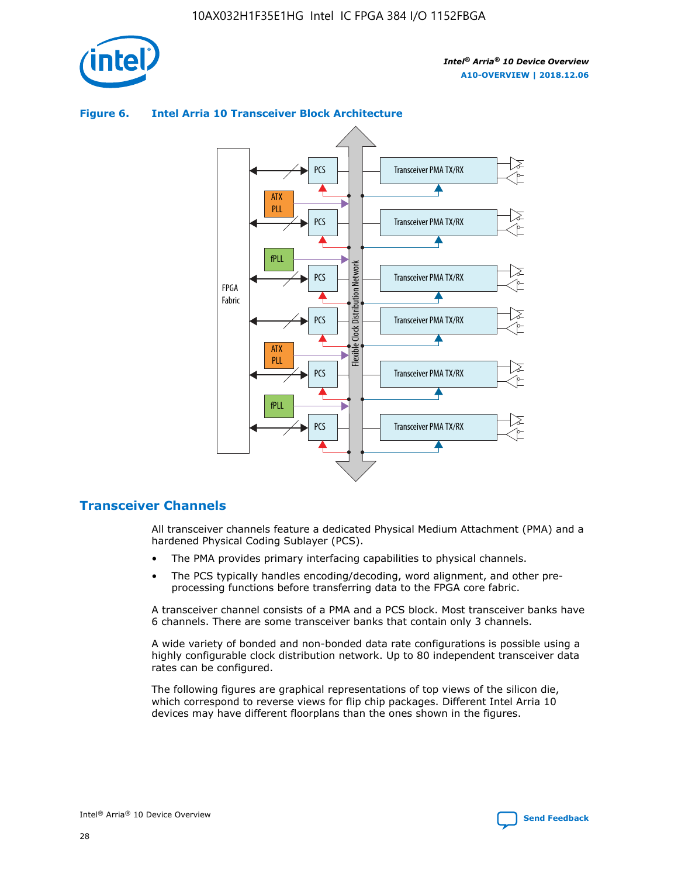**Figure 6. Intel Arria 10 Transceiver Block Architecture**

## Transceiver Channels

All transceiver channels feature a dedicated Physical Medium Attachment (PMA) and a hardened Physical Coding Sublayer (PCS).

- The PMA provides primary interfacing capabilities to physical channels.
- The PCS typically handles encoding/decoding, word alignment, and other pre-processing functions before transferring data to the FPGA core fabric.

A transceiver channel consists of a PMA and a PCS block. Most transceiver banks have 6 channels. There are some transceiver banks that contain only 3 channels.

A wide variety of bonded and non-bonded data rate configurations is possible using a highly configurable clock distribution network. Up to 80 independent transceiver data rates can be configured.

The following figures are graphical representations of top views of the silicon die, which correspond to reverse views for flip chip packages. Different Intel Arria 10 devices may have different floorplans than the ones shown in the figures.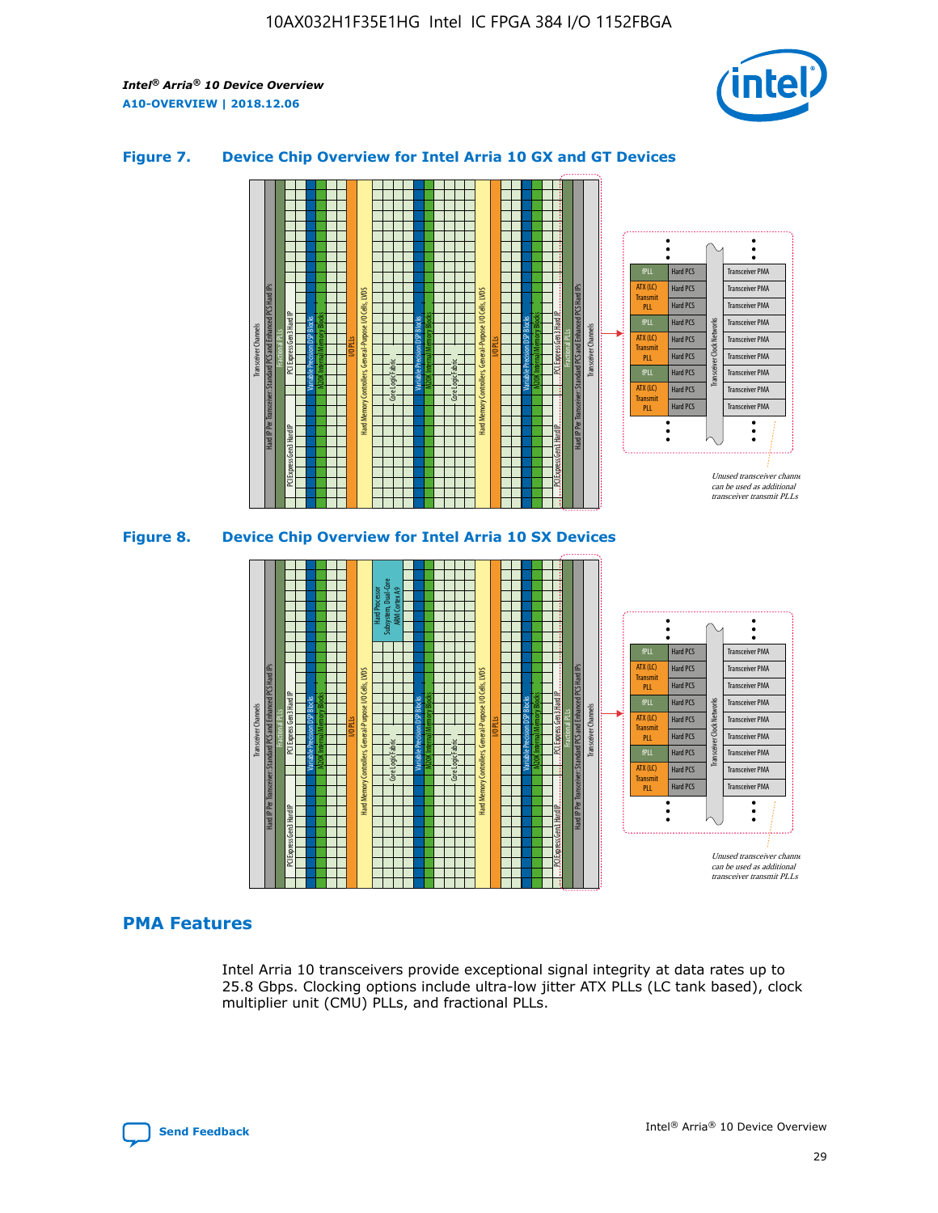### Figure 7. Device Chip Overview for Intel Arria 10 GX and GT Devices

Unused transceiver channels can be used as additional transceiver transmit PLLs

### Figure 8. Device Chip Overview for Intel Arria 10 SX Devices

Unused transceiver channels can be used as additional transceiver transmit PLLs

## PMA Features

Intel Arria 10 transceivers provide exceptional signal integrity at data rates up to 25.8 Gbps. Clocking options include ultra-low jitter ATX PLLs (LC tank based), clock multiplier unit (CMU) PLLs, and fractional PLLs.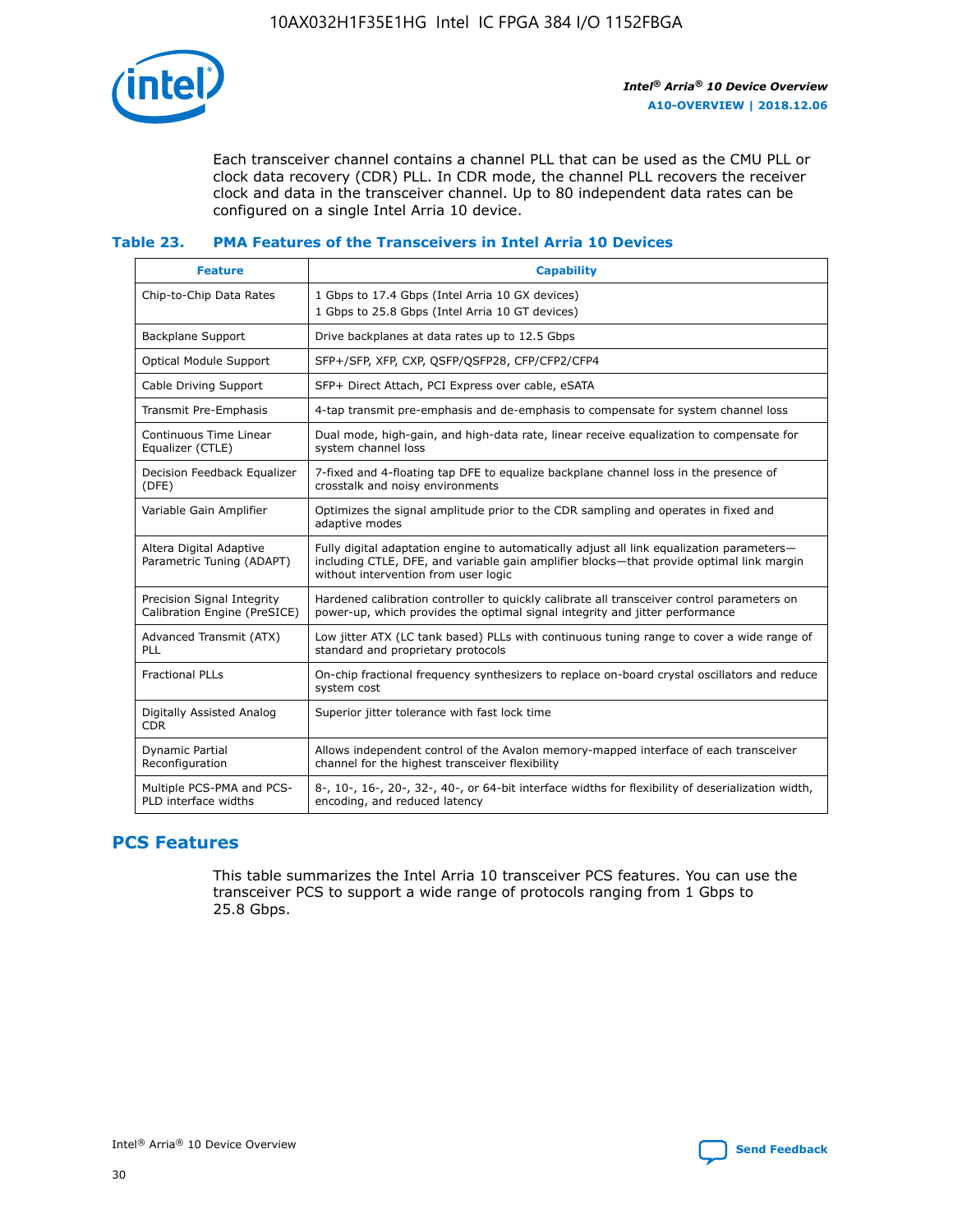Each transceiver channel contains a channel PLL that can be used as the CMU PLL or clock data recovery (CDR) PLL. In CDR mode, the channel PLL recovers the receiver clock and data in the transceiver channel. Up to 80 independent data rates can be configured on a single Intel Arria 10 device.

### Table 23. PMA Features of the Transceivers in Intel Arria 10 Devices

| Feature | Capability |
| --- | --- |
| Chip-to-Chip Data Rates | 1 Gbps to 17.4 Gbps (Intel Arria 10 GX devices)<br>1 Gbps to 25.8 Gbps (Intel Arria 10 GT devices) |
| Backplane Support | Drive backplanes at data rates up to 12.5 Gbps |
| Optical Module Support | SFP+/SFP, XFP, CXP, QSFP/QSFP28, CFP/CFP2/CFP4 |
| Cable Driving Support | SFP+ Direct Attach, PCI Express over cable, eSATA |
| Transmit Pre-Emphasis | 4-tap transmit pre-emphasis and de-emphasis to compensate for system channel loss |
| Continuous Time Linear Equalizer (CTLE) | Dual mode, high-gain, and high-data rate, linear receive equalization to compensate for system channel loss |
| Decision Feedback Equalizer (DFE) | 7-fixed and 4-floating tap DFE to equalize backplane channel loss in the presence of crosstalk and noisy environments |
| Variable Gain Amplifier | Optimizes the signal amplitude prior to the CDR sampling and operates in fixed and adaptive modes |
| Altera Digital Adaptive Parametric Tuning (ADAPT) | Fully digital adaptation engine to automatically adjust all link equalization parameters—including CTLE, DFE, and variable gain amplifier blocks—that provide optimal link margin without intervention from user logic |
| Precision Signal Integrity Calibration Engine (PreSICE) | Hardened calibration controller to quickly calibrate all transceiver control parameters on power-up, which provides the optimal signal integrity and jitter performance |
| Advanced Transmit (ATX) PLL | Low jitter ATX (LC tank based) PLLs with continuous tuning range to cover a wide range of standard and proprietary protocols |
| Fractional PLLs | On-chip fractional frequency synthesizers to replace on-board crystal oscillators and reduce system cost |
| Digitally Assisted Analog CDR | Superior jitter tolerance with fast lock time |
| Dynamic Partial Reconfiguration | Allows independent control of the Avalon memory-mapped interface of each transceiver channel for the highest transceiver flexibility |
| Multiple PCS-PMA and PCS-PLD interface widths | 8-, 10-, 16-, 20-, 32-, 40-, or 64-bit interface widths for flexibility of deserialization width, encoding, and reduced latency |

## PCS Features

This table summarizes the Intel Arria 10 transceiver PCS features. You can use the transceiver PCS to support a wide range of protocols ranging from 1 Gbps to 25.8 Gbps.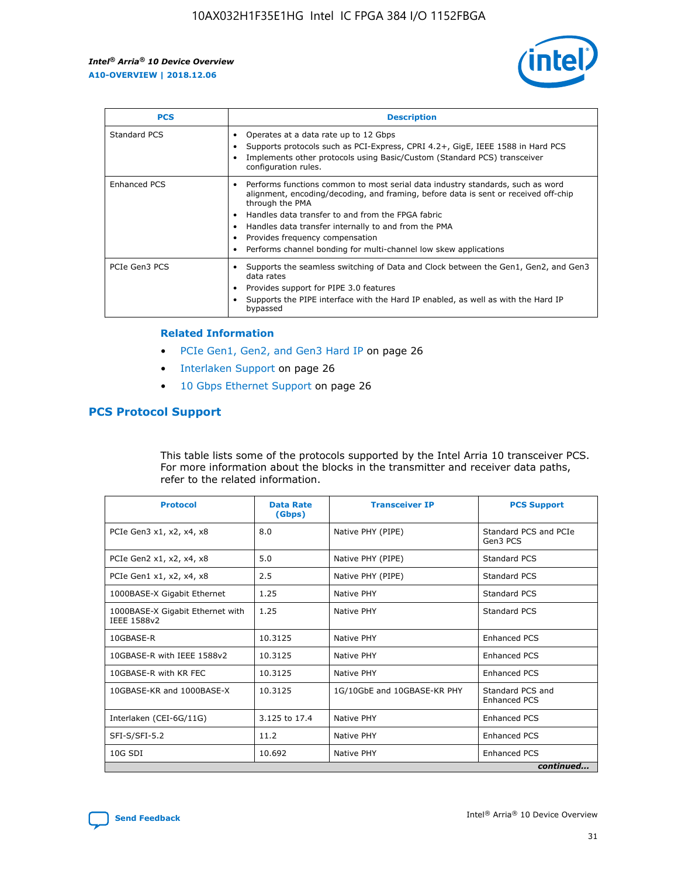| PCS | Description |
| --- | --- |
| Standard PCS | • Operates at a data rate up to 12 Gbps<br>• Supports protocols such as PCI-Express, CPRI 4.2+, GigE, IEEE 1588 in Hard PCS<br>• Implements other protocols using Basic/Custom (Standard PCS) transceiver configuration rules. |
| Enhanced PCS | • Performs functions common to most serial data industry standards, such as word alignment, encoding/decoding, and framing, before data is sent or received off-chip through the PMA<br>• Handles data transfer to and from the FPGA fabric<br>• Handles data transfer internally to and from the PMA<br>• Provides frequency compensation<br>• Performs channel bonding for multi-channel low skew applications |
| PCIe Gen3 PCS | • Supports the seamless switching of Data and Clock between the Gen1, Gen2, and Gen3 data rates<br>• Provides support for PIPE 3.0 features<br>• Supports the PIPE interface with the Hard IP enabled, as well as with the Hard IP bypassed |

**Related Information**

- PCIe Gen1, Gen2, and Gen3 Hard IP on page 26
- Interlaken Support on page 26
- 10 Gbps Ethernet Support on page 26

## PCS Protocol Support

This table lists some of the protocols supported by the Intel Arria 10 transceiver PCS. For more information about the blocks in the transmitter and receiver data paths, refer to the related information.

| Protocol | Data Rate (Gbps) | Transceiver IP | PCS Support |
| --- | --- | --- | --- |
| PCIe Gen3 x1, x2, x4, x8 | 8.0 | Native PHY (PIPE) | Standard PCS and PCIe Gen3 PCS |
| PCIe Gen2 x1, x2, x4, x8 | 5.0 | Native PHY (PIPE) | Standard PCS |
| PCIe Gen1 x1, x2, x4, x8 | 2.5 | Native PHY (PIPE) | Standard PCS |
| 1000BASE-X Gigabit Ethernet | 1.25 | Native PHY | Standard PCS |
| 1000BASE-X Gigabit Ethernet with IEEE 1588v2 | 1.25 | Native PHY | Standard PCS |
| 10GBASE-R | 10.3125 | Native PHY | Enhanced PCS |
| 10GBASE-R with IEEE 1588v2 | 10.3125 | Native PHY | Enhanced PCS |
| 10GBASE-R with KR FEC | 10.3125 | Native PHY | Enhanced PCS |
| 10GBASE-KR and 1000BASE-X | 10.3125 | 1G/10GbE and 10GBASE-KR PHY | Standard PCS and Enhanced PCS |
| Interlaken (CEI-6G/11G) | 3.125 to 17.4 | Native PHY | Enhanced PCS |
| SFI-S/SFI-5.2 | 11.2 | Native PHY | Enhanced PCS |
| 10G SDI | 10.692 | Native PHY | Enhanced PCS |

*continued...*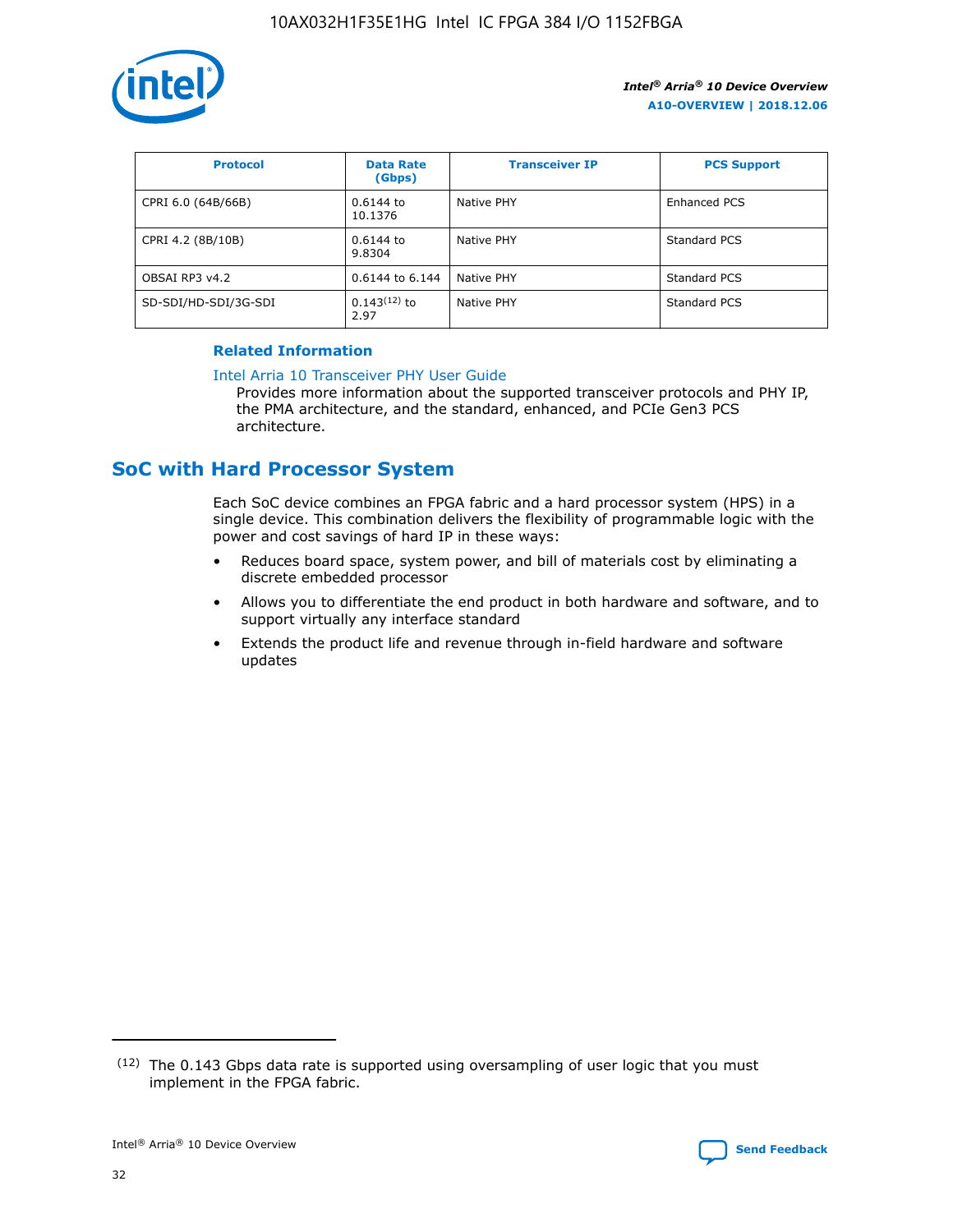| Protocol | Data Rate (Gbps) | Transceiver IP | PCS Support |
| --- | --- | --- | --- |
| CPRI 6.0 (64B/66B) | 0.6144 to 10.1376 | Native PHY | Enhanced PCS |
| CPRI 4.2 (8B/10B) | 0.6144 to 9.8304 | Native PHY | Standard PCS |
| OBSAI RP3 v4.2 | 0.6144 to 6.144 | Native PHY | Standard PCS |
| SD-SDI/HD-SDI/3G-SDI | 0.143[(12)] to 2.97 | Native PHY | Standard PCS |

**Related Information**

Intel Arria 10 Transceiver PHY User Guide
Provides more information about the supported transceiver protocols and PHY IP, the PMA architecture, and the standard, enhanced, and PCIe Gen3 PCS architecture.

## SoC with Hard Processor System

Each SoC device combines an FPGA fabric and a hard processor system (HPS) in a single device. This combination delivers the flexibility of programmable logic with the power and cost savings of hard IP in these ways:

- Reduces board space, system power, and bill of materials cost by eliminating a discrete embedded processor
- Allows you to differentiate the end product in both hardware and software, and to support virtually any interface standard
- Extends the product life and revenue through in-field hardware and software updates

(12) The 0.143 Gbps data rate is supported using oversampling of user logic that you must implement in the FPGA fabric.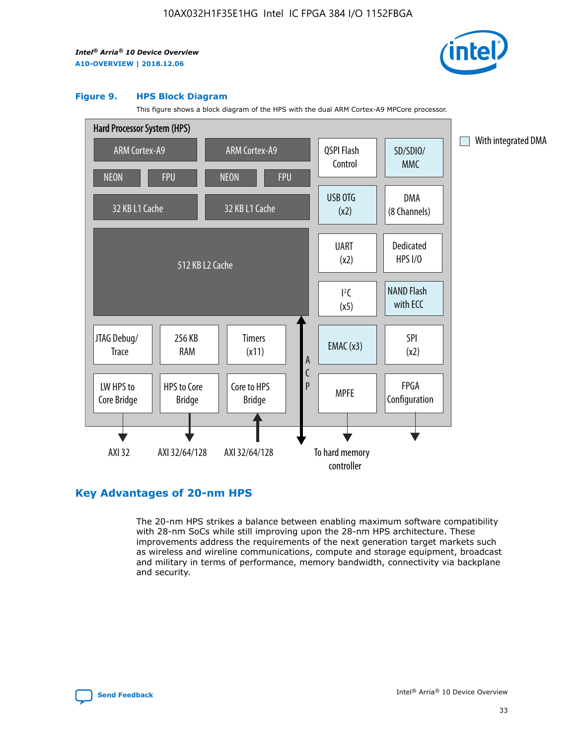**Figure 9. HPS Block Diagram**

This figure shows a block diagram of the HPS with the dual ARM Cortex-A9 MPCore processor.

Hard Processor System (HPS)

ARM Cortex-A9 | ARM Cortex-A9
NEON | FPU | NEON | FPU
32 KB L1 Cache | 32 KB L1 Cache
512 KB L2 Cache

QSPI Flash Control | SD/SDIO/MMC
USB OTG (x2) | DMA (8 Channels)
UART (x2) | Dedicated HPS I/O
I²C (x5) | NAND Flash with ECC
EMAC (x3) | SPI (x2)
MPFE | FPGA Configuration

JTAG Debug/Trace | 256 KB RAM | Timers (x11)
LW HPS to Core Bridge | HPS to Core Bridge | Core to HPS Bridge

ACP

AXI 32 | AXI 32/64/128 | AXI 32/64/128 | To hard memory controller

With integrated DMA

## Key Advantages of 20-nm HPS

The 20-nm HPS strikes a balance between enabling maximum software compatibility with 28-nm SoCs while still improving upon the 28-nm HPS architecture. These improvements address the requirements of the next generation target markets such as wireless and wireline communications, compute and storage equipment, broadcast and military in terms of performance, memory bandwidth, connectivity via backplane and security.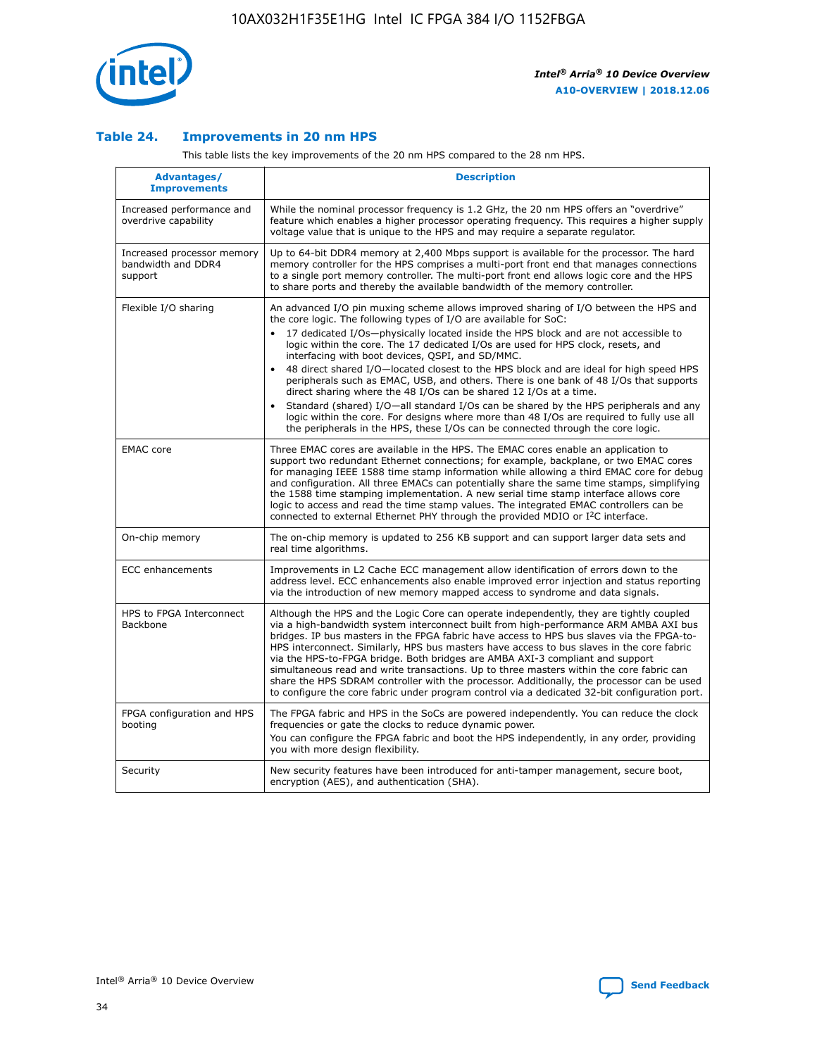### Table 24. Improvements in 20 nm HPS

This table lists the key improvements of the 20 nm HPS compared to the 28 nm HPS.

| Advantages/ Improvements | Description |
|---|---|
| Increased performance and overdrive capability | While the nominal processor frequency is 1.2 GHz, the 20 nm HPS offers an "overdrive" feature which enables a higher processor operating frequency. This requires a higher supply voltage value that is unique to the HPS and may require a separate regulator. |
| Increased processor memory bandwidth and DDR4 support | Up to 64-bit DDR4 memory at 2,400 Mbps support is available for the processor. The hard memory controller for the HPS comprises a multi-port front end that manages connections to a single port memory controller. The multi-port front end allows logic core and the HPS to share ports and thereby the available bandwidth of the memory controller. |
| Flexible I/O sharing | An advanced I/O pin muxing scheme allows improved sharing of I/O between the HPS and the core logic. The following types of I/O are available for SoC: <br>• 17 dedicated I/Os—physically located inside the HPS block and are not accessible to logic within the core. The 17 dedicated I/Os are used for HPS clock, resets, and interfacing with boot devices, QSPI, and SD/MMC. <br>• 48 direct shared I/O—located closest to the HPS block and are ideal for high speed HPS peripherals such as EMAC, USB, and others. There is one bank of 48 I/Os that supports direct sharing where the 48 I/Os can be shared 12 I/Os at a time. <br>• Standard (shared) I/O—all standard I/Os can be shared by the HPS peripherals and any logic within the core. For designs where more than 48 I/Os are required to fully use all the peripherals in the HPS, these I/Os can be connected through the core logic. |
| EMAC core | Three EMAC cores are available in the HPS. The EMAC cores enable an application to support two redundant Ethernet connections; for example, backplane, or two EMAC cores for managing IEEE 1588 time stamp information while allowing a third EMAC core for debug and configuration. All three EMACs can potentially share the same time stamps, simplifying the 1588 time stamping implementation. A new serial time stamp interface allows core logic to access and read the time stamp values. The integrated EMAC controllers can be connected to external Ethernet PHY through the provided MDIO or I²C interface. |
| On-chip memory | The on-chip memory is updated to 256 KB support and can support larger data sets and real time algorithms. |
| ECC enhancements | Improvements in L2 Cache ECC management allow identification of errors down to the address level. ECC enhancements also enable improved error injection and status reporting via the introduction of new memory mapped access to syndrome and data signals. |
| HPS to FPGA Interconnect Backbone | Although the HPS and the Logic Core can operate independently, they are tightly coupled via a high-bandwidth system interconnect built from high-performance ARM AMBA AXI bus bridges. IP bus masters in the FPGA fabric have access to HPS bus slaves via the FPGA-to-HPS interconnect. Similarly, HPS bus masters have access to bus slaves in the core fabric via the HPS-to-FPGA bridge. Both bridges are AMBA AXI-3 compliant and support simultaneous read and write transactions. Up to three masters within the core fabric can share the HPS SDRAM controller with the processor. Additionally, the processor can be used to configure the core fabric under program control via a dedicated 32-bit configuration port. |
| FPGA configuration and HPS booting | The FPGA fabric and HPS in the SoCs are powered independently. You can reduce the clock frequencies or gate the clocks to reduce dynamic power. <br>You can configure the FPGA fabric and boot the HPS independently, in any order, providing you with more design flexibility. |
| Security | New security features have been introduced for anti-tamper management, secure boot, encryption (AES), and authentication (SHA). |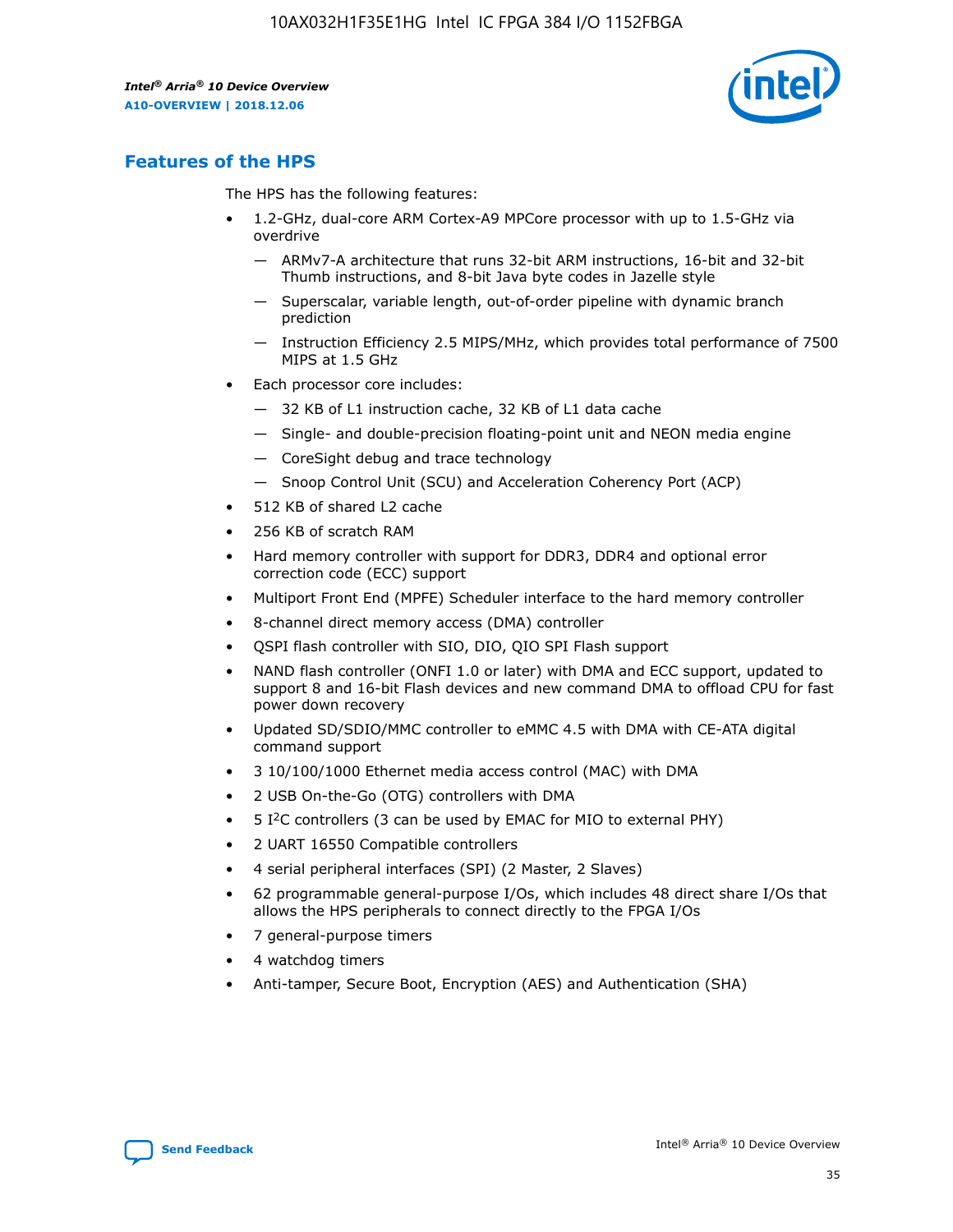## Features of the HPS

The HPS has the following features:

- 1.2-GHz, dual-core ARM Cortex-A9 MPCore processor with up to 1.5-GHz via overdrive
  - — ARMv7-A architecture that runs 32-bit ARM instructions, 16-bit and 32-bit Thumb instructions, and 8-bit Java byte codes in Jazelle style
  - — Superscalar, variable length, out-of-order pipeline with dynamic branch prediction
  - — Instruction Efficiency 2.5 MIPS/MHz, which provides total performance of 7500 MIPS at 1.5 GHz
- Each processor core includes:
  - — 32 KB of L1 instruction cache, 32 KB of L1 data cache
  - — Single- and double-precision floating-point unit and NEON media engine
  - — CoreSight debug and trace technology
  - — Snoop Control Unit (SCU) and Acceleration Coherency Port (ACP)
- 512 KB of shared L2 cache
- 256 KB of scratch RAM
- Hard memory controller with support for DDR3, DDR4 and optional error correction code (ECC) support
- Multiport Front End (MPFE) Scheduler interface to the hard memory controller
- 8-channel direct memory access (DMA) controller
- QSPI flash controller with SIO, DIO, QIO SPI Flash support
- NAND flash controller (ONFI 1.0 or later) with DMA and ECC support, updated to support 8 and 16-bit Flash devices and new command DMA to offload CPU for fast power down recovery
- Updated SD/SDIO/MMC controller to eMMC 4.5 with DMA with CE-ATA digital command support
- 3 10/100/1000 Ethernet media access control (MAC) with DMA
- 2 USB On-the-Go (OTG) controllers with DMA
- 5 I²C controllers (3 can be used by EMAC for MIO to external PHY)
- 2 UART 16550 Compatible controllers
- 4 serial peripheral interfaces (SPI) (2 Master, 2 Slaves)
- 62 programmable general-purpose I/Os, which includes 48 direct share I/Os that allows the HPS peripherals to connect directly to the FPGA I/Os
- 7 general-purpose timers
- 4 watchdog timers
- Anti-tamper, Secure Boot, Encryption (AES) and Authentication (SHA)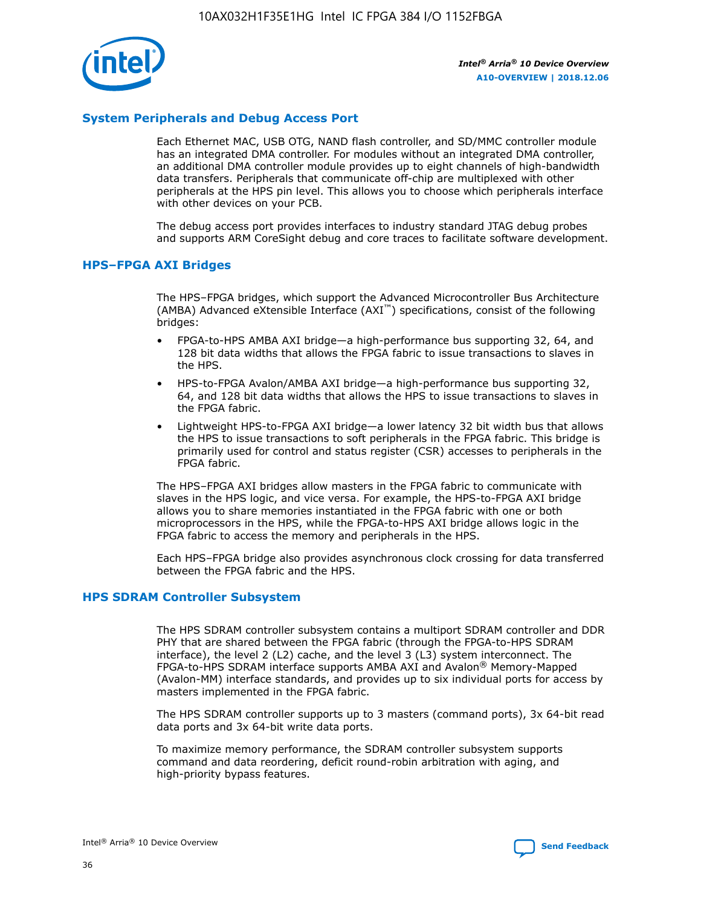## System Peripherals and Debug Access Port

Each Ethernet MAC, USB OTG, NAND flash controller, and SD/MMC controller module has an integrated DMA controller. For modules without an integrated DMA controller, an additional DMA controller module provides up to eight channels of high-bandwidth data transfers. Peripherals that communicate off-chip are multiplexed with other peripherals at the HPS pin level. This allows you to choose which peripherals interface with other devices on your PCB.

The debug access port provides interfaces to industry standard JTAG debug probes and supports ARM CoreSight debug and core traces to facilitate software development.

## HPS–FPGA AXI Bridges

The HPS–FPGA bridges, which support the Advanced Microcontroller Bus Architecture (AMBA) Advanced eXtensible Interface (AXI™) specifications, consist of the following bridges:

- FPGA-to-HPS AMBA AXI bridge—a high-performance bus supporting 32, 64, and 128 bit data widths that allows the FPGA fabric to issue transactions to slaves in the HPS.
- HPS-to-FPGA Avalon/AMBA AXI bridge—a high-performance bus supporting 32, 64, and 128 bit data widths that allows the HPS to issue transactions to slaves in the FPGA fabric.
- Lightweight HPS-to-FPGA AXI bridge—a lower latency 32 bit width bus that allows the HPS to issue transactions to soft peripherals in the FPGA fabric. This bridge is primarily used for control and status register (CSR) accesses to peripherals in the FPGA fabric.

The HPS–FPGA AXI bridges allow masters in the FPGA fabric to communicate with slaves in the HPS logic, and vice versa. For example, the HPS-to-FPGA AXI bridge allows you to share memories instantiated in the FPGA fabric with one or both microprocessors in the HPS, while the FPGA-to-HPS AXI bridge allows logic in the FPGA fabric to access the memory and peripherals in the HPS.

Each HPS–FPGA bridge also provides asynchronous clock crossing for data transferred between the FPGA fabric and the HPS.

## HPS SDRAM Controller Subsystem

The HPS SDRAM controller subsystem contains a multiport SDRAM controller and DDR PHY that are shared between the FPGA fabric (through the FPGA-to-HPS SDRAM interface), the level 2 (L2) cache, and the level 3 (L3) system interconnect. The FPGA-to-HPS SDRAM interface supports AMBA AXI and Avalon® Memory-Mapped (Avalon-MM) interface standards, and provides up to six individual ports for access by masters implemented in the FPGA fabric.

The HPS SDRAM controller supports up to 3 masters (command ports), 3x 64-bit read data ports and 3x 64-bit write data ports.

To maximize memory performance, the SDRAM controller subsystem supports command and data reordering, deficit round-robin arbitration with aging, and high-priority bypass features.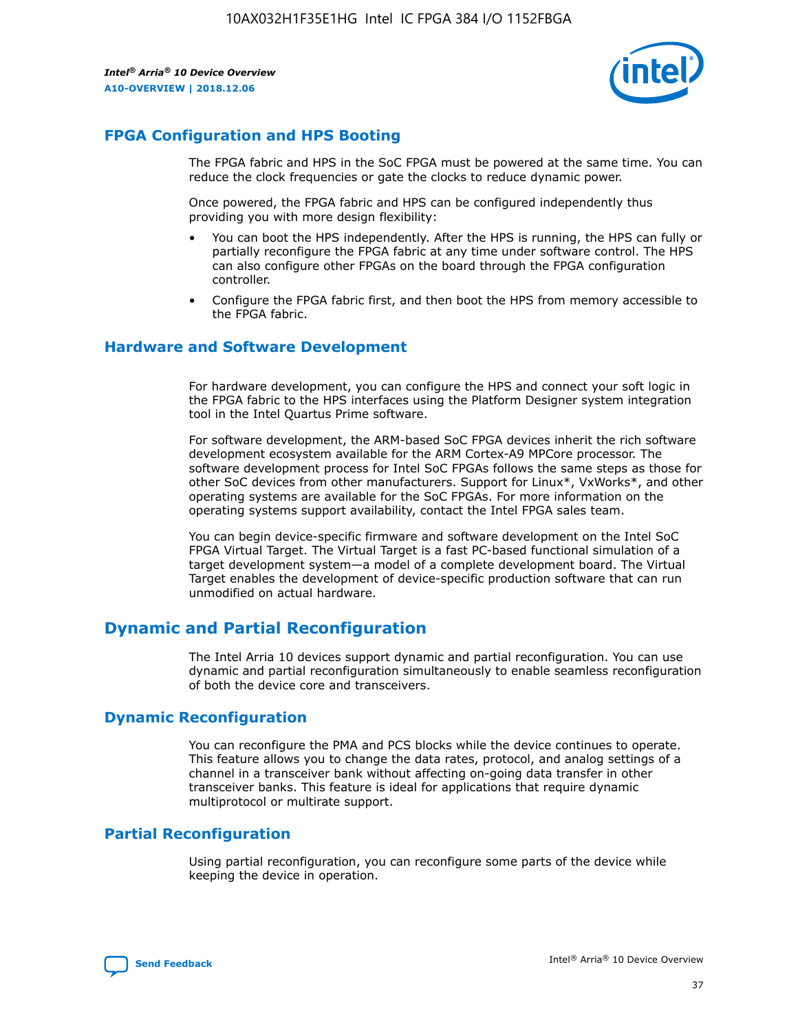## FPGA Configuration and HPS Booting

The FPGA fabric and HPS in the SoC FPGA must be powered at the same time. You can reduce the clock frequencies or gate the clocks to reduce dynamic power.

Once powered, the FPGA fabric and HPS can be configured independently thus providing you with more design flexibility:

- You can boot the HPS independently. After the HPS is running, the HPS can fully or partially reconfigure the FPGA fabric at any time under software control. The HPS can also configure other FPGAs on the board through the FPGA configuration controller.
- Configure the FPGA fabric first, and then boot the HPS from memory accessible to the FPGA fabric.

## Hardware and Software Development

For hardware development, you can configure the HPS and connect your soft logic in the FPGA fabric to the HPS interfaces using the Platform Designer system integration tool in the Intel Quartus Prime software.

For software development, the ARM-based SoC FPGA devices inherit the rich software development ecosystem available for the ARM Cortex-A9 MPCore processor. The software development process for Intel SoC FPGAs follows the same steps as those for other SoC devices from other manufacturers. Support for Linux*, VxWorks*, and other operating systems are available for the SoC FPGAs. For more information on the operating systems support availability, contact the Intel FPGA sales team.

You can begin device-specific firmware and software development on the Intel SoC FPGA Virtual Target. The Virtual Target is a fast PC-based functional simulation of a target development system—a model of a complete development board. The Virtual Target enables the development of device-specific production software that can run unmodified on actual hardware.

# Dynamic and Partial Reconfiguration

The Intel Arria 10 devices support dynamic and partial reconfiguration. You can use dynamic and partial reconfiguration simultaneously to enable seamless reconfiguration of both the device core and transceivers.

## Dynamic Reconfiguration

You can reconfigure the PMA and PCS blocks while the device continues to operate. This feature allows you to change the data rates, protocol, and analog settings of a channel in a transceiver bank without affecting on-going data transfer in other transceiver banks. This feature is ideal for applications that require dynamic multiprotocol or multirate support.

## Partial Reconfiguration

Using partial reconfiguration, you can reconfigure some parts of the device while keeping the device in operation.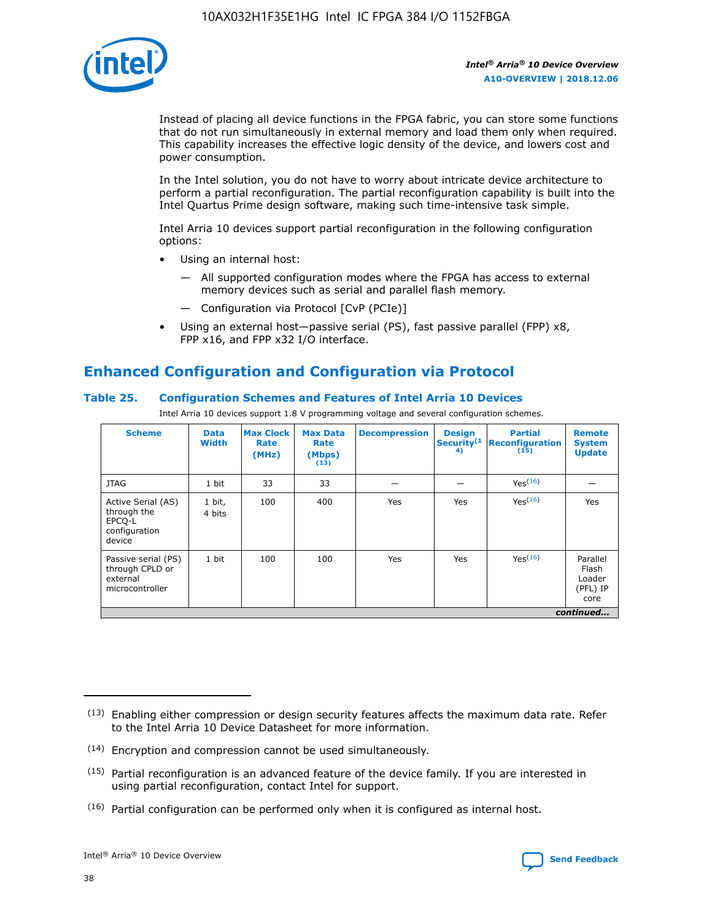Instead of placing all device functions in the FPGA fabric, you can store some functions that do not run simultaneously in external memory and load them only when required. This capability increases the effective logic density of the device, and lowers cost and power consumption.

In the Intel solution, you do not have to worry about intricate device architecture to perform a partial reconfiguration. The partial reconfiguration capability is built into the Intel Quartus Prime design software, making such time-intensive task simple.

Intel Arria 10 devices support partial reconfiguration in the following configuration options:

- Using an internal host:
  - — All supported configuration modes where the FPGA has access to external memory devices such as serial and parallel flash memory.
  - — Configuration via Protocol [CvP (PCIe)]
- Using an external host—passive serial (PS), fast passive parallel (FPP) x8, FPP x16, and FPP x32 I/O interface.

## Enhanced Configuration and Configuration via Protocol

### Table 25. Configuration Schemes and Features of Intel Arria 10 Devices

Intel Arria 10 devices support 1.8 V programming voltage and several configuration schemes.

| Scheme | Data Width | Max Clock Rate (MHz) | Max Data Rate (Mbps) (13) | Decompression | Design Security(14) | Partial Reconfiguration (15) | Remote System Update |
|---|---|---|---|---|---|---|---|
| JTAG | 1 bit | 33 | 33 | — | — | Yes(16) | — |
| Active Serial (AS) through the EPCQ-L configuration device | 1 bit, 4 bits | 100 | 400 | Yes | Yes | Yes(16) | Yes |
| Passive serial (PS) through CPLD or external microcontroller | 1 bit | 100 | 100 | Yes | Yes | Yes(16) | Parallel Flash Loader (PFL) IP core |

*continued...*

(13) Enabling either compression or design security features affects the maximum data rate. Refer to the Intel Arria 10 Device Datasheet for more information.

(14) Encryption and compression cannot be used simultaneously.

(15) Partial reconfiguration is an advanced feature of the device family. If you are interested in using partial reconfiguration, contact Intel for support.

(16) Partial configuration can be performed only when it is configured as internal host.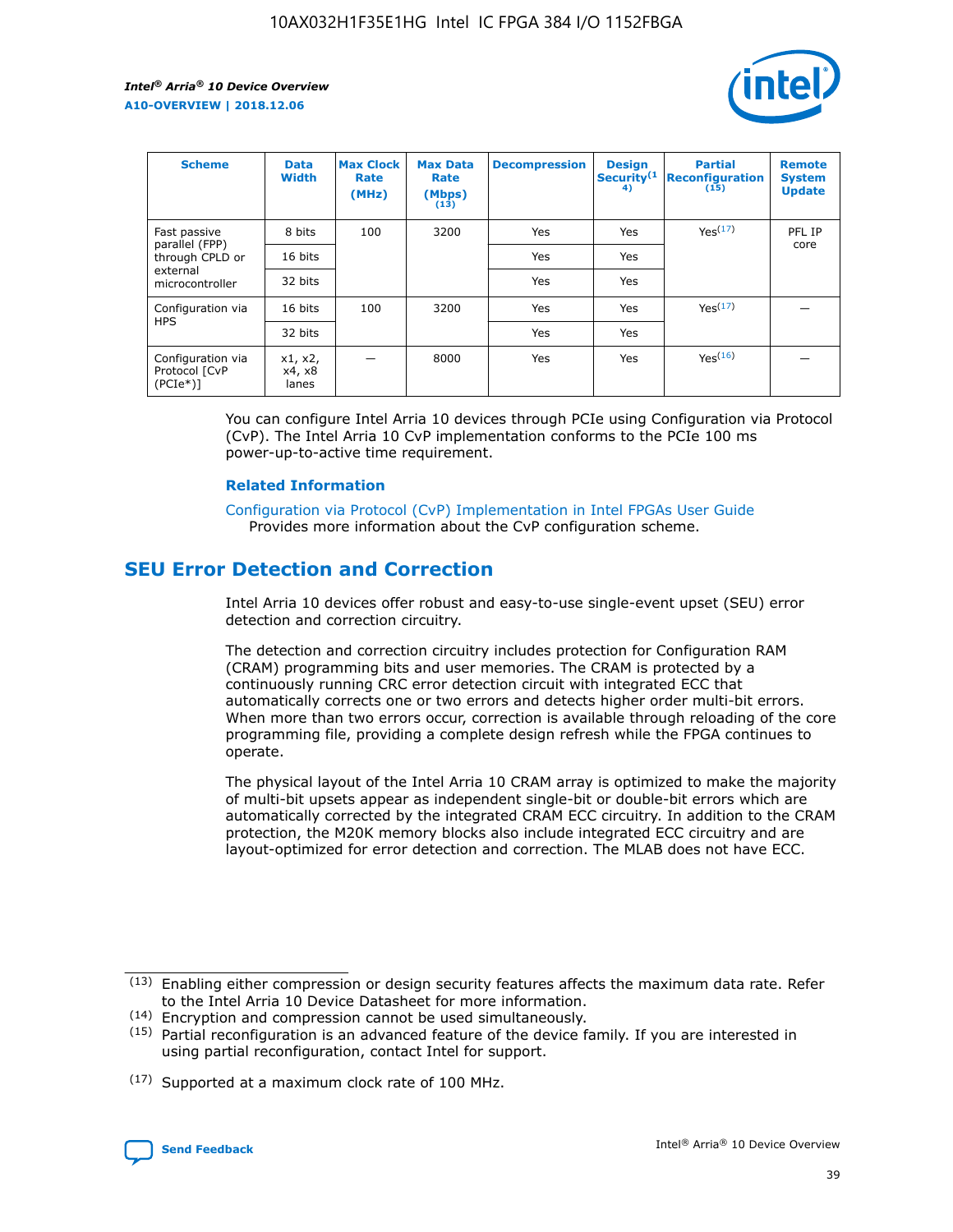| Scheme | Data Width | Max Clock Rate (MHz) | Max Data Rate (Mbps) (13) | Decompression | Design Security(14) | Partial Reconfiguration (15) | Remote System Update |
|---|---|---|---|---|---|---|---|
| Fast passive parallel (FPP) through CPLD or external microcontroller | 8 bits | 100 | 3200 | Yes | Yes | Yes(17) | PFL IP core |
| | 16 bits | | | Yes | Yes | | |
| | 32 bits | | | Yes | Yes | | |
| Configuration via HPS | 16 bits | 100 | 3200 | Yes | Yes | Yes(17) | — |
| | 32 bits | | | Yes | Yes | | |
| Configuration via Protocol [CvP (PCIe*)] | x1, x2, x4, x8 lanes | — | 8000 | Yes | Yes | Yes(16) | — |

You can configure Intel Arria 10 devices through PCIe using Configuration via Protocol (CvP). The Intel Arria 10 CvP implementation conforms to the PCIe 100 ms power-up-to-active time requirement.

### Related Information

Configuration via Protocol (CvP) Implementation in Intel FPGAs User Guide
Provides more information about the CvP configuration scheme.

## SEU Error Detection and Correction

Intel Arria 10 devices offer robust and easy-to-use single-event upset (SEU) error detection and correction circuitry.

The detection and correction circuitry includes protection for Configuration RAM (CRAM) programming bits and user memories. The CRAM is protected by a continuously running CRC error detection circuit with integrated ECC that automatically corrects one or two errors and detects higher order multi-bit errors. When more than two errors occur, correction is available through reloading of the core programming file, providing a complete design refresh while the FPGA continues to operate.

The physical layout of the Intel Arria 10 CRAM array is optimized to make the majority of multi-bit upsets appear as independent single-bit or double-bit errors which are automatically corrected by the integrated CRAM ECC circuitry. In addition to the CRAM protection, the M20K memory blocks also include integrated ECC circuitry and are layout-optimized for error detection and correction. The MLAB does not have ECC.

(13) Enabling either compression or design security features affects the maximum data rate. Refer to the Intel Arria 10 Device Datasheet for more information.

(14) Encryption and compression cannot be used simultaneously.

(15) Partial reconfiguration is an advanced feature of the device family. If you are interested in using partial reconfiguration, contact Intel for support.

(17) Supported at a maximum clock rate of 100 MHz.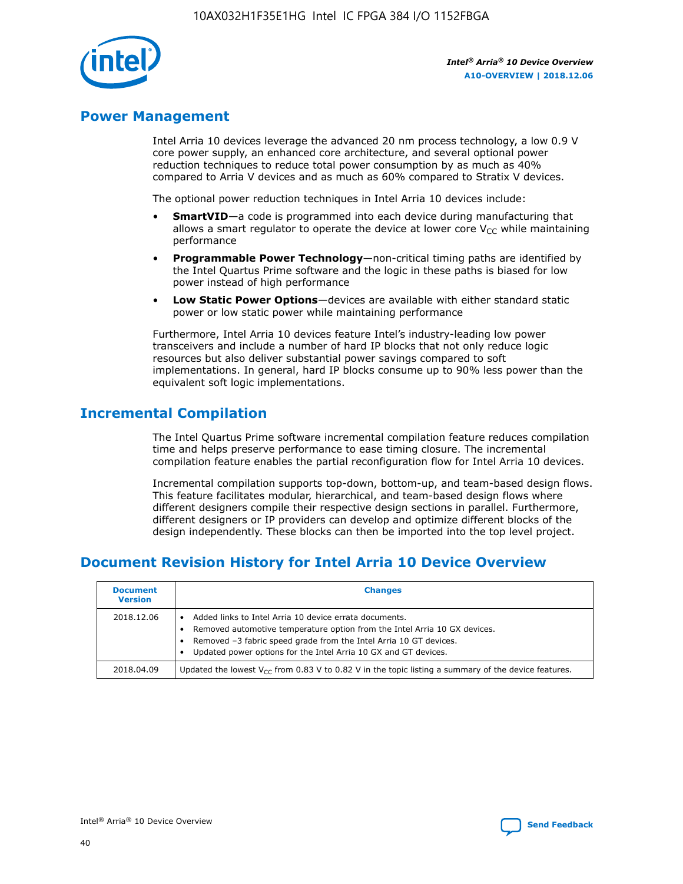## Power Management

Intel Arria 10 devices leverage the advanced 20 nm process technology, a low 0.9 V core power supply, an enhanced core architecture, and several optional power reduction techniques to reduce total power consumption by as much as 40% compared to Arria V devices and as much as 60% compared to Stratix V devices.

The optional power reduction techniques in Intel Arria 10 devices include:

- **SmartVID**—a code is programmed into each device during manufacturing that allows a smart regulator to operate the device at lower core $V_{CC}$ while maintaining performance
- **Programmable Power Technology**—non-critical timing paths are identified by the Intel Quartus Prime software and the logic in these paths is biased for low power instead of high performance
- **Low Static Power Options**—devices are available with either standard static power or low static power while maintaining performance

Furthermore, Intel Arria 10 devices feature Intel's industry-leading low power transceivers and include a number of hard IP blocks that not only reduce logic resources but also deliver substantial power savings compared to soft implementations. In general, hard IP blocks consume up to 90% less power than the equivalent soft logic implementations.

## Incremental Compilation

The Intel Quartus Prime software incremental compilation feature reduces compilation time and helps preserve performance to ease timing closure. The incremental compilation feature enables the partial reconfiguration flow for Intel Arria 10 devices.

Incremental compilation supports top-down, bottom-up, and team-based design flows. This feature facilitates modular, hierarchical, and team-based design flows where different designers compile their respective design sections in parallel. Furthermore, different designers or IP providers can develop and optimize different blocks of the design independently. These blocks can then be imported into the top level project.

## Document Revision History for Intel Arria 10 Device Overview

| Document Version | Changes |
|---|---|
| 2018.12.06 | • Added links to Intel Arria 10 device errata documents.<br>• Removed automotive temperature option from the Intel Arria 10 GX devices.<br>• Removed –3 fabric speed grade from the Intel Arria 10 GT devices.<br>• Updated power options for the Intel Arria 10 GX and GT devices. |
| 2018.04.09 | Updated the lowest $V_{CC}$ from 0.83 V to 0.82 V in the topic listing a summary of the device features. |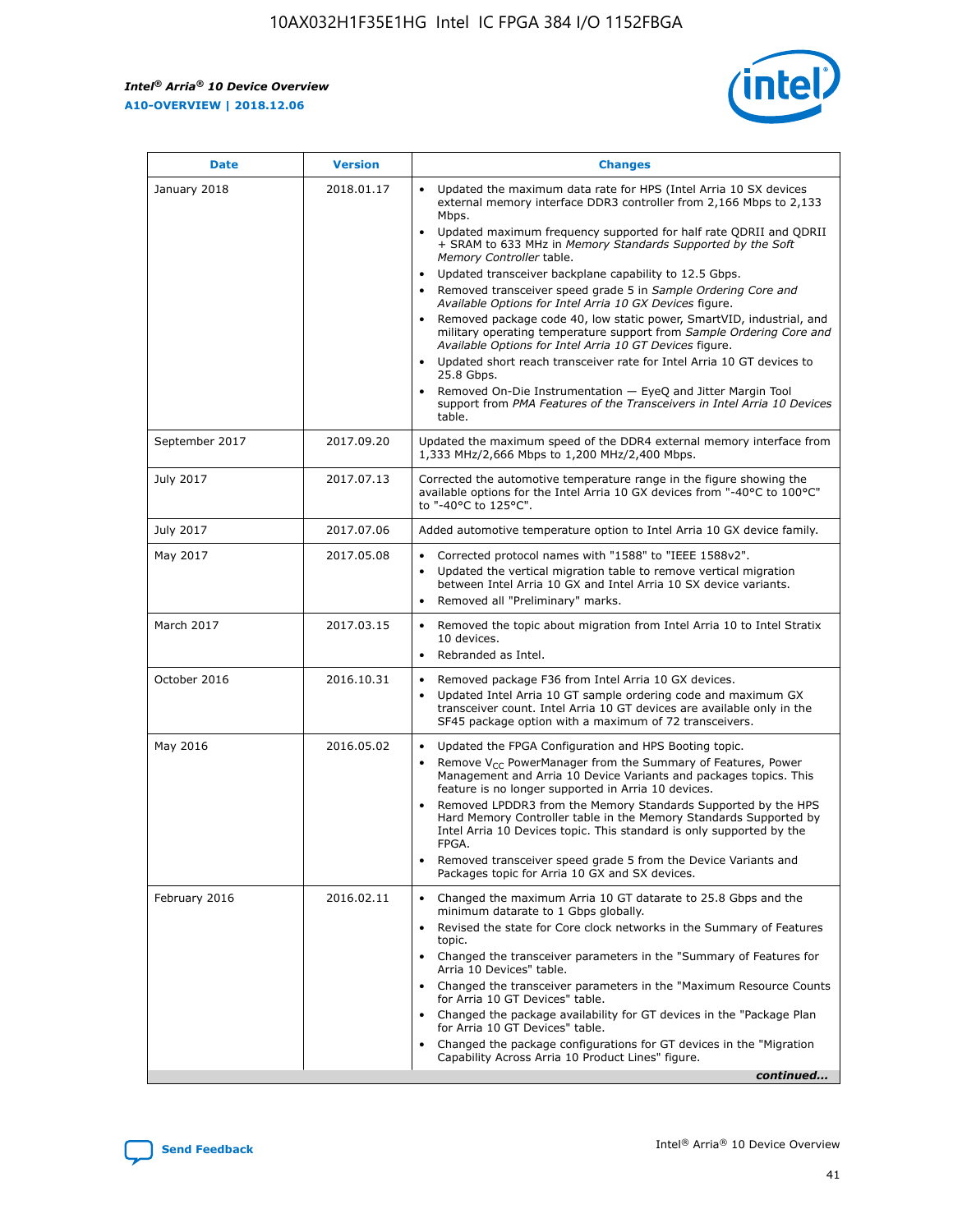| Date | Version | Changes |
| --- | --- | --- |
| January 2018 | 2018.01.17 | • Updated the maximum data rate for HPS (Intel Arria 10 SX devices external memory interface DDR3 controller from 2,166 Mbps to 2,133 Mbps.<br>• Updated maximum frequency supported for half rate QDRII and QDRII + SRAM to 633 MHz in *Memory Standards Supported by the Soft Memory Controller* table.<br>• Updated transceiver backplane capability to 12.5 Gbps.<br>• Removed transceiver speed grade 5 in *Sample Ordering Core and Available Options for Intel Arria 10 GX Devices* figure.<br>• Removed package code 40, low static power, SmartVID, industrial, and military operating temperature support from *Sample Ordering Core and Available Options for Intel Arria 10 GT Devices* figure.<br>• Updated short reach transceiver rate for Intel Arria 10 GT devices to 25.8 Gbps.<br>• Removed On-Die Instrumentation — EyeQ and Jitter Margin Tool support from *PMA Features of the Transceivers in Intel Arria 10 Devices* table. |
| September 2017 | 2017.09.20 | Updated the maximum speed of the DDR4 external memory interface from 1,333 MHz/2,666 Mbps to 1,200 MHz/2,400 Mbps. |
| July 2017 | 2017.07.13 | Corrected the automotive temperature range in the figure showing the available options for the Intel Arria 10 GX devices from "-40°C to 100°C" to "-40°C to 125°C". |
| July 2017 | 2017.07.06 | Added automotive temperature option to Intel Arria 10 GX device family. |
| May 2017 | 2017.05.08 | • Corrected protocol names with "1588" to "IEEE 1588v2".<br>• Updated the vertical migration table to remove vertical migration between Intel Arria 10 GX and Intel Arria 10 SX device variants.<br>• Removed all "Preliminary" marks. |
| March 2017 | 2017.03.15 | • Removed the topic about migration from Intel Arria 10 to Intel Stratix 10 devices.<br>• Rebranded as Intel. |
| October 2016 | 2016.10.31 | • Removed package F36 from Intel Arria 10 GX devices.<br>• Updated Intel Arria 10 GT sample ordering code and maximum GX transceiver count. Intel Arria 10 GT devices are available only in the SF45 package option with a maximum of 72 transceivers. |
| May 2016 | 2016.05.02 | • Updated the FPGA Configuration and HPS Booting topic.<br>• Remove $V_{CC}$ PowerManager from the Summary of Features, Power Management and Arria 10 Device Variants and packages topics. This feature is no longer supported in Arria 10 devices.<br>• Removed LPDDR3 from the Memory Standards Supported by the HPS Hard Memory Controller table in the Memory Standards Supported by Intel Arria 10 Devices topic. This standard is only supported by the FPGA.<br>• Removed transceiver speed grade 5 from the Device Variants and Packages topic for Arria 10 GX and SX devices. |
| February 2016 | 2016.02.11 | • Changed the maximum Arria 10 GT datarate to 25.8 Gbps and the minimum datarate to 1 Gbps globally.<br>• Revised the state for Core clock networks in the Summary of Features topic.<br>• Changed the transceiver parameters in the "Summary of Features for Arria 10 Devices" table.<br>• Changed the transceiver parameters in the "Maximum Resource Counts for Arria 10 GT Devices" table.<br>• Changed the package availability for GT devices in the "Package Plan for Arria 10 GT Devices" table.<br>• Changed the package configurations for GT devices in the "Migration Capability Across Arria 10 Product Lines" figure. |

*continued...*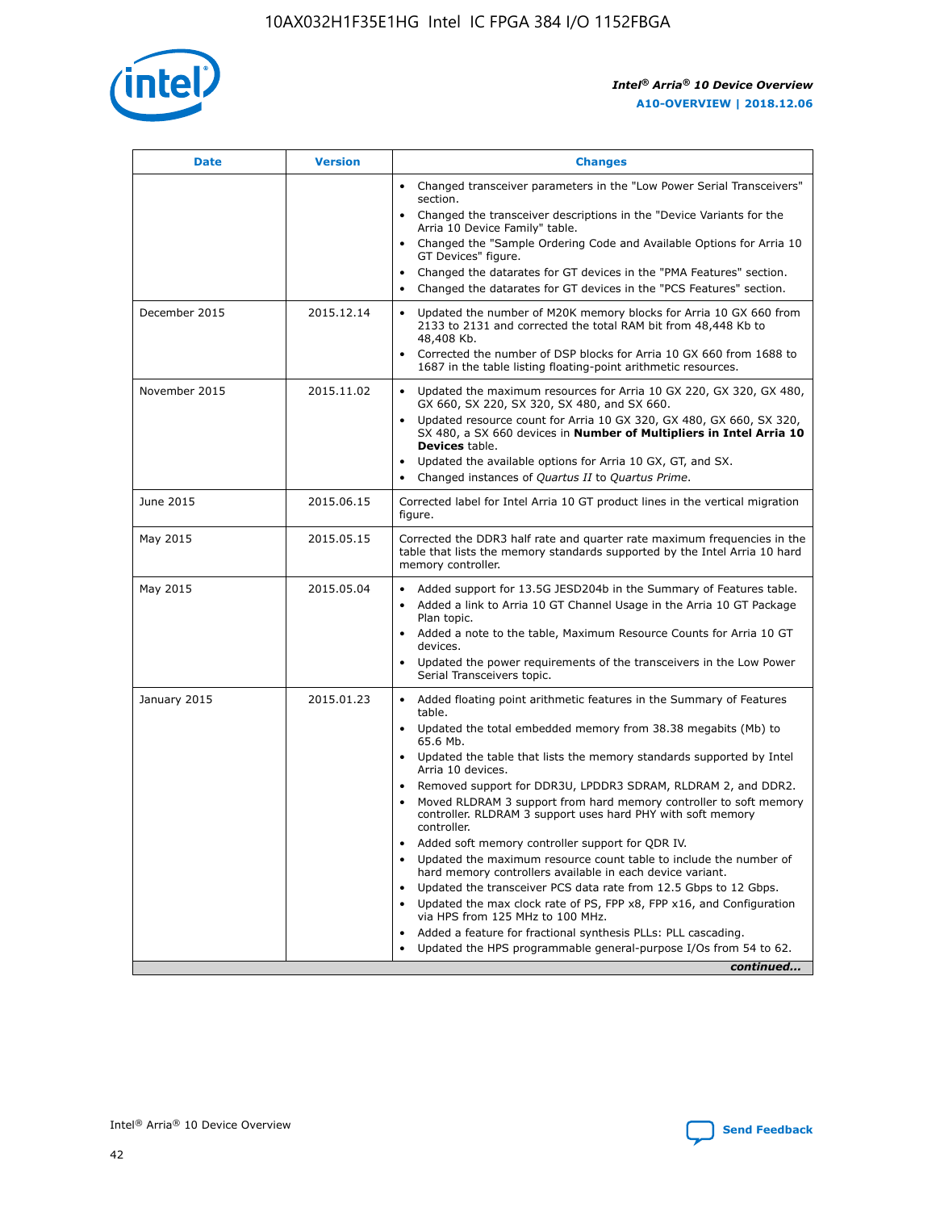| Date | Version | Changes |
| --- | --- | --- |
| | | • Changed transceiver parameters in the "Low Power Serial Transceivers" section.<br>• Changed the transceiver descriptions in the "Device Variants for the Arria 10 Device Family" table.<br>• Changed the "Sample Ordering Code and Available Options for Arria 10 GT Devices" figure.<br>• Changed the datarates for GT devices in the "PMA Features" section.<br>• Changed the datarates for GT devices in the "PCS Features" section. |
| December 2015 | 2015.12.14 | • Updated the number of M20K memory blocks for Arria 10 GX 660 from 2133 to 2131 and corrected the total RAM bit from 48,448 Kb to 48,408 Kb.<br>• Corrected the number of DSP blocks for Arria 10 GX 660 from 1688 to 1687 in the table listing floating-point arithmetic resources. |
| November 2015 | 2015.11.02 | • Updated the maximum resources for Arria 10 GX 220, GX 320, GX 480, GX 660, SX 220, SX 320, SX 480, and SX 660.<br>• Updated resource count for Arria 10 GX 320, GX 480, GX 660, SX 320, SX 480, a SX 660 devices in **Number of Multipliers in Intel Arria 10 Devices** table.<br>• Updated the available options for Arria 10 GX, GT, and SX.<br>• Changed instances of *Quartus II* to *Quartus Prime*. |
| June 2015 | 2015.06.15 | Corrected label for Intel Arria 10 GT product lines in the vertical migration figure. |
| May 2015 | 2015.05.15 | Corrected the DDR3 half rate and quarter rate maximum frequencies in the table that lists the memory standards supported by the Intel Arria 10 hard memory controller. |
| May 2015 | 2015.05.04 | • Added support for 13.5G JESD204b in the Summary of Features table.<br>• Added a link to Arria 10 GT Channel Usage in the Arria 10 GT Package Plan topic.<br>• Added a note to the table, Maximum Resource Counts for Arria 10 GT devices.<br>• Updated the power requirements of the transceivers in the Low Power Serial Transceivers topic. |
| January 2015 | 2015.01.23 | • Added floating point arithmetic features in the Summary of Features table.<br>• Updated the total embedded memory from 38.38 megabits (Mb) to 65.6 Mb.<br>• Updated the table that lists the memory standards supported by Intel Arria 10 devices.<br>• Removed support for DDR3U, LPDDR3 SDRAM, RLDRAM 2, and DDR2.<br>• Moved RLDRAM 3 support from hard memory controller to soft memory controller. RLDRAM 3 support uses hard PHY with soft memory controller.<br>• Added soft memory controller support for QDR IV.<br>• Updated the maximum resource count table to include the number of hard memory controllers available in each device variant.<br>• Updated the transceiver PCS data rate from 12.5 Gbps to 12 Gbps.<br>• Updated the max clock rate of PS, FPP x8, FPP x16, and Configuration via HPS from 125 MHz to 100 MHz.<br>• Added a feature for fractional synthesis PLLs: PLL cascading.<br>• Updated the HPS programmable general-purpose I/Os from 54 to 62. |

*continued...*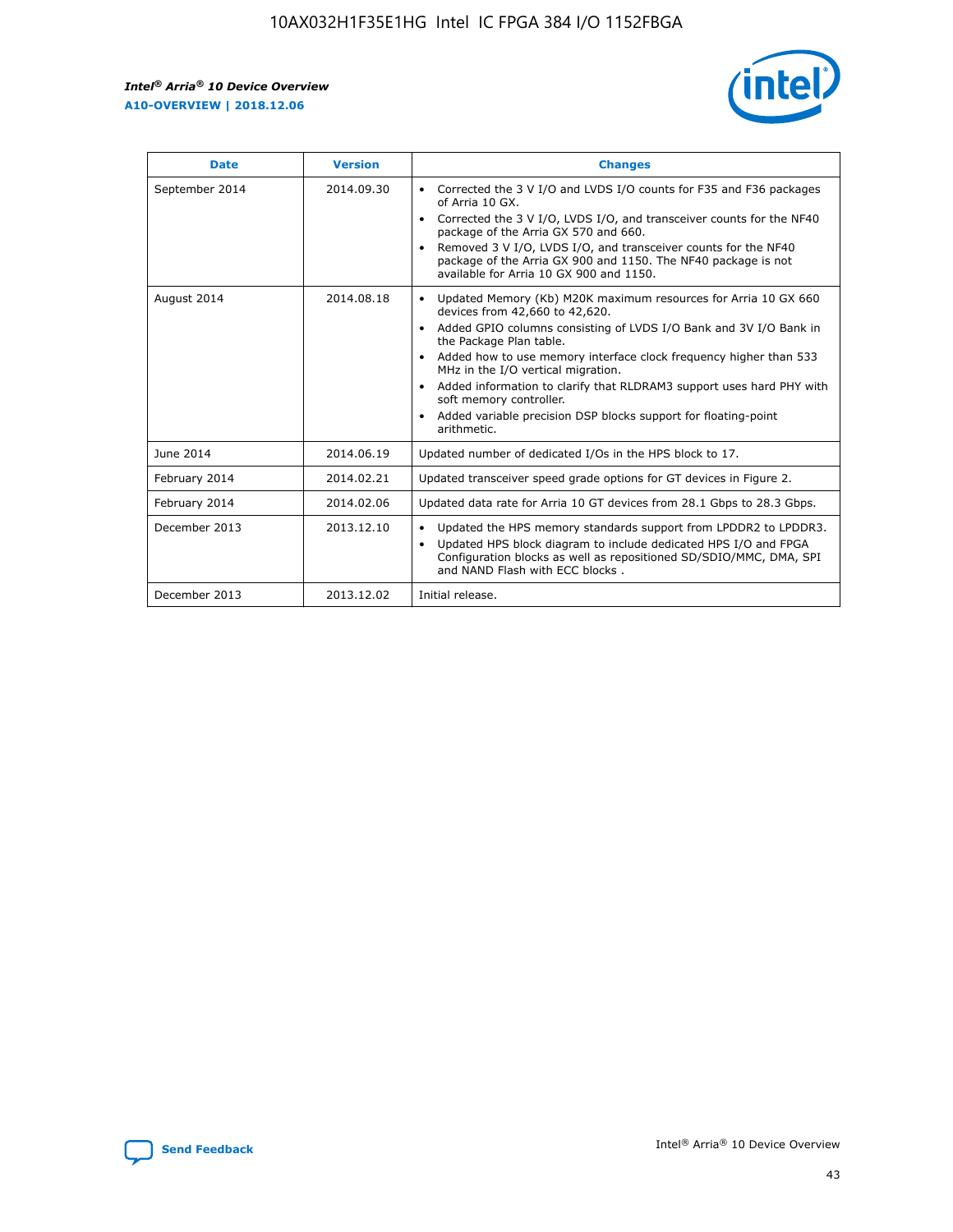| Date | Version | Changes |
| --- | --- | --- |
| September 2014 | 2014.09.30 | • Corrected the 3 V I/O and LVDS I/O counts for F35 and F36 packages of Arria 10 GX.<br>• Corrected the 3 V I/O, LVDS I/O, and transceiver counts for the NF40 package of the Arria GX 570 and 660.<br>• Removed 3 V I/O, LVDS I/O, and transceiver counts for the NF40 package of the Arria GX 900 and 1150. The NF40 package is not available for Arria 10 GX 900 and 1150. |
| August 2014 | 2014.08.18 | • Updated Memory (Kb) M20K maximum resources for Arria 10 GX 660 devices from 42,660 to 42,620.<br>• Added GPIO columns consisting of LVDS I/O Bank and 3V I/O Bank in the Package Plan table.<br>• Added how to use memory interface clock frequency higher than 533 MHz in the I/O vertical migration.<br>• Added information to clarify that RLDRAM3 support uses hard PHY with soft memory controller.<br>• Added variable precision DSP blocks support for floating-point arithmetic. |
| June 2014 | 2014.06.19 | Updated number of dedicated I/Os in the HPS block to 17. |
| February 2014 | 2014.02.21 | Updated transceiver speed grade options for GT devices in Figure 2. |
| February 2014 | 2014.02.06 | Updated data rate for Arria 10 GT devices from 28.1 Gbps to 28.3 Gbps. |
| December 2013 | 2013.12.10 | • Updated the HPS memory standards support from LPDDR2 to LPDDR3.<br>• Updated HPS block diagram to include dedicated HPS I/O and FPGA Configuration blocks as well as repositioned SD/SDIO/MMC, DMA, SPI and NAND Flash with ECC blocks . |
| December 2013 | 2013.12.02 | Initial release. |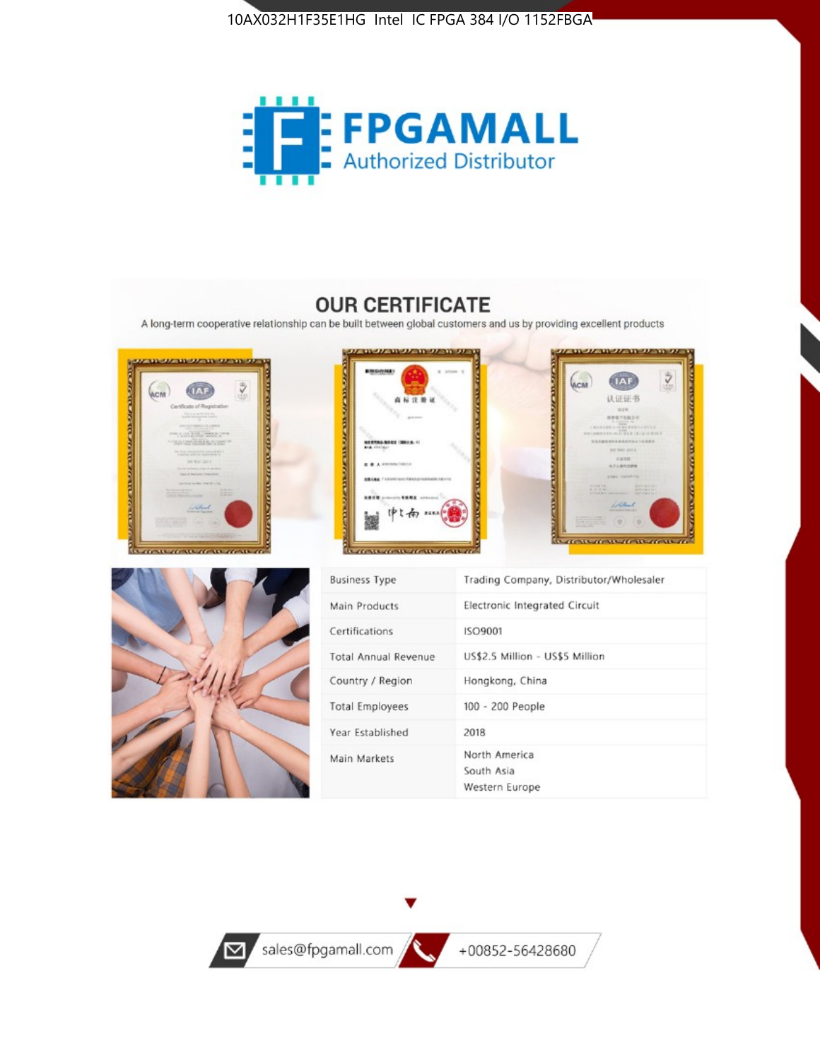FPGAMALL
Authorized Distributor

## OUR CERTIFICATE

A long-term cooperative relationship can be built between global customers and us by providing excellent products

| | |
|---|---|
| Business Type | Trading Company, Distributor/Wholesaler |
| Main Products | Electronic Integrated Circuit |
| Certifications | ISO9001 |
| Total Annual Revenue | US$2.5 Million - US$5 Million |
| Country / Region | Hongkong, China |
| Total Employees | 100 - 200 People |
| Year Established | 2018 |
| Main Markets | North America<br>South Asia<br>Western Europe |

sales@fpgamall.com +00852-56428680